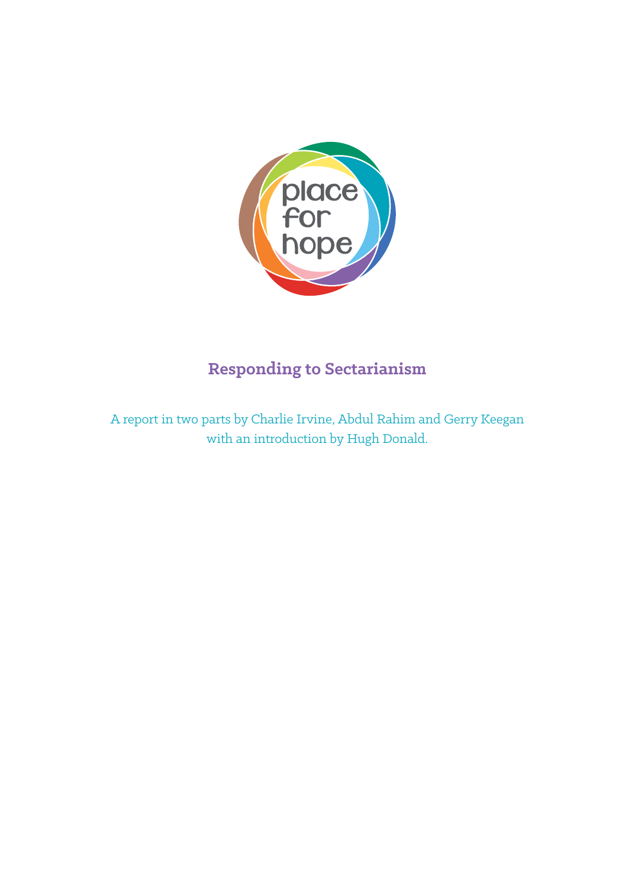place for hope

# Responding to Sectarianism

A report in two parts by Charlie Irvine, Abdul Rahim and Gerry Keegan with an introduction by Hugh Donald.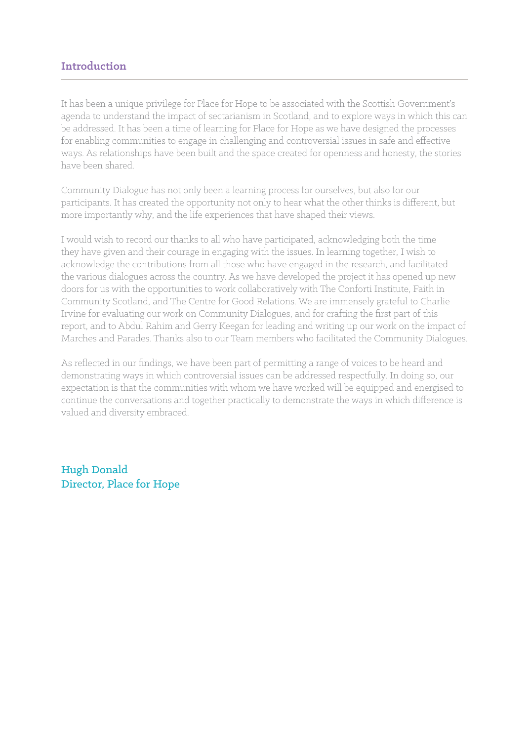## Introduction

It has been a unique privilege for Place for Hope to be associated with the Scottish Government's agenda to understand the impact of sectarianism in Scotland, and to explore ways in which this can be addressed. It has been a time of learning for Place for Hope as we have designed the processes for enabling communities to engage in challenging and controversial issues in safe and effective ways. As relationships have been built and the space created for openness and honesty, the stories have been shared.

Community Dialogue has not only been a learning process for ourselves, but also for our participants. It has created the opportunity not only to hear what the other thinks is different, but more importantly why, and the life experiences that have shaped their views.

I would wish to record our thanks to all who have participated, acknowledging both the time they have given and their courage in engaging with the issues. In learning together, I wish to acknowledge the contributions from all those who have engaged in the research, and facilitated the various dialogues across the country. As we have developed the project it has opened up new doors for us with the opportunities to work collaboratively with The Conforti Institute, Faith in Community Scotland, and The Centre for Good Relations. We are immensely grateful to Charlie Irvine for evaluating our work on Community Dialogues, and for crafting the first part of this report, and to Abdul Rahim and Gerry Keegan for leading and writing up our work on the impact of Marches and Parades. Thanks also to our Team members who facilitated the Community Dialogues.

As reflected in our findings, we have been part of permitting a range of voices to be heard and demonstrating ways in which controversial issues can be addressed respectfully. In doing so, our expectation is that the communities with whom we have worked will be equipped and energised to continue the conversations and together practically to demonstrate the ways in which difference is valued and diversity embraced.

**Hugh Donald**
**Director, Place for Hope**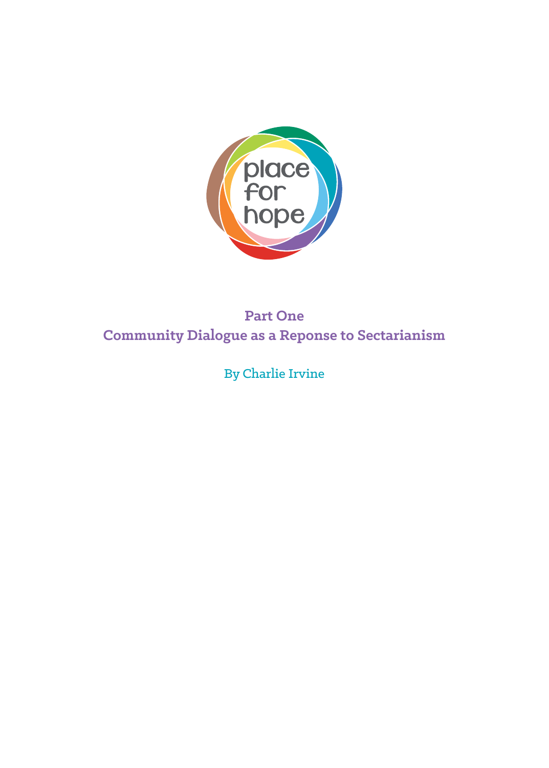place for hope

# Part One
# Community Dialogue as a Reponse to Sectarianism

By Charlie Irvine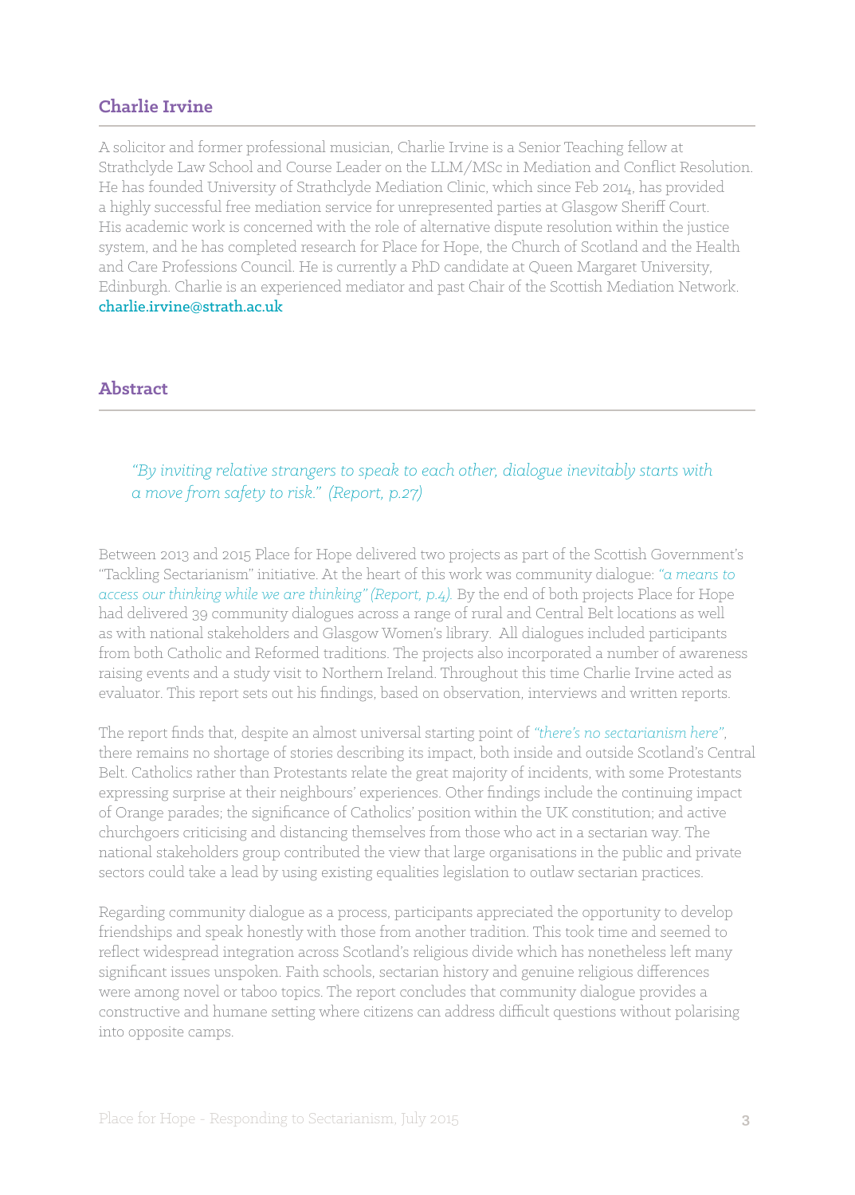## Charlie Irvine

A solicitor and former professional musician, Charlie Irvine is a Senior Teaching fellow at Strathclyde Law School and Course Leader on the LLM/MSc in Mediation and Conflict Resolution. He has founded University of Strathclyde Mediation Clinic, which since Feb 2014, has provided a highly successful free mediation service for unrepresented parties at Glasgow Sheriff Court. His academic work is concerned with the role of alternative dispute resolution within the justice system, and he has completed research for Place for Hope, the Church of Scotland and the Health and Care Professions Council. He is currently a PhD candidate at Queen Margaret University, Edinburgh. Charlie is an experienced mediator and past Chair of the Scottish Mediation Network.
charlie.irvine@strath.ac.uk

## Abstract

> *"By inviting relative strangers to speak to each other, dialogue inevitably starts with a move from safety to risk." (Report, p.27)*

Between 2013 and 2015 Place for Hope delivered two projects as part of the Scottish Government's "Tackling Sectarianism" initiative. At the heart of this work was community dialogue: *"a means to access our thinking while we are thinking" (Report, p.4).* By the end of both projects Place for Hope had delivered 39 community dialogues across a range of rural and Central Belt locations as well as with national stakeholders and Glasgow Women's library. All dialogues included participants from both Catholic and Reformed traditions. The projects also incorporated a number of awareness raising events and a study visit to Northern Ireland. Throughout this time Charlie Irvine acted as evaluator. This report sets out his findings, based on observation, interviews and written reports.

The report finds that, despite an almost universal starting point of *"there's no sectarianism here"*, there remains no shortage of stories describing its impact, both inside and outside Scotland's Central Belt. Catholics rather than Protestants relate the great majority of incidents, with some Protestants expressing surprise at their neighbours' experiences. Other findings include the continuing impact of Orange parades; the significance of Catholics' position within the UK constitution; and active churchgoers criticising and distancing themselves from those who act in a sectarian way. The national stakeholders group contributed the view that large organisations in the public and private sectors could take a lead by using existing equalities legislation to outlaw sectarian practices.

Regarding community dialogue as a process, participants appreciated the opportunity to develop friendships and speak honestly with those from another tradition. This took time and seemed to reflect widespread integration across Scotland's religious divide which has nonetheless left many significant issues unspoken. Faith schools, sectarian history and genuine religious differences were among novel or taboo topics. The report concludes that community dialogue provides a constructive and humane setting where citizens can address difficult questions without polarising into opposite camps.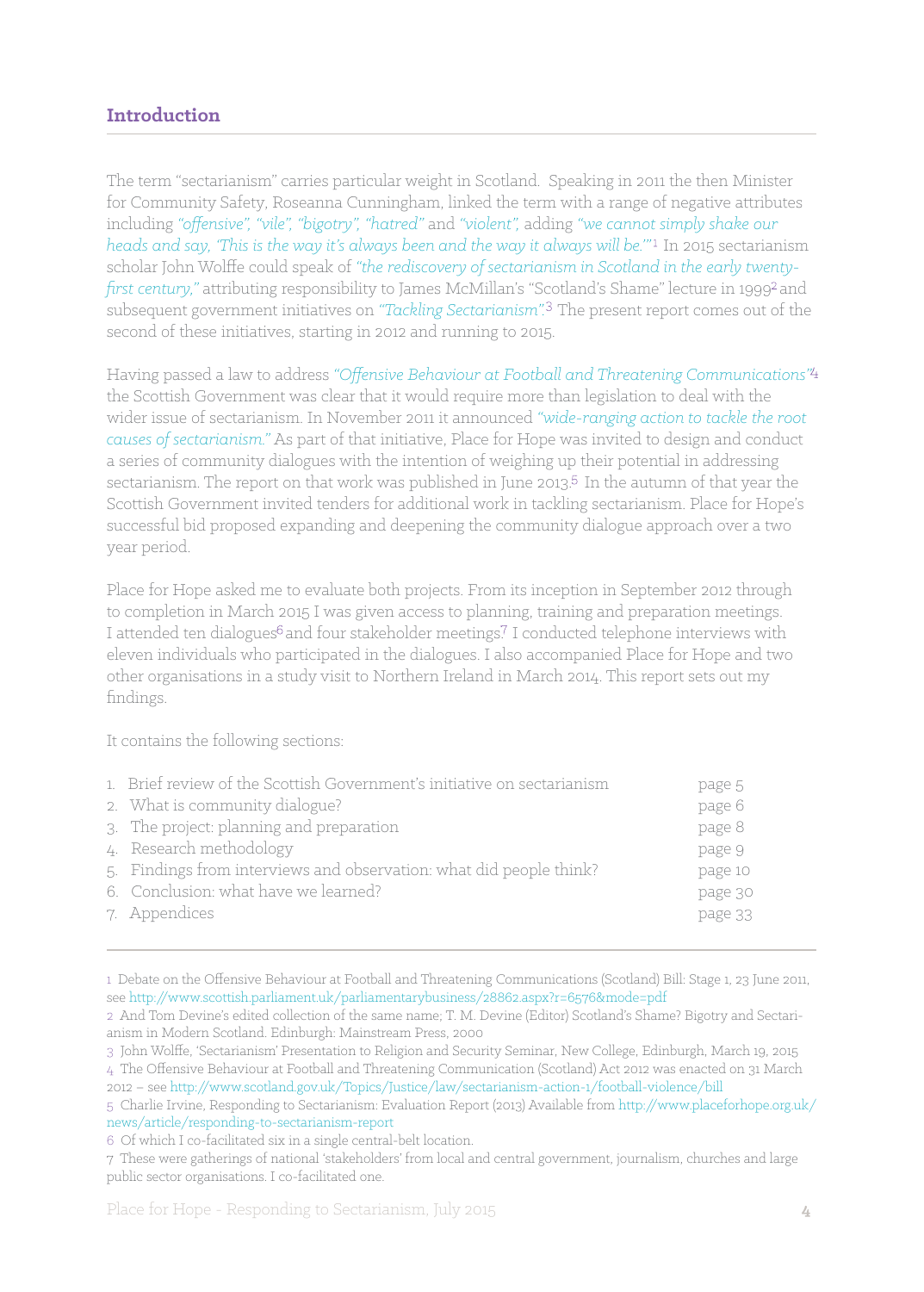## Introduction

The term "sectarianism" carries particular weight in Scotland. Speaking in 2011 the then Minister for Community Safety, Roseanna Cunningham, linked the term with a range of negative attributes including *"offensive", "vile", "bigotry", "hatred"* and *"violent",* adding *"we cannot simply shake our heads and say, 'This is the way it's always been and the way it always will be.'"*[1] In 2015 sectarianism scholar John Wolffe could speak of *"the rediscovery of sectarianism in Scotland in the early twenty-first century,"* attributing responsibility to James McMillan's "Scotland's Shame" lecture in 1999[2] and subsequent government initiatives on *"Tackling Sectarianism".*[3] The present report comes out of the second of these initiatives, starting in 2012 and running to 2015.

Having passed a law to address *"Offensive Behaviour at Football and Threatening Communications"*[4] the Scottish Government was clear that it would require more than legislation to deal with the wider issue of sectarianism. In November 2011 it announced *"wide-ranging action to tackle the root causes of sectarianism."* As part of that initiative, Place for Hope was invited to design and conduct a series of community dialogues with the intention of weighing up their potential in addressing sectarianism. The report on that work was published in June 2013.[5] In the autumn of that year the Scottish Government invited tenders for additional work in tackling sectarianism. Place for Hope's successful bid proposed expanding and deepening the community dialogue approach over a two year period.

Place for Hope asked me to evaluate both projects. From its inception in September 2012 through to completion in March 2015 I was given access to planning, training and preparation meetings. I attended ten dialogues[6] and four stakeholder meetings.[7] I conducted telephone interviews with eleven individuals who participated in the dialogues. I also accompanied Place for Hope and two other organisations in a study visit to Northern Ireland in March 2014. This report sets out my findings.

It contains the following sections:

| | |
|---|---|
| 1. Brief review of the Scottish Government's initiative on sectarianism | page 5 |
| 2. What is community dialogue? | page 6 |
| 3. The project: planning and preparation | page 8 |
| 4. Research methodology | page 9 |
| 5. Findings from interviews and observation: what did people think? | page 10 |
| 6. Conclusion: what have we learned? | page 30 |
| 7. Appendices | page 33 |

---

1 Debate on the Offensive Behaviour at Football and Threatening Communications (Scotland) Bill: Stage 1, 23 June 2011, see http://www.scottish.parliament.uk/parliamentarybusiness/28862.aspx?r=6576&mode=pdf

2 And Tom Devine's edited collection of the same name; T. M. Devine (Editor) Scotland's Shame? Bigotry and Sectarianism in Modern Scotland. Edinburgh: Mainstream Press, 2000

3 John Wolffe, 'Sectarianism' Presentation to Religion and Security Seminar, New College, Edinburgh, March 19, 2015

4 The Offensive Behaviour at Football and Threatening Communication (Scotland) Act 2012 was enacted on 31 March 2012 – see http://www.scotland.gov.uk/Topics/Justice/law/sectarianism-action-1/football-violence/bill

5 Charlie Irvine, Responding to Sectarianism: Evaluation Report (2013) Available from http://www.placeforhope.org.uk/news/article/responding-to-sectarianism-report

6 Of which I co-facilitated six in a single central-belt location.

7 These were gatherings of national 'stakeholders' from local and central government, journalism, churches and large public sector organisations. I co-facilitated one.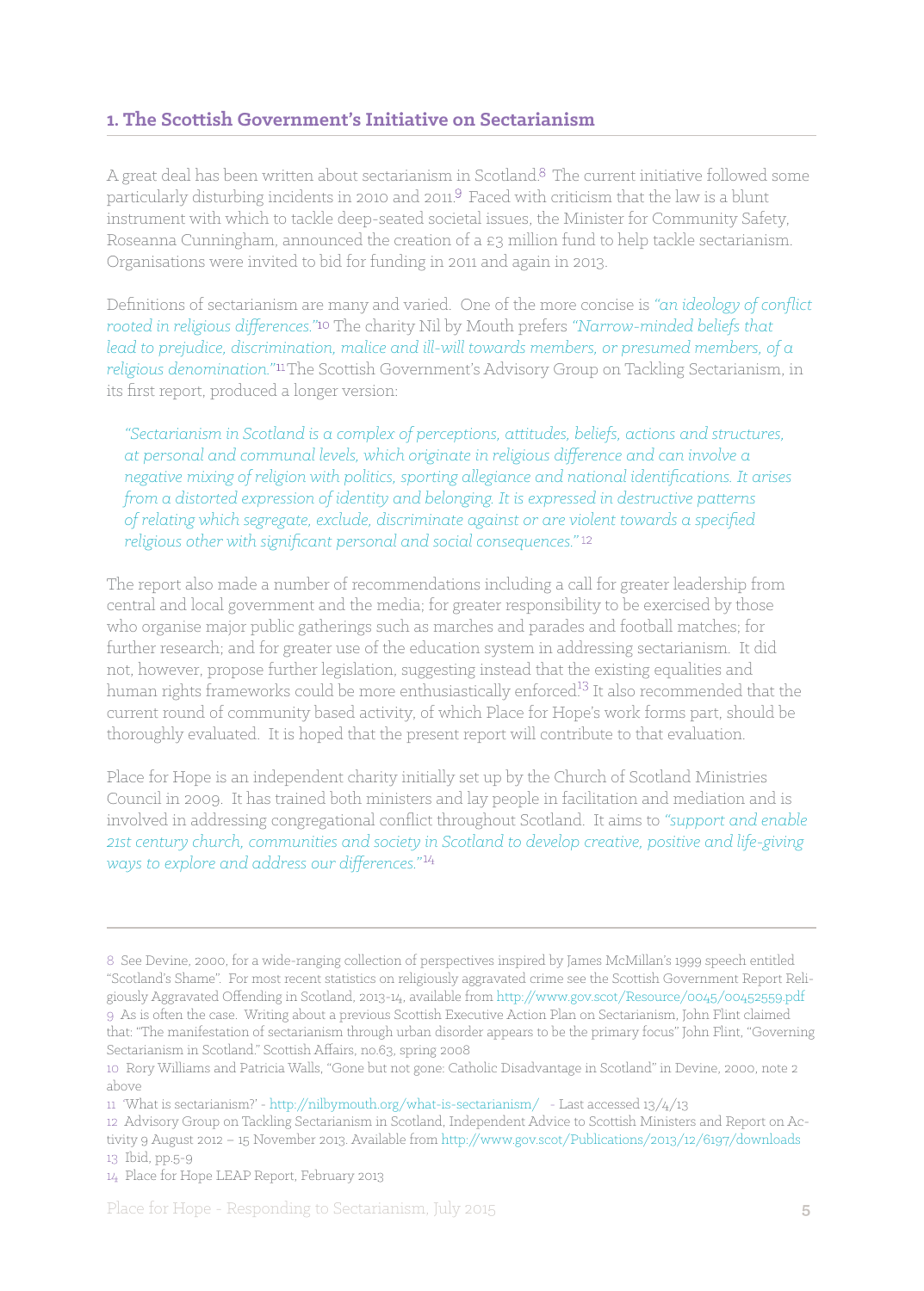## 1. The Scottish Government's Initiative on Sectarianism

A great deal has been written about sectarianism in Scotland.[8] The current initiative followed some particularly disturbing incidents in 2010 and 2011.[9] Faced with criticism that the law is a blunt instrument with which to tackle deep-seated societal issues, the Minister for Community Safety, Roseanna Cunningham, announced the creation of a £3 million fund to help tackle sectarianism. Organisations were invited to bid for funding in 2011 and again in 2013.

Definitions of sectarianism are many and varied. One of the more concise is *"an ideology of conflict rooted in religious differences."*[10] The charity Nil by Mouth prefers *"Narrow-minded beliefs that lead to prejudice, discrimination, malice and ill-will towards members, or presumed members, of a religious denomination."*[11] The Scottish Government's Advisory Group on Tackling Sectarianism, in its first report, produced a longer version:

> *"Sectarianism in Scotland is a complex of perceptions, attitudes, beliefs, actions and structures, at personal and communal levels, which originate in religious difference and can involve a negative mixing of religion with politics, sporting allegiance and national identifications. It arises from a distorted expression of identity and belonging. It is expressed in destructive patterns of relating which segregate, exclude, discriminate against or are violent towards a specified religious other with significant personal and social consequences."*[12]

The report also made a number of recommendations including a call for greater leadership from central and local government and the media; for greater responsibility to be exercised by those who organise major public gatherings such as marches and parades and football matches; for further research; and for greater use of the education system in addressing sectarianism. It did not, however, propose further legislation, suggesting instead that the existing equalities and human rights frameworks could be more enthusiastically enforced.[13] It also recommended that the current round of community based activity, of which Place for Hope's work forms part, should be thoroughly evaluated. It is hoped that the present report will contribute to that evaluation.

Place for Hope is an independent charity initially set up by the Church of Scotland Ministries Council in 2009. It has trained both ministers and lay people in facilitation and mediation and is involved in addressing congregational conflict throughout Scotland. It aims to *"support and enable 21st century church, communities and society in Scotland to develop creative, positive and life-giving ways to explore and address our differences."*[14]

---

8 See Devine, 2000, for a wide-ranging collection of perspectives inspired by James McMillan's 1999 speech entitled "Scotland's Shame". For most recent statistics on religiously aggravated crime see the Scottish Government Report Religiously Aggravated Offending in Scotland, 2013-14, available from http://www.gov.scot/Resource/0045/00452559.pdf

9 As is often the case. Writing about a previous Scottish Executive Action Plan on Sectarianism, John Flint claimed that: "The manifestation of sectarianism through urban disorder appears to be the primary focus" John Flint, "Governing Sectarianism in Scotland." Scottish Affairs, no.63, spring 2008

10 Rory Williams and Patricia Walls, "Gone but not gone: Catholic Disadvantage in Scotland" in Devine, 2000, note 2 above

11 'What is sectarianism?' - http://nilbymouth.org/what-is-sectarianism/ - Last accessed 13/4/13

12 Advisory Group on Tackling Sectarianism in Scotland, Independent Advice to Scottish Ministers and Report on Activity 9 August 2012 – 15 November 2013. Available from http://www.gov.scot/Publications/2013/12/6197/downloads

13 Ibid, pp.5-9

14 Place for Hope LEAP Report, February 2013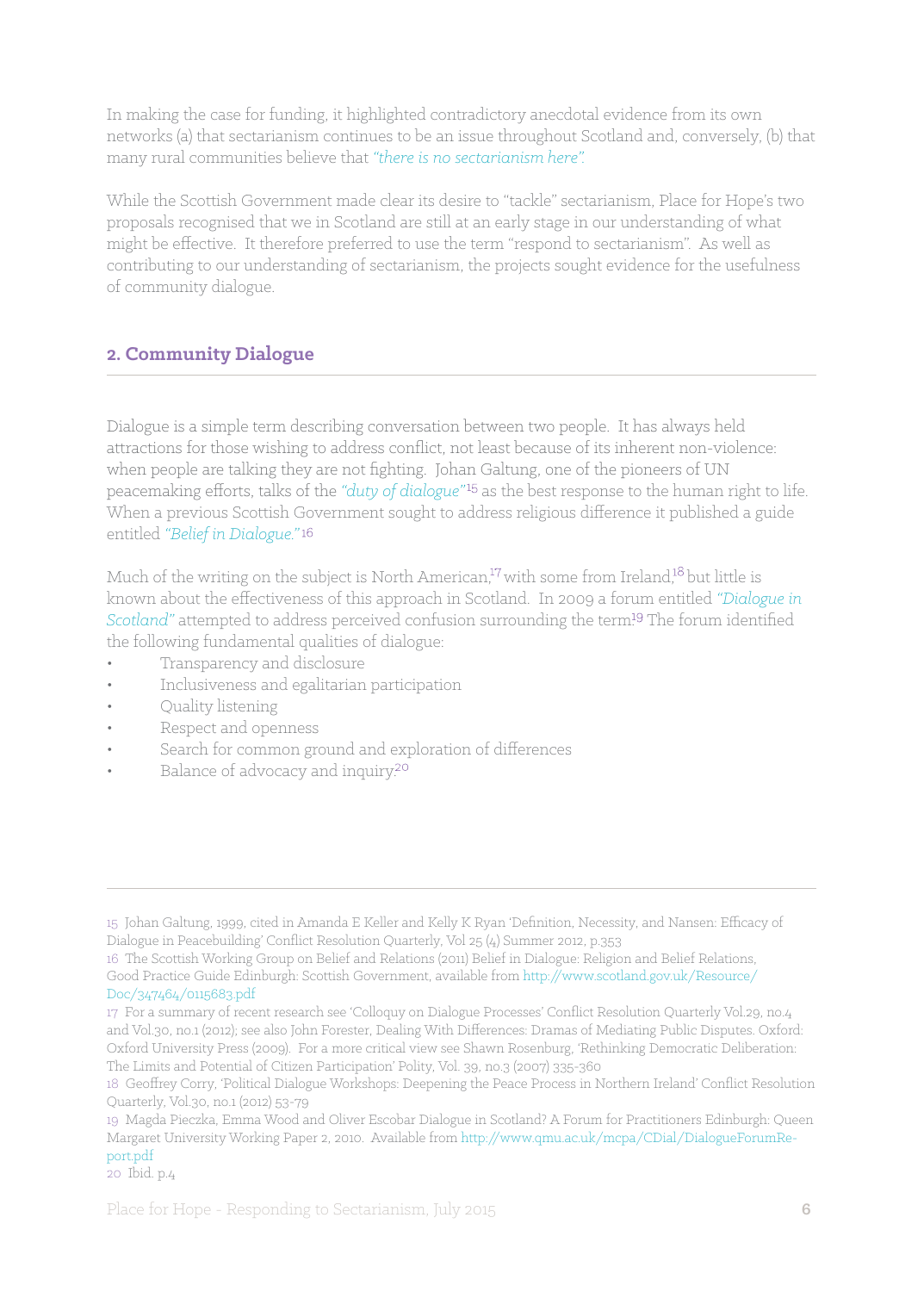In making the case for funding, it highlighted contradictory anecdotal evidence from its own networks (a) that sectarianism continues to be an issue throughout Scotland and, conversely, (b) that many rural communities believe that *"there is no sectarianism here".*

While the Scottish Government made clear its desire to "tackle" sectarianism, Place for Hope's two proposals recognised that we in Scotland are still at an early stage in our understanding of what might be effective. It therefore preferred to use the term "respond to sectarianism". As well as contributing to our understanding of sectarianism, the projects sought evidence for the usefulness of community dialogue.

## 2. Community Dialogue

Dialogue is a simple term describing conversation between two people. It has always held attractions for those wishing to address conflict, not least because of its inherent non-violence: when people are talking they are not fighting. Johan Galtung, one of the pioneers of UN peacemaking efforts, talks of the *"duty of dialogue"*[15] as the best response to the human right to life. When a previous Scottish Government sought to address religious difference it published a guide entitled *"Belief in Dialogue."*[16]

Much of the writing on the subject is North American,[17] with some from Ireland,[18] but little is known about the effectiveness of this approach in Scotland. In 2009 a forum entitled *"Dialogue in Scotland"* attempted to address perceived confusion surrounding the term.[19] The forum identified the following fundamental qualities of dialogue:

- Transparency and disclosure
- Inclusiveness and egalitarian participation
- Quality listening
- Respect and openness
- Search for common ground and exploration of differences
- Balance of advocacy and inquiry.[20]

---

15 Johan Galtung, 1999, cited in Amanda E Keller and Kelly K Ryan 'Definition, Necessity, and Nansen: Efficacy of Dialogue in Peacebuilding' Conflict Resolution Quarterly, Vol 25 (4) Summer 2012, p.353

16 The Scottish Working Group on Belief and Relations (2011) Belief in Dialogue: Religion and Belief Relations, Good Practice Guide Edinburgh: Scottish Government, available from http://www.scotland.gov.uk/Resource/Doc/347464/0115683.pdf

17 For a summary of recent research see 'Colloquy on Dialogue Processes' Conflict Resolution Quarterly Vol.29, no.4 and Vol.30, no.1 (2012); see also John Forester, Dealing With Differences: Dramas of Mediating Public Disputes. Oxford: Oxford University Press (2009). For a more critical view see Shawn Rosenburg, 'Rethinking Democratic Deliberation: The Limits and Potential of Citizen Participation' Polity, Vol. 39, no.3 (2007) 335-360

18 Geoffrey Corry, 'Political Dialogue Workshops: Deepening the Peace Process in Northern Ireland' Conflict Resolution Quarterly, Vol.30, no.1 (2012) 53-79

19 Magda Pieczka, Emma Wood and Oliver Escobar Dialogue in Scotland? A Forum for Practitioners Edinburgh: Queen Margaret University Working Paper 2, 2010. Available from http://www.qmu.ac.uk/mcpa/CDial/DialogueForumReport.pdf

20 Ibid. p.4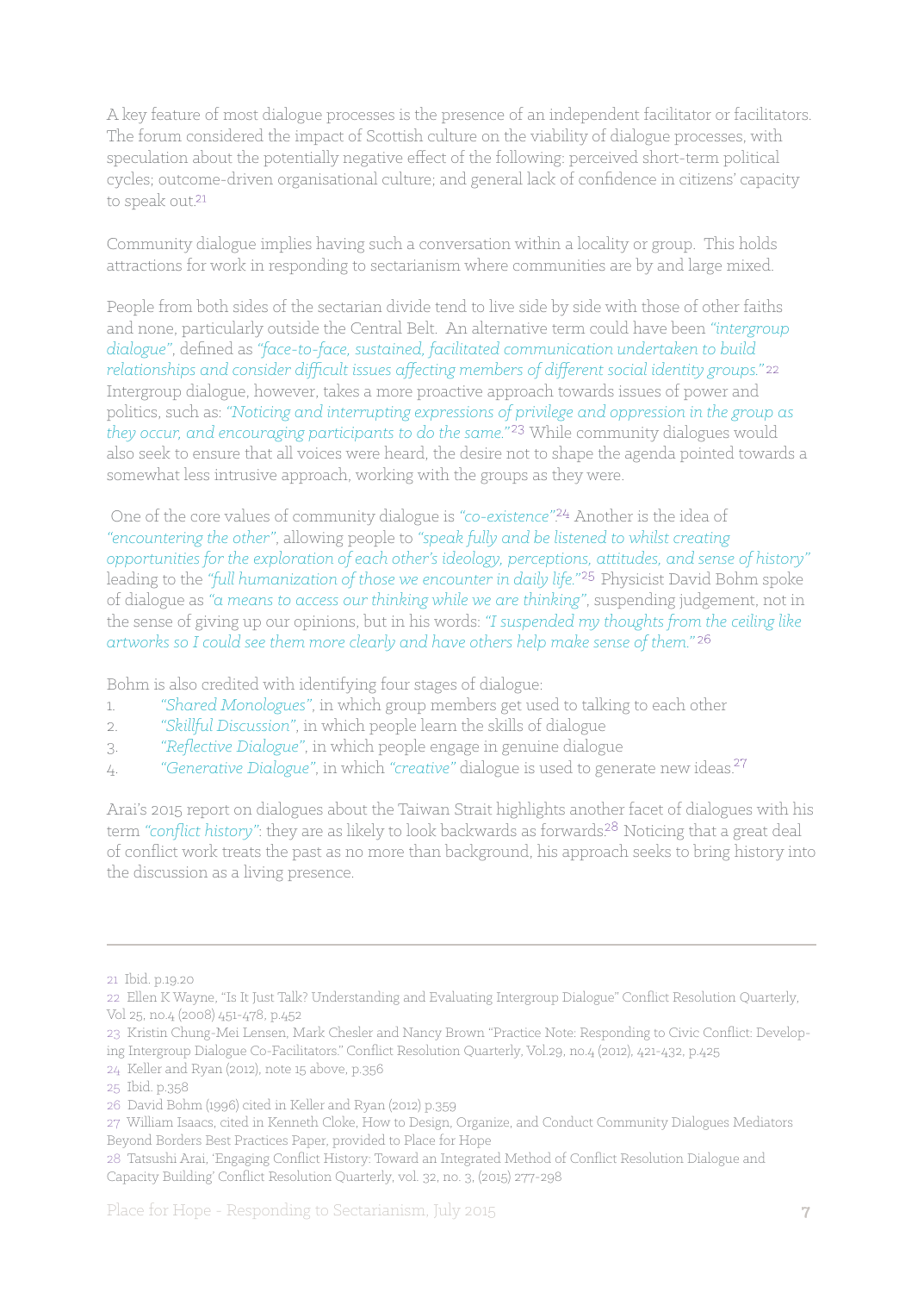A key feature of most dialogue processes is the presence of an independent facilitator or facilitators. The forum considered the impact of Scottish culture on the viability of dialogue processes, with speculation about the potentially negative effect of the following: perceived short-term political cycles; outcome-driven organisational culture; and general lack of confidence in citizens' capacity to speak out.[21]

Community dialogue implies having such a conversation within a locality or group. This holds attractions for work in responding to sectarianism where communities are by and large mixed.

People from both sides of the sectarian divide tend to live side by side with those of other faiths and none, particularly outside the Central Belt. An alternative term could have been *"intergroup dialogue"*, defined as *"face-to-face, sustained, facilitated communication undertaken to build relationships and consider difficult issues affecting members of different social identity groups."*[22] Intergroup dialogue, however, takes a more proactive approach towards issues of power and politics, such as: *"Noticing and interrupting expressions of privilege and oppression in the group as they occur, and encouraging participants to do the same."*[23] While community dialogues would also seek to ensure that all voices were heard, the desire not to shape the agenda pointed towards a somewhat less intrusive approach, working with the groups as they were.

One of the core values of community dialogue is *"co-existence"*.[24] Another is the idea of *"encountering the other"*, allowing people to *"speak fully and be listened to whilst creating opportunities for the exploration of each other's ideology, perceptions, attitudes, and sense of history"* leading to the *"full humanization of those we encounter in daily life."*[25] Physicist David Bohm spoke of dialogue as *"a means to access our thinking while we are thinking"*, suspending judgement, not in the sense of giving up our opinions, but in his words: *"I suspended my thoughts from the ceiling like artworks so I could see them more clearly and have others help make sense of them."*[26]

Bohm is also credited with identifying four stages of dialogue:

1. *"Shared Monologues"*, in which group members get used to talking to each other
2. *"Skillful Discussion"*, in which people learn the skills of dialogue
3. *"Reflective Dialogue"*, in which people engage in genuine dialogue
4. *"Generative Dialogue"*, in which *"creative"* dialogue is used to generate new ideas.[27]

Arai's 2015 report on dialogues about the Taiwan Strait highlights another facet of dialogues with his term *"conflict history"*: they are as likely to look backwards as forwards.[28] Noticing that a great deal of conflict work treats the past as no more than background, his approach seeks to bring history into the discussion as a living presence.

---

21 Ibid. p.19.20

22 Ellen K Wayne, "Is It Just Talk? Understanding and Evaluating Intergroup Dialogue" Conflict Resolution Quarterly, Vol 25, no.4 (2008) 451-478, p.452

23 Kristin Chung-Mei Lensen, Mark Chesler and Nancy Brown "Practice Note: Responding to Civic Conflict: Developing Intergroup Dialogue Co-Facilitators." Conflict Resolution Quarterly, Vol.29, no.4 (2012), 421-432, p.425

24 Keller and Ryan (2012), note 15 above, p.356

25 Ibid. p.358

26 David Bohm (1996) cited in Keller and Ryan (2012) p.359

27 William Isaacs, cited in Kenneth Cloke, How to Design, Organize, and Conduct Community Dialogues Mediators Beyond Borders Best Practices Paper, provided to Place for Hope

28 Tatsushi Arai, 'Engaging Conflict History: Toward an Integrated Method of Conflict Resolution Dialogue and Capacity Building' Conflict Resolution Quarterly, vol. 32, no. 3, (2015) 277-298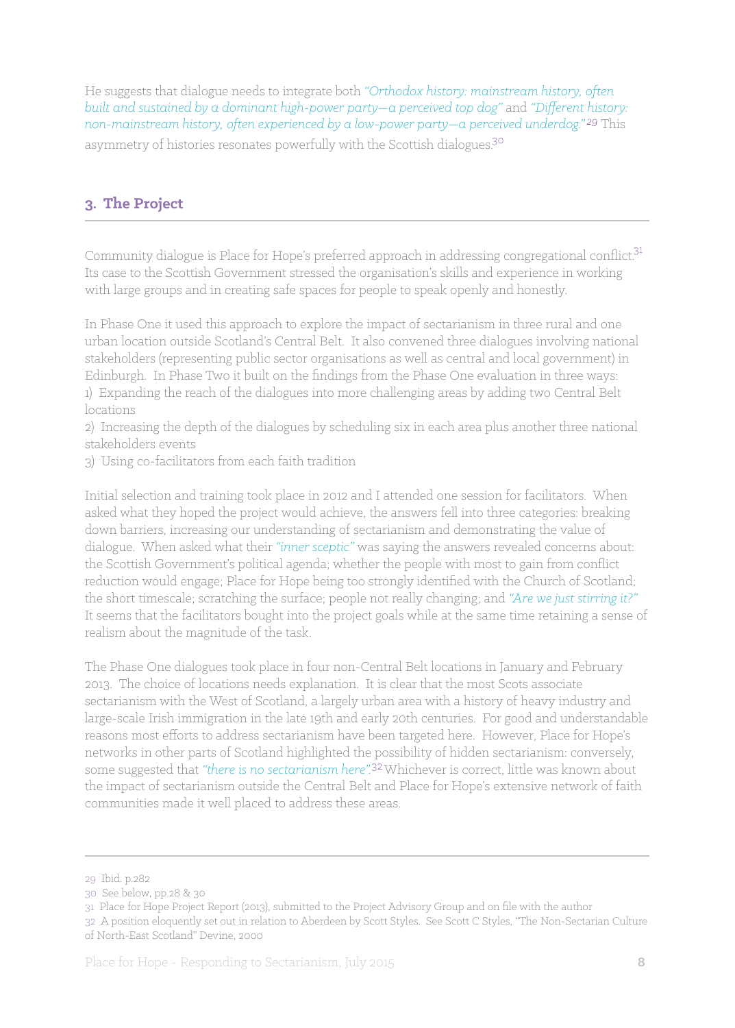He suggests that dialogue needs to integrate both *"Orthodox history: mainstream history, often built and sustained by a dominant high-power party—a perceived top dog"* and *"Different history: non-mainstream history, often experienced by a low-power party—a perceived underdog."*[29] This asymmetry of histories resonates powerfully with the Scottish dialogues.[30]

## 3. The Project

Community dialogue is Place for Hope's preferred approach in addressing congregational conflict.[31] Its case to the Scottish Government stressed the organisation's skills and experience in working with large groups and in creating safe spaces for people to speak openly and honestly.

In Phase One it used this approach to explore the impact of sectarianism in three rural and one urban location outside Scotland's Central Belt. It also convened three dialogues involving national stakeholders (representing public sector organisations as well as central and local government) in Edinburgh. In Phase Two it built on the findings from the Phase One evaluation in three ways:

1) Expanding the reach of the dialogues into more challenging areas by adding two Central Belt locations
2) Increasing the depth of the dialogues by scheduling six in each area plus another three national stakeholders events
3) Using co-facilitators from each faith tradition

Initial selection and training took place in 2012 and I attended one session for facilitators. When asked what they hoped the project would achieve, the answers fell into three categories: breaking down barriers, increasing our understanding of sectarianism and demonstrating the value of dialogue. When asked what their *"inner sceptic"* was saying the answers revealed concerns about: the Scottish Government's political agenda; whether the people with most to gain from conflict reduction would engage; Place for Hope being too strongly identified with the Church of Scotland; the short timescale; scratching the surface; people not really changing; and *"Are we just stirring it?"* It seems that the facilitators bought into the project goals while at the same time retaining a sense of realism about the magnitude of the task.

The Phase One dialogues took place in four non-Central Belt locations in January and February 2013. The choice of locations needs explanation. It is clear that the most Scots associate sectarianism with the West of Scotland, a largely urban area with a history of heavy industry and large-scale Irish immigration in the late 19th and early 20th centuries. For good and understandable reasons most efforts to address sectarianism have been targeted here. However, Place for Hope's networks in other parts of Scotland highlighted the possibility of hidden sectarianism: conversely, some suggested that *"there is no sectarianism here"*.[32] Whichever is correct, little was known about the impact of sectarianism outside the Central Belt and Place for Hope's extensive network of faith communities made it well placed to address these areas.

---

29 Ibid. p.282

30 See below, pp.28 & 30

31 Place for Hope Project Report (2013), submitted to the Project Advisory Group and on file with the author

32 A position eloquently set out in relation to Aberdeen by Scott Styles. See Scott C Styles, "The Non-Sectarian Culture of North-East Scotland" Devine, 2000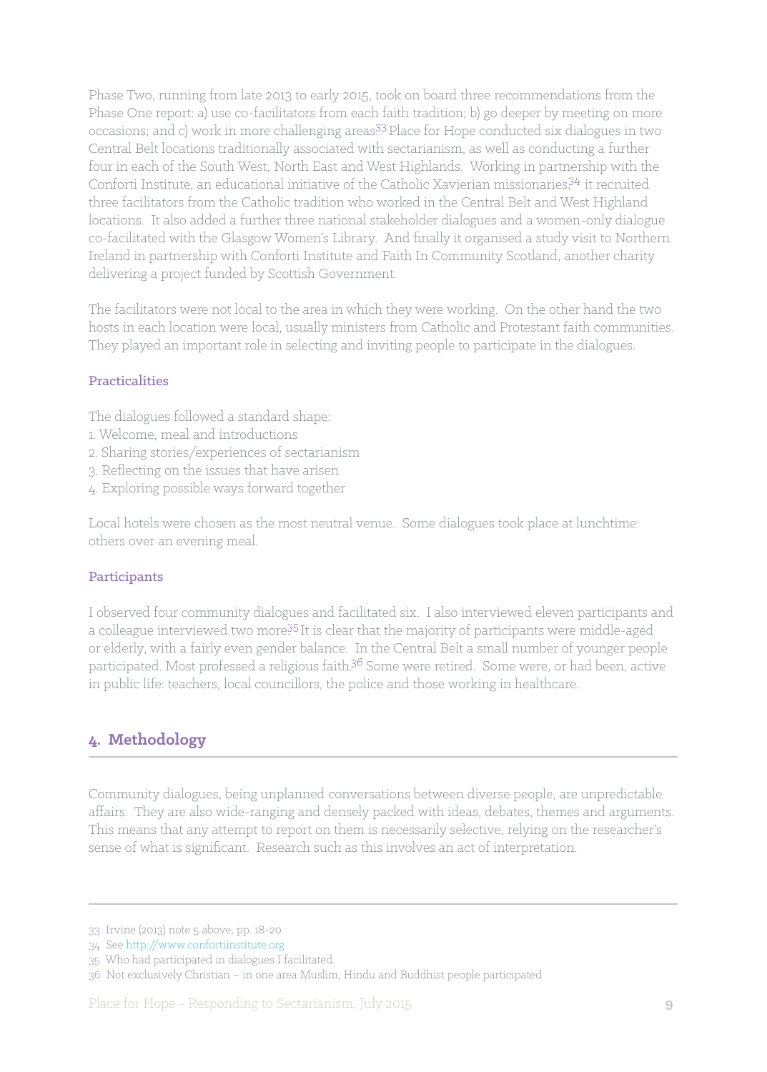Phase Two, running from late 2013 to early 2015, took on board three recommendations from the Phase One report: a) use co-facilitators from each faith tradition; b) go deeper by meeting on more occasions; and c) work in more challenging areas.[33] Place for Hope conducted six dialogues in two Central Belt locations traditionally associated with sectarianism, as well as conducting a further four in each of the South West, North East and West Highlands. Working in partnership with the Conforti Institute, an educational initiative of the Catholic Xaverian missionaries,[34] it recruited three facilitators from the Catholic tradition who worked in the Central Belt and West Highland locations. It also added a further three national stakeholder dialogues and a women-only dialogue co-facilitated with the Glasgow Women's Library. And finally it organised a study visit to Northern Ireland in partnership with Conforti Institute and Faith In Community Scotland, another charity delivering a project funded by Scottish Government.

The facilitators were not local to the area in which they were working. On the other hand the two hosts in each location were local, usually ministers from Catholic and Protestant faith communities. They played an important role in selecting and inviting people to participate in the dialogues.

### Practicalities

The dialogues followed a standard shape:
1. Welcome, meal and introductions
2. Sharing stories/experiences of sectarianism
3. Reflecting on the issues that have arisen
4. Exploring possible ways forward together

Local hotels were chosen as the most neutral venue. Some dialogues took place at lunchtime: others over an evening meal.

### Participants

I observed four community dialogues and facilitated six. I also interviewed eleven participants and a colleague interviewed two more.[35] It is clear that the majority of participants were middle-aged or elderly, with a fairly even gender balance. In the Central Belt a small number of younger people participated. Most professed a religious faith.[36] Some were retired. Some were, or had been, active in public life: teachers, local councillors, the police and those working in healthcare.

## 4. Methodology

Community dialogues, being unplanned conversations between diverse people, are unpredictable affairs. They are also wide-ranging and densely packed with ideas, debates, themes and arguments. This means that any attempt to report on them is necessarily selective, relying on the researcher's sense of what is significant. Research such as this involves an act of interpretation.

---

33 Irvine (2013) note 5 above, pp. 18-20

34 See http://www.confortiinstitute.org

35 Who had participated in dialogues I facilitated.

36 Not exclusively Christian – in one area Muslim, Hindu and Buddhist people participated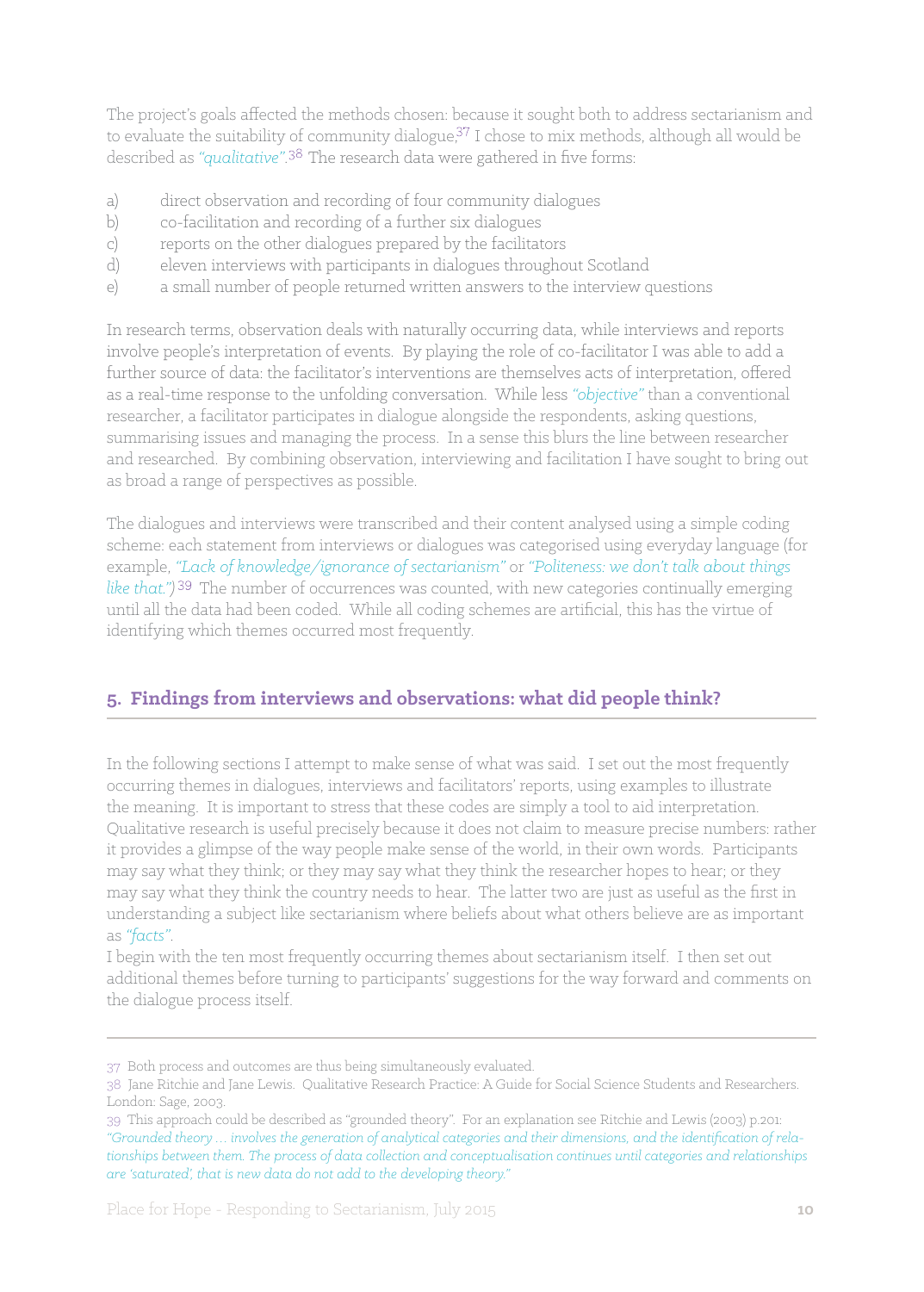The project's goals affected the methods chosen: because it sought both to address sectarianism and to evaluate the suitability of community dialogue,[37] I chose to mix methods, although all would be described as *"qualitative"*.[38] The research data were gathered in five forms:

a) direct observation and recording of four community dialogues
b) co-facilitation and recording of a further six dialogues
c) reports on the other dialogues prepared by the facilitators
d) eleven interviews with participants in dialogues throughout Scotland
e) a small number of people returned written answers to the interview questions

In research terms, observation deals with naturally occurring data, while interviews and reports involve people's interpretation of events. By playing the role of co-facilitator I was able to add a further source of data: the facilitator's interventions are themselves acts of interpretation, offered as a real-time response to the unfolding conversation. While less *"objective"* than a conventional researcher, a facilitator participates in dialogue alongside the respondents, asking questions, summarising issues and managing the process. In a sense this blurs the line between researcher and researched. By combining observation, interviewing and facilitation I have sought to bring out as broad a range of perspectives as possible.

The dialogues and interviews were transcribed and their content analysed using a simple coding scheme: each statement from interviews or dialogues was categorised using everyday language (for example, *"Lack of knowledge/ignorance of sectarianism"* or *"Politeness: we don't talk about things like that."*)[39] The number of occurrences was counted, with new categories continually emerging until all the data had been coded. While all coding schemes are artificial, this has the virtue of identifying which themes occurred most frequently.

## 5. Findings from interviews and observations: what did people think?

In the following sections I attempt to make sense of what was said. I set out the most frequently occurring themes in dialogues, interviews and facilitators' reports, using examples to illustrate the meaning. It is important to stress that these codes are simply a tool to aid interpretation. Qualitative research is useful precisely because it does not claim to measure precise numbers: rather it provides a glimpse of the way people make sense of the world, in their own words. Participants may say what they think; or they may say what they think the researcher hopes to hear; or they may say what they think the country needs to hear. The latter two are just as useful as the first in understanding a subject like sectarianism where beliefs about what others believe are as important as *"facts"*.

I begin with the ten most frequently occurring themes about sectarianism itself. I then set out additional themes before turning to participants' suggestions for the way forward and comments on the dialogue process itself.

---

37 Both process and outcomes are thus being simultaneously evaluated.

38 Jane Ritchie and Jane Lewis. Qualitative Research Practice: A Guide for Social Science Students and Researchers. London: Sage, 2003.

39 This approach could be described as "grounded theory". For an explanation see Ritchie and Lewis (2003) p.201: *"Grounded theory … involves the generation of analytical categories and their dimensions, and the identification of relationships between them. The process of data collection and conceptualisation continues until categories and relationships are 'saturated', that is new data do not add to the developing theory."*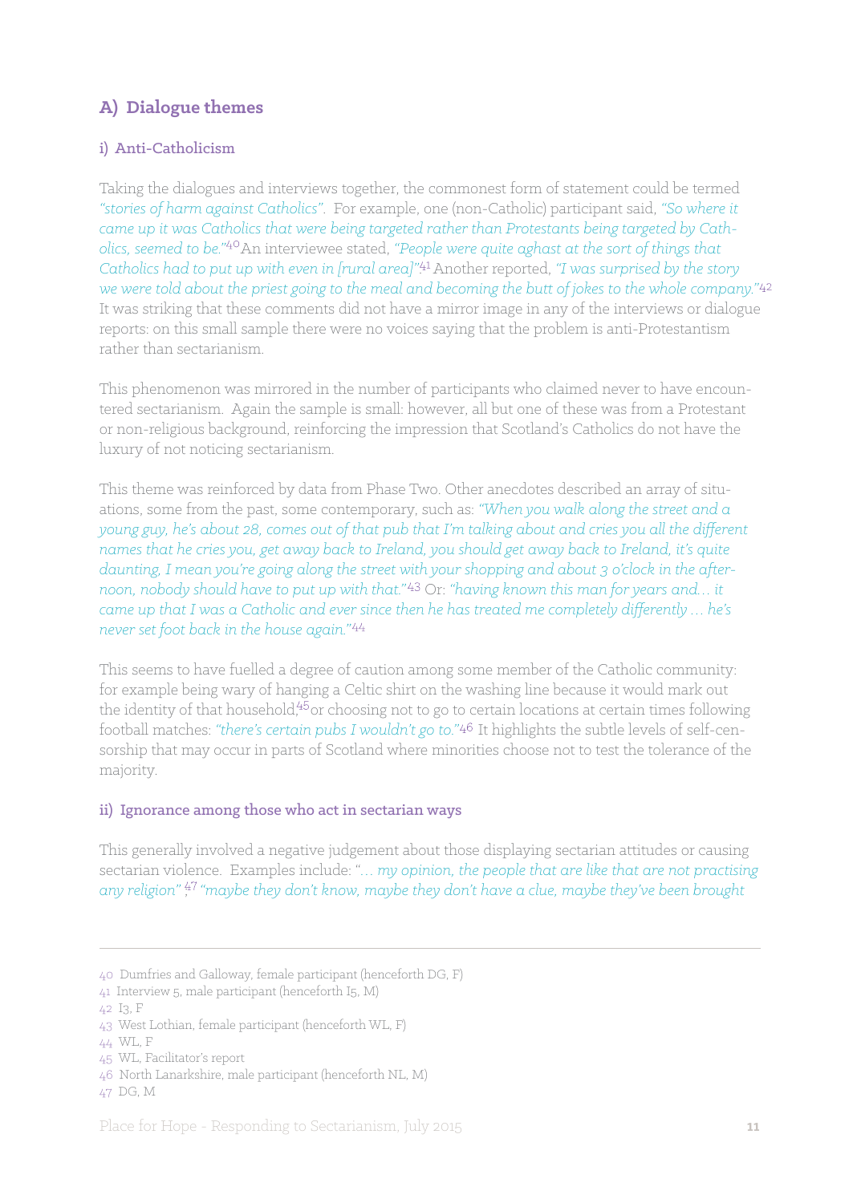## A) Dialogue themes

### i) Anti-Catholicism

Taking the dialogues and interviews together, the commonest form of statement could be termed *"stories of harm against Catholics"*. For example, one (non-Catholic) participant said, *"So where it came up it was Catholics that were being targeted rather than Protestants being targeted by Catholics, seemed to be."*[40] An interviewee stated, *"People were quite aghast at the sort of things that Catholics had to put up with even in [rural area]"*.[41] Another reported, *"I was surprised by the story we were told about the priest going to the meal and becoming the butt of jokes to the whole company."*[42] It was striking that these comments did not have a mirror image in any of the interviews or dialogue reports: on this small sample there were no voices saying that the problem is anti-Protestantism rather than sectarianism.

This phenomenon was mirrored in the number of participants who claimed never to have encountered sectarianism. Again the sample is small: however, all but one of these was from a Protestant or non-religious background, reinforcing the impression that Scotland's Catholics do not have the luxury of not noticing sectarianism.

This theme was reinforced by data from Phase Two. Other anecdotes described an array of situations, some from the past, some contemporary, such as: *"When you walk along the street and a young guy, he's about 28, comes out of that pub that I'm talking about and cries you all the different names that he cries you, get away back to Ireland, you should get away back to Ireland, it's quite daunting, I mean you're going along the street with your shopping and about 3 o'clock in the afternoon, nobody should have to put up with that."*[43] Or: *"having known this man for years and… it came up that I was a Catholic and ever since then he has treated me completely differently … he's never set foot back in the house again."*[44]

This seems to have fuelled a degree of caution among some member of the Catholic community: for example being wary of hanging a Celtic shirt on the washing line because it would mark out the identity of that household,[45] or choosing not to go to certain locations at certain times following football matches: *"there's certain pubs I wouldn't go to."*[46] It highlights the subtle levels of self-censorship that may occur in parts of Scotland where minorities choose not to test the tolerance of the majority.

### ii) Ignorance among those who act in sectarian ways

This generally involved a negative judgement about those displaying sectarian attitudes or causing sectarian violence. Examples include: *"… my opinion, the people that are like that are not practising any religion"*;[47] *"maybe they don't know, maybe they don't have a clue, maybe they've been brought*

---

40 Dumfries and Galloway, female participant (henceforth DG, F)
41 Interview 5, male participant (henceforth I5, M)
42 I3, F
43 West Lothian, female participant (henceforth WL, F)
44 WL, F
45 WL, Facilitator's report
46 North Lanarkshire, male participant (henceforth NL, M)
47 DG, M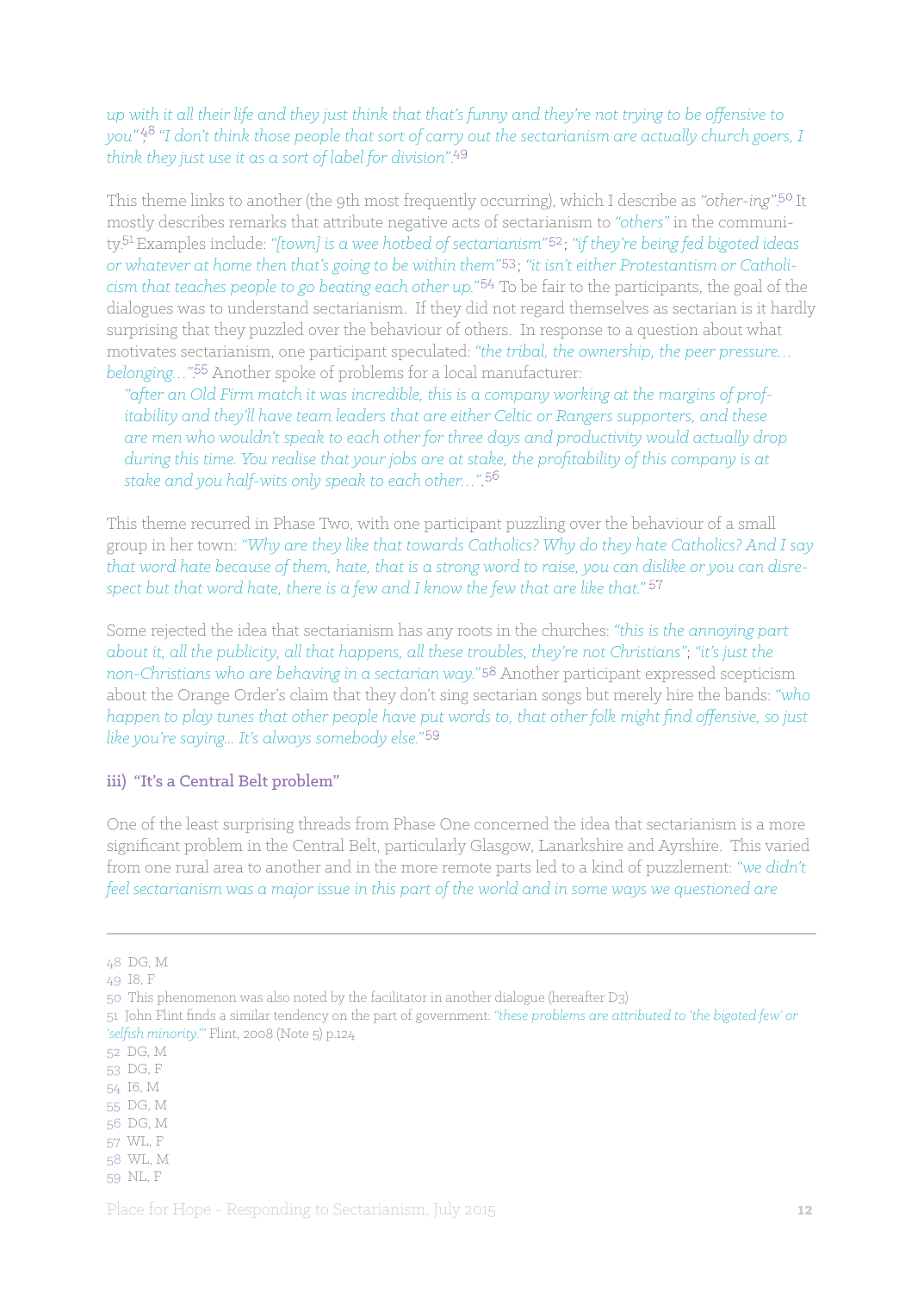*up with it all their life and they just think that that's funny and they're not trying to be offensive to you"*;[48] *"I don't think those people that sort of carry out the sectarianism are actually church goers, I think they just use it as a sort of label for division"*.[49]

This theme links to another (the 9th most frequently occurring), which I describe as *"other-ing"*.[50] It mostly describes remarks that attribute negative acts of sectarianism to *"others"* in the community.[51] Examples include: *"[town] is a wee hotbed of sectarianism"*[52]; *"if they're being fed bigoted ideas or whatever at home then that's going to be within them"*[53]; *"it isn't either Protestantism or Catholicism that teaches people to go beating each other up."*[54] To be fair to the participants, the goal of the dialogues was to understand sectarianism. If they did not regard themselves as sectarian is it hardly surprising that they puzzled over the behaviour of others. In response to a question about what motivates sectarianism, one participant speculated: *"the tribal, the ownership, the peer pressure… belonging…"*.[55] Another spoke of problems for a local manufacturer:

> *"after an Old Firm match it was incredible, this is a company working at the margins of profitability and they'll have team leaders that are either Celtic or Rangers supporters, and these are men who wouldn't speak to each other for three days and productivity would actually drop during this time. You realise that your jobs are at stake, the profitability of this company is at stake and you half-wits only speak to each other…"*.[56]

This theme recurred in Phase Two, with one participant puzzling over the behaviour of a small group in her town: *"Why are they like that towards Catholics? Why do they hate Catholics? And I say that word hate because of them, hate, that is a strong word to raise, you can dislike or you can disrespect but that word hate, there is a few and I know the few that are like that."*[57]

Some rejected the idea that sectarianism has any roots in the churches: *"this is the annoying part about it, all the publicity, all that happens, all these troubles, they're not Christians"*; *"it's just the non-Christians who are behaving in a sectarian way."*[58] Another participant expressed scepticism about the Orange Order's claim that they don't sing sectarian songs but merely hire the bands: *"who happen to play tunes that other people have put words to, that other folk might find offensive, so just like you're saying… It's always somebody else."*[59]

### iii) "It's a Central Belt problem"

One of the least surprising threads from Phase One concerned the idea that sectarianism is a more significant problem in the Central Belt, particularly Glasgow, Lanarkshire and Ayrshire. This varied from one rural area to another and in the more remote parts led to a kind of puzzlement: *"we didn't feel sectarianism was a major issue in this part of the world and in some ways we questioned are*

---

48 DG, M
49 I8, F
50 This phenomenon was also noted by the facilitator in another dialogue (hereafter D3)
51 John Flint finds a similar tendency on the part of government: *"these problems are attributed to 'the bigoted few' or 'selfish minority.'"* Flint, 2008 (Note 5) p.124
52 DG, M
53 DG, F
54 I6, M
55 DG, M
56 DG, M
57 WL, F
58 WL, M
59 NL, F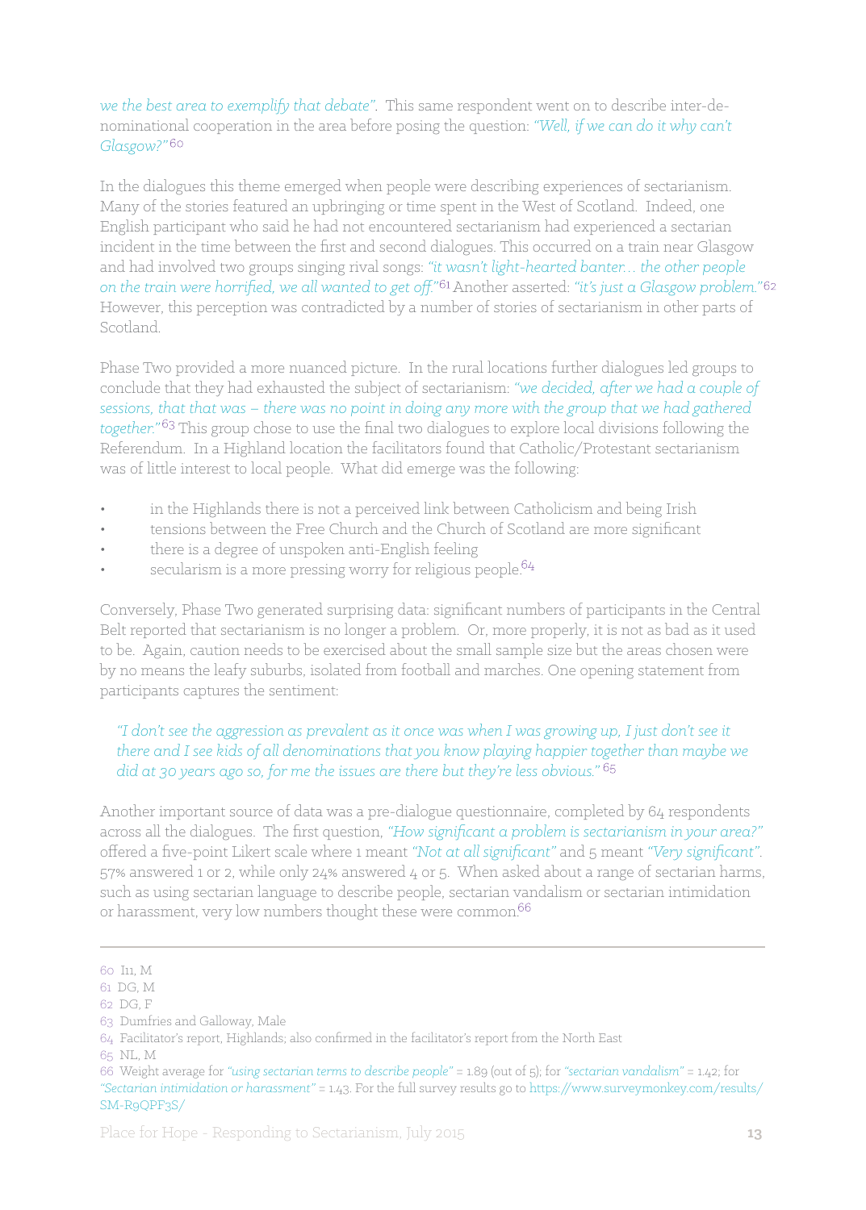*we the best area to exemplify that debate".* This same respondent went on to describe inter-denominational cooperation in the area before posing the question: *"Well, if we can do it why can't Glasgow?"*[60]

In the dialogues this theme emerged when people were describing experiences of sectarianism. Many of the stories featured an upbringing or time spent in the West of Scotland. Indeed, one English participant who said he had not encountered sectarianism had experienced a sectarian incident in the time between the first and second dialogues. This occurred on a train near Glasgow and had involved two groups singing rival songs: *"it wasn't light-hearted banter… the other people on the train were horrified, we all wanted to get off."*[61] Another asserted: *"it's just a Glasgow problem."*[62] However, this perception was contradicted by a number of stories of sectarianism in other parts of Scotland.

Phase Two provided a more nuanced picture. In the rural locations further dialogues led groups to conclude that they had exhausted the subject of sectarianism: *"we decided, after we had a couple of sessions, that that was – there was no point in doing any more with the group that we had gathered together."*[63] This group chose to use the final two dialogues to explore local divisions following the Referendum. In a Highland location the facilitators found that Catholic/Protestant sectarianism was of little interest to local people. What did emerge was the following:

- in the Highlands there is not a perceived link between Catholicism and being Irish
- tensions between the Free Church and the Church of Scotland are more significant
- there is a degree of unspoken anti-English feeling
- secularism is a more pressing worry for religious people.[64]

Conversely, Phase Two generated surprising data: significant numbers of participants in the Central Belt reported that sectarianism is no longer a problem. Or, more properly, it is not as bad as it used to be. Again, caution needs to be exercised about the small sample size but the areas chosen were by no means the leafy suburbs, isolated from football and marches. One opening statement from participants captures the sentiment:

> *"I don't see the aggression as prevalent as it once was when I was growing up, I just don't see it there and I see kids of all denominations that you know playing happier together than maybe we did at 30 years ago so, for me the issues are there but they're less obvious."*[65]

Another important source of data was a pre-dialogue questionnaire, completed by 64 respondents across all the dialogues. The first question, *"How significant a problem is sectarianism in your area?"* offered a five-point Likert scale where 1 meant *"Not at all significant"* and 5 meant *"Very significant".* 57% answered 1 or 2, while only 24% answered 4 or 5. When asked about a range of sectarian harms, such as using sectarian language to describe people, sectarian vandalism or sectarian intimidation or harassment, very low numbers thought these were common.[66]

---

60 I11, M

61 DG, M

62 DG, F

63 Dumfries and Galloway, Male

64 Facilitator's report, Highlands; also confirmed in the facilitator's report from the North East

65 NL, M

66 Weight average for *"using sectarian terms to describe people"* = 1.89 (out of 5); for *"sectarian vandalism"* = 1.42; for *"Sectarian intimidation or harassment"* = 1.43. For the full survey results go to https://www.surveymonkey.com/results/SM-R9QPF3S/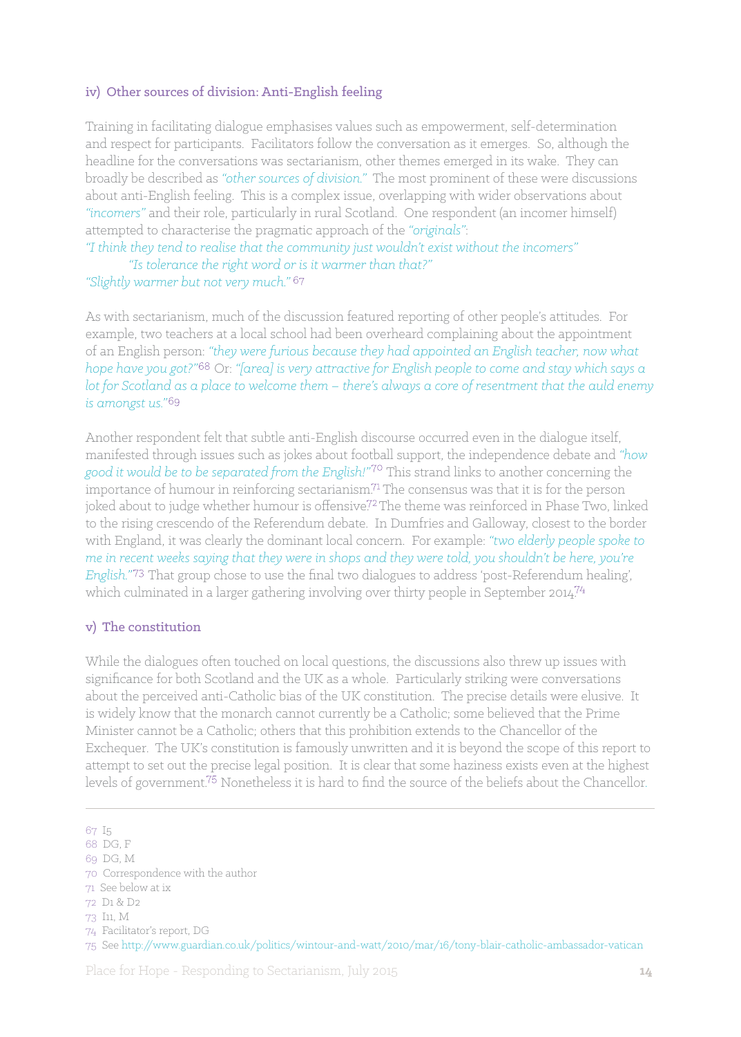### iv) Other sources of division: Anti-English feeling

Training in facilitating dialogue emphasises values such as empowerment, self-determination and respect for participants. Facilitators follow the conversation as it emerges. So, although the headline for the conversations was sectarianism, other themes emerged in its wake. They can broadly be described as *"other sources of division."* The most prominent of these were discussions about anti-English feeling. This is a complex issue, overlapping with wider observations about *"incomers"* and their role, particularly in rural Scotland. One respondent (an incomer himself) attempted to characterise the pragmatic approach of the *"originals"*:

*"I think they tend to realise that the community just wouldn't exist without the incomers"*

*"Is tolerance the right word or is it warmer than that?"*

*"Slightly warmer but not very much."* [67]

As with sectarianism, much of the discussion featured reporting of other people's attitudes. For example, two teachers at a local school had been overheard complaining about the appointment of an English person: *"they were furious because they had appointed an English teacher, now what hope have you got?"*[68] Or: *"[area] is very attractive for English people to come and stay which says a lot for Scotland as a place to welcome them – there's always a core of resentment that the auld enemy is amongst us."*[69]

Another respondent felt that subtle anti-English discourse occurred even in the dialogue itself, manifested through issues such as jokes about football support, the independence debate and *"how good it would be to be separated from the English!"*[70] This strand links to another concerning the importance of humour in reinforcing sectarianism.[71] The consensus was that it is for the person joked about to judge whether humour is offensive.[72] The theme was reinforced in Phase Two, linked to the rising crescendo of the Referendum debate. In Dumfries and Galloway, closest to the border with England, it was clearly the dominant local concern. For example: *"two elderly people spoke to me in recent weeks saying that they were in shops and they were told, you shouldn't be here, you're English."*[73] That group chose to use the final two dialogues to address 'post-Referendum healing', which culminated in a larger gathering involving over thirty people in September 2014.[74]

### v) The constitution

While the dialogues often touched on local questions, the discussions also threw up issues with significance for both Scotland and the UK as a whole. Particularly striking were conversations about the perceived anti-Catholic bias of the UK constitution. The precise details were elusive. It is widely know that the monarch cannot currently be a Catholic; some believed that the Prime Minister cannot be a Catholic; others that this prohibition extends to the Chancellor of the Exchequer. The UK's constitution is famously unwritten and it is beyond the scope of this report to attempt to set out the precise legal position. It is clear that some haziness exists even at the highest levels of government.[75] Nonetheless it is hard to find the source of the beliefs about the Chancellor.

---

67 I5
68 DG, F
69 DG, M
70 Correspondence with the author
71 See below at ix
72 D1 & D2
73 I11, M
74 Facilitator's report, DG
75 See http://www.guardian.co.uk/politics/wintour-and-watt/2010/mar/16/tony-blair-catholic-ambassador-vatican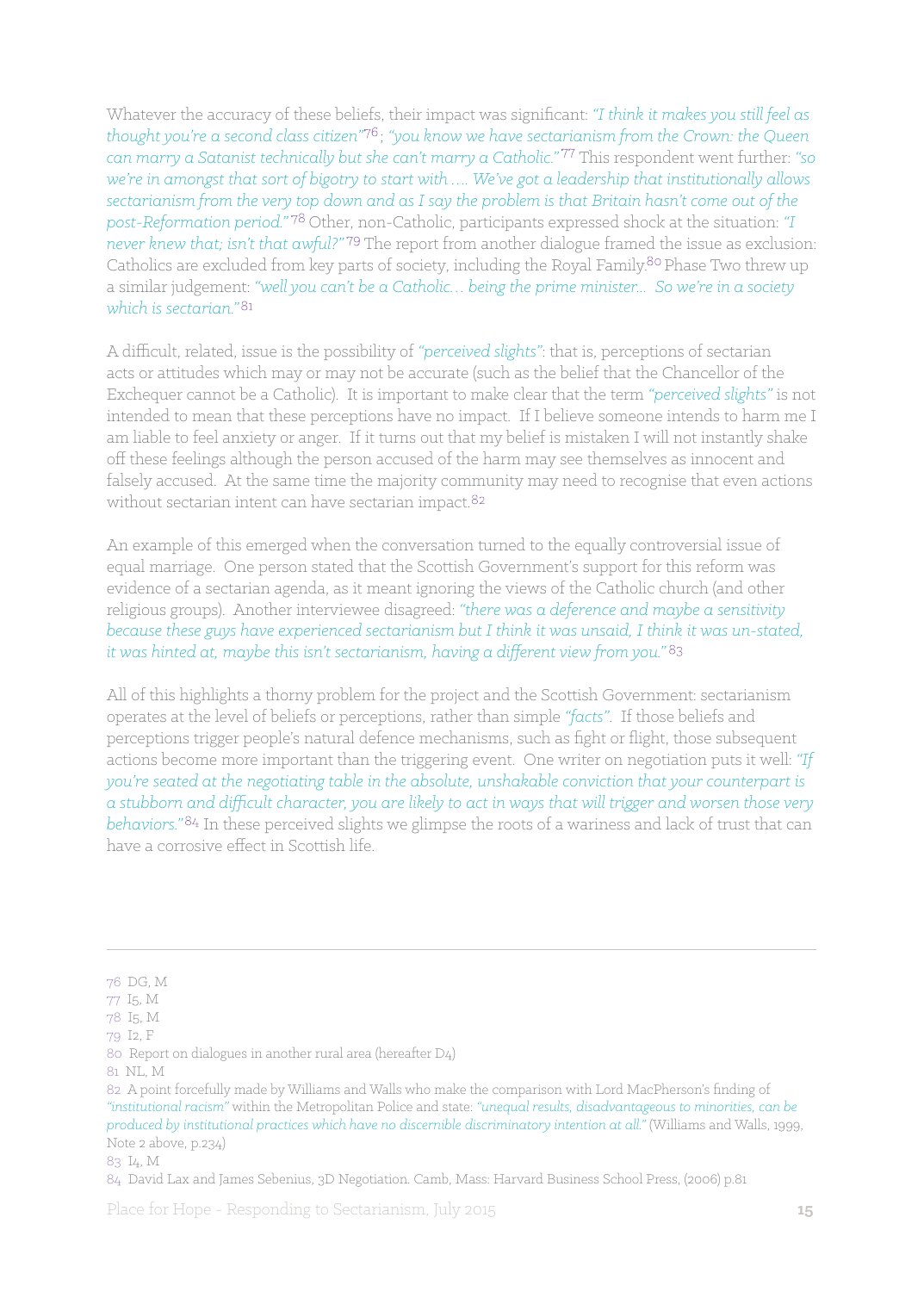Whatever the accuracy of these beliefs, their impact was significant: *"I think it makes you still feel as thought you're a second class citizen"*[76]; *"you know we have sectarianism from the Crown: the Queen can marry a Satanist technically but she can't marry a Catholic."*[77] This respondent went further: *"so we're in amongst that sort of bigotry to start with …. We've got a leadership that institutionally allows sectarianism from the very top down and as I say the problem is that Britain hasn't come out of the post-Reformation period."*[78] Other, non-Catholic, participants expressed shock at the situation: *"I never knew that; isn't that awful?"*[79] The report from another dialogue framed the issue as exclusion: Catholics are excluded from key parts of society, including the Royal Family.[80] Phase Two threw up a similar judgement: *"well you can't be a Catholic… being the prime minister… So we're in a society which is sectarian."*[81]

A difficult, related, issue is the possibility of *"perceived slights"*: that is, perceptions of sectarian acts or attitudes which may or may not be accurate (such as the belief that the Chancellor of the Exchequer cannot be a Catholic). It is important to make clear that the term *"perceived slights"* is not intended to mean that these perceptions have no impact. If I believe someone intends to harm me I am liable to feel anxiety or anger. If it turns out that my belief is mistaken I will not instantly shake off these feelings although the person accused of the harm may see themselves as innocent and falsely accused. At the same time the majority community may need to recognise that even actions without sectarian intent can have sectarian impact.[82]

An example of this emerged when the conversation turned to the equally controversial issue of equal marriage. One person stated that the Scottish Government's support for this reform was evidence of a sectarian agenda, as it meant ignoring the views of the Catholic church (and other religious groups). Another interviewee disagreed: *"there was a deference and maybe a sensitivity because these guys have experienced sectarianism but I think it was unsaid, I think it was un-stated, it was hinted at, maybe this isn't sectarianism, having a different view from you."*[83]

All of this highlights a thorny problem for the project and the Scottish Government: sectarianism operates at the level of beliefs or perceptions, rather than simple *"facts"*. If those beliefs and perceptions trigger people's natural defence mechanisms, such as fight or flight, those subsequent actions become more important than the triggering event. One writer on negotiation puts it well: *"If you're seated at the negotiating table in the absolute, unshakable conviction that your counterpart is a stubborn and difficult character, you are likely to act in ways that will trigger and worsen those very behaviors."*[84] In these perceived slights we glimpse the roots of a wariness and lack of trust that can have a corrosive effect in Scottish life.

---

76 DG, M

77 I5, M

78 I5, M

79 I2, F

80 Report on dialogues in another rural area (hereafter D4)

81 NL, M

82 A point forcefully made by Williams and Walls who make the comparison with Lord MacPherson's finding of *"institutional racism"* within the Metropolitan Police and state: *"unequal results, disadvantageous to minorities, can be produced by institutional practices which have no discernible discriminatory intention at all."* (Williams and Walls, 1999, Note 2 above, p.234)

83 I4, M

84 David Lax and James Sebenius, 3D Negotiation. Camb, Mass: Harvard Business School Press, (2006) p.81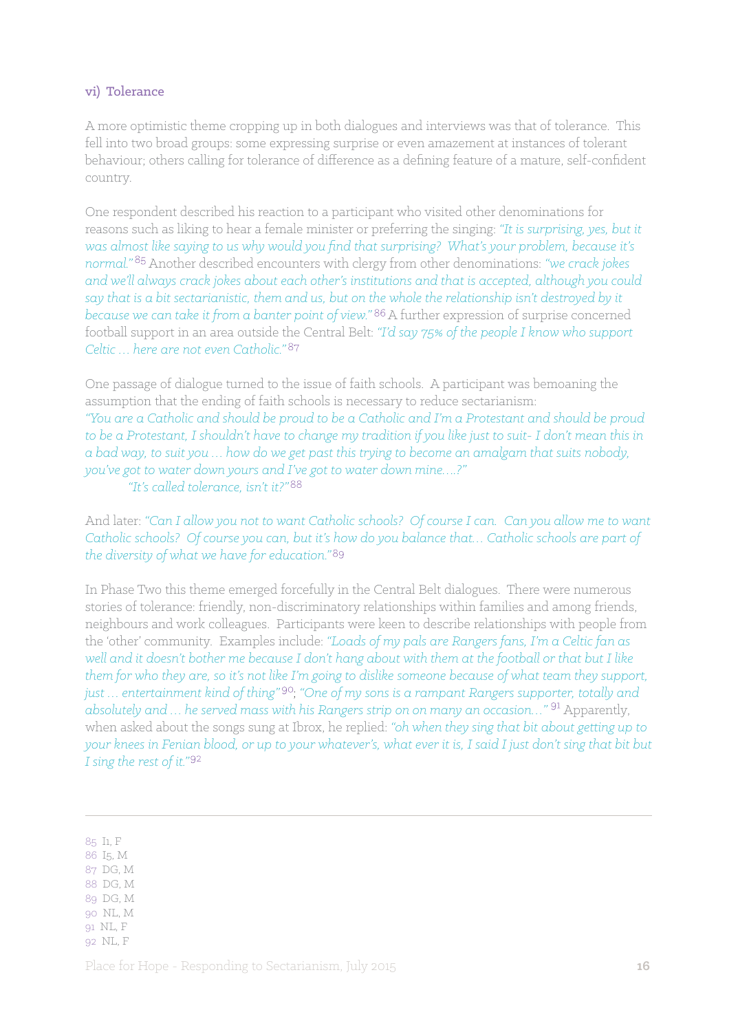### vi) Tolerance

A more optimistic theme cropping up in both dialogues and interviews was that of tolerance. This fell into two broad groups: some expressing surprise or even amazement at instances of tolerant behaviour; others calling for tolerance of difference as a defining feature of a mature, self-confident country.

One respondent described his reaction to a participant who visited other denominations for reasons such as liking to hear a female minister or preferring the singing: *"It is surprising, yes, but it was almost like saying to us why would you find that surprising? What's your problem, because it's normal."*[85] Another described encounters with clergy from other denominations: *"we crack jokes and we'll always crack jokes about each other's institutions and that is accepted, although you could say that is a bit sectarianistic, them and us, but on the whole the relationship isn't destroyed by it because we can take it from a banter point of view."*[86] A further expression of surprise concerned football support in an area outside the Central Belt: *"I'd say 75% of the people I know who support Celtic … here are not even Catholic."*[87]

One passage of dialogue turned to the issue of faith schools. A participant was bemoaning the assumption that the ending of faith schools is necessary to reduce sectarianism:
*"You are a Catholic and should be proud to be a Catholic and I'm a Protestant and should be proud to be a Protestant, I shouldn't have to change my tradition if you like just to suit- I don't mean this in a bad way, to suit you … how do we get past this trying to become an amalgam that suits nobody, you've got to water down yours and I've got to water down mine….?"*

*"It's called tolerance, isn't it?"*[88]

And later: *"Can I allow you not to want Catholic schools? Of course I can. Can you allow me to want Catholic schools? Of course you can, but it's how do you balance that… Catholic schools are part of the diversity of what we have for education."*[89]

In Phase Two this theme emerged forcefully in the Central Belt dialogues. There were numerous stories of tolerance: friendly, non-discriminatory relationships within families and among friends, neighbours and work colleagues. Participants were keen to describe relationships with people from the 'other' community. Examples include: *"Loads of my pals are Rangers fans, I'm a Celtic fan as well and it doesn't bother me because I don't hang about with them at the football or that but I like them for who they are, so it's not like I'm going to dislike someone because of what team they support, just … entertainment kind of thing"*[90]; *"One of my sons is a rampant Rangers supporter, totally and absolutely and … he served mass with his Rangers strip on on many an occasion…"*[91] Apparently, when asked about the songs sung at Ibrox, he replied: *"oh when they sing that bit about getting up to your knees in Fenian blood, or up to your whatever's, what ever it is, I said I just don't sing that bit but I sing the rest of it."*[92]

---

85 I1, F
86 I5, M
87 DG, M
88 DG, M
89 DG, M
90 NL, M
91 NL, F
92 NL, F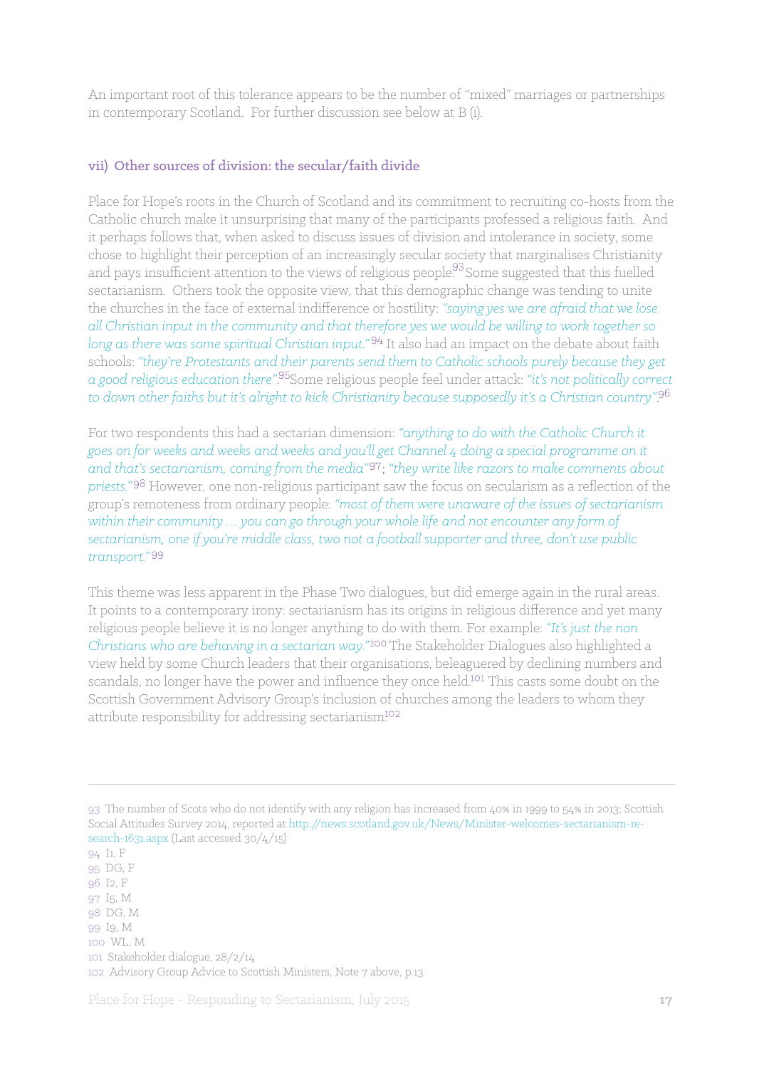An important root of this tolerance appears to be the number of "mixed" marriages or partnerships in contemporary Scotland. For further discussion see below at B (i).

### vii) Other sources of division: the secular/faith divide

Place for Hope's roots in the Church of Scotland and its commitment to recruiting co-hosts from the Catholic church make it unsurprising that many of the participants professed a religious faith. And it perhaps follows that, when asked to discuss issues of division and intolerance in society, some chose to highlight their perception of an increasingly secular society that marginalises Christianity and pays insufficient attention to the views of religious people.[93] Some suggested that this fuelled sectarianism. Others took the opposite view, that this demographic change was tending to unite the churches in the face of external indifference or hostility: *"saying yes we are afraid that we lose all Christian input in the community and that therefore yes we would be willing to work together so long as there was some spiritual Christian input."*[94] It also had an impact on the debate about faith schools: *"they're Protestants and their parents send them to Catholic schools purely because they get a good religious education there"*.[95] Some religious people feel under attack: *"it's not politically correct to down other faiths but it's alright to kick Christianity because supposedly it's a Christian country"*.[96]

For two respondents this had a sectarian dimension: *"anything to do with the Catholic Church it goes on for weeks and weeks and weeks and you'll get Channel 4 doing a special programme on it and that's sectarianism, coming from the media"*[97]; *"they write like razors to make comments about priests."*[98] However, one non-religious participant saw the focus on secularism as a reflection of the group's remoteness from ordinary people: *"most of them were unaware of the issues of sectarianism within their community … you can go through your whole life and not encounter any form of sectarianism, one if you're middle class, two not a football supporter and three, don't use public transport."*[99]

This theme was less apparent in the Phase Two dialogues, but did emerge again in the rural areas. It points to a contemporary irony: sectarianism has its origins in religious difference and yet many religious people believe it is no longer anything to do with them. For example: *"It's just the non Christians who are behaving in a sectarian way."*[100] The Stakeholder Dialogues also highlighted a view held by some Church leaders that their organisations, beleaguered by declining numbers and scandals, no longer have the power and influence they once held.[101] This casts some doubt on the Scottish Government Advisory Group's inclusion of churches among the leaders to whom they attribute responsibility for addressing sectarianism.[102]

---

93 The number of Scots who do not identify with any religion has increased from 40% in 1999 to 54% in 2013; Scottish Social Attitudes Survey 2014, reported at http://news.scotland.gov.uk/News/Minister-welcomes-sectarianism-research-1631.aspx (Last accessed 30/4/15)

94 I1, F

95 DG, F

96 I2, F

97 I5, M

98 DG, M

99 I9, M

100 WL, M

101 Stakeholder dialogue, 28/2/14

102 Advisory Group Advice to Scottish Ministers, Note 7 above, p.13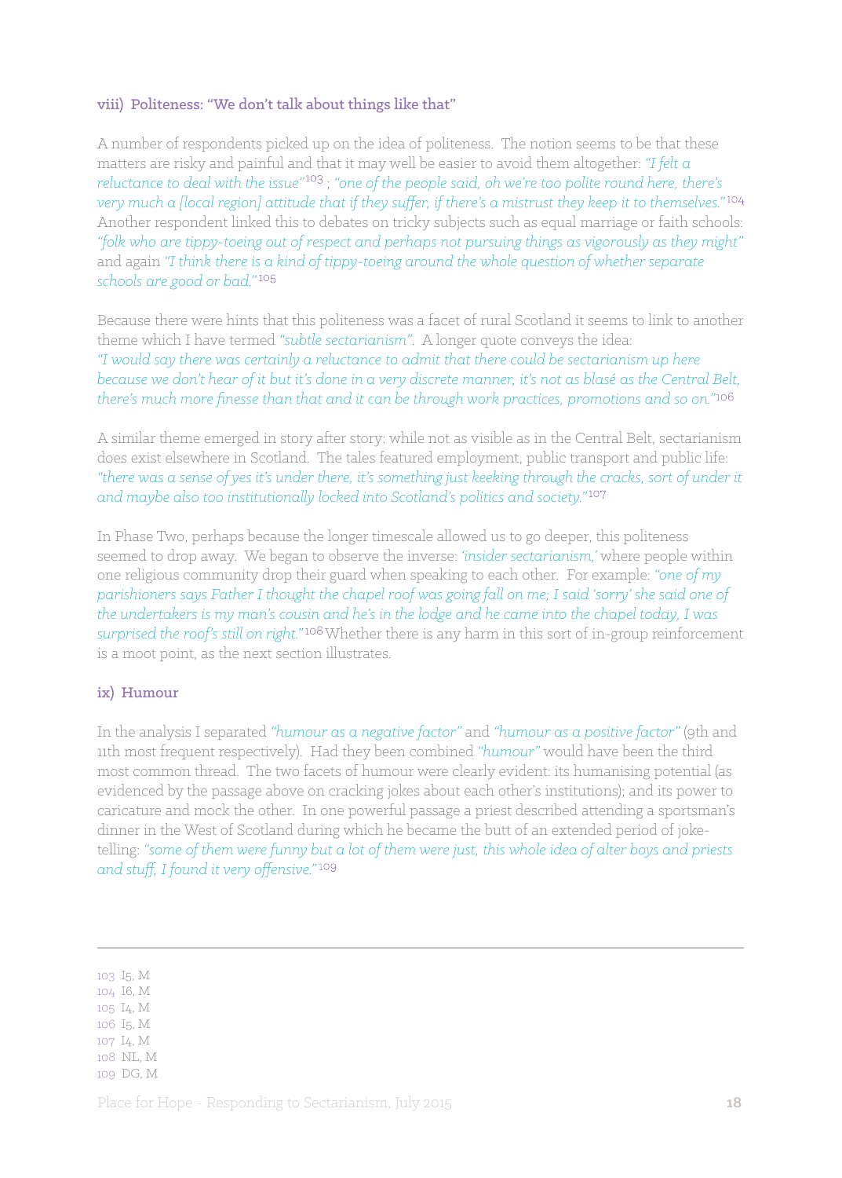### viii) Politeness: "We don't talk about things like that"

A number of respondents picked up on the idea of politeness. The notion seems to be that these matters are risky and painful and that it may well be easier to avoid them altogether: *"I felt a reluctance to deal with the issue"*[103] ; *"one of the people said, oh we're too polite round here, there's very much a [local region] attitude that if they suffer, if there's a mistrust they keep it to themselves."*[104] Another respondent linked this to debates on tricky subjects such as equal marriage or faith schools: *"folk who are tippy-toeing out of respect and perhaps not pursuing things as vigorously as they might"* and again *"I think there is a kind of tippy-toeing around the whole question of whether separate schools are good or bad."*[105]

Because there were hints that this politeness was a facet of rural Scotland it seems to link to another theme which I have termed *"subtle sectarianism"*. A longer quote conveys the idea: *"I would say there was certainly a reluctance to admit that there could be sectarianism up here because we don't hear of it but it's done in a very discrete manner, it's not as blasé as the Central Belt, there's much more finesse than that and it can be through work practices, promotions and so on."*[106]

A similar theme emerged in story after story: while not as visible as in the Central Belt, sectarianism does exist elsewhere in Scotland. The tales featured employment, public transport and public life: *"there was a sense of yes it's under there, it's something just keeking through the cracks, sort of under it and maybe also too institutionally locked into Scotland's politics and society."*[107]

In Phase Two, perhaps because the longer timescale allowed us to go deeper, this politeness seemed to drop away. We began to observe the inverse: *'insider sectarianism,'* where people within one religious community drop their guard when speaking to each other. For example: *"one of my parishioners says Father I thought the chapel roof was going fall on me; I said 'sorry' she said one of the undertakers is my man's cousin and he's in the lodge and he came into the chapel today, I was surprised the roof's still on right."*[108] Whether there is any harm in this sort of in-group reinforcement is a moot point, as the next section illustrates.

### ix) Humour

In the analysis I separated *"humour as a negative factor"* and *"humour as a positive factor"* (9th and 11th most frequent respectively). Had they been combined *"humour"* would have been the third most common thread. The two facets of humour were clearly evident: its humanising potential (as evidenced by the passage above on cracking jokes about each other's institutions); and its power to caricature and mock the other. In one powerful passage a priest described attending a sportsman's dinner in the West of Scotland during which he became the butt of an extended period of joke-telling: *"some of them were funny but a lot of them were just, this whole idea of alter boys and priests and stuff, I found it very offensive."*[109]

---

103 I5, M
104 I6, M
105 I4, M
106 I5, M
107 I4, M
108 NL, M
109 DG, M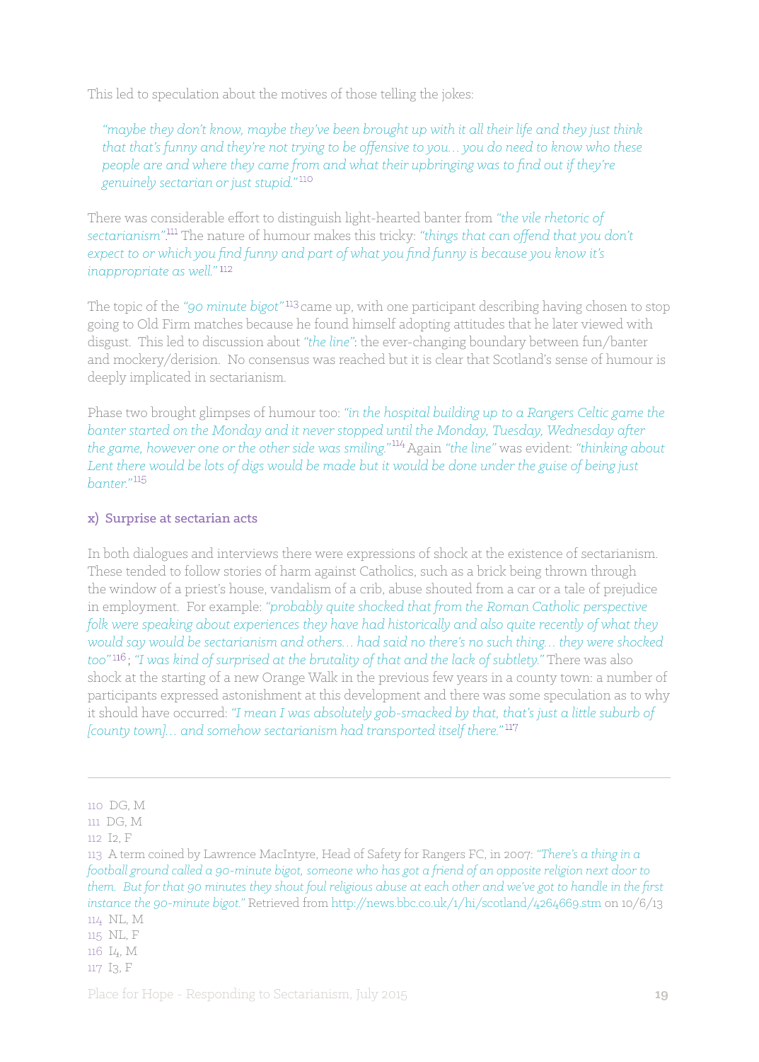This led to speculation about the motives of those telling the jokes:

> *"maybe they don't know, maybe they've been brought up with it all their life and they just think that that's funny and they're not trying to be offensive to you… you do need to know who these people are and where they came from and what their upbringing was to find out if they're genuinely sectarian or just stupid."*[110]

There was considerable effort to distinguish light-hearted banter from *"the vile rhetoric of sectarianism"*.[111] The nature of humour makes this tricky: *"things that can offend that you don't expect to or which you find funny and part of what you find funny is because you know it's inappropriate as well."*[112]

The topic of the *"90 minute bigot"*[113] came up, with one participant describing having chosen to stop going to Old Firm matches because he found himself adopting attitudes that he later viewed with disgust. This led to discussion about *"the line"*: the ever-changing boundary between fun/banter and mockery/derision. No consensus was reached but it is clear that Scotland's sense of humour is deeply implicated in sectarianism.

Phase two brought glimpses of humour too: *"in the hospital building up to a Rangers Celtic game the banter started on the Monday and it never stopped until the Monday, Tuesday, Wednesday after the game, however one or the other side was smiling."*[114] Again *"the line"* was evident: *"thinking about Lent there would be lots of digs would be made but it would be done under the guise of being just banter."*[115]

### x) Surprise at sectarian acts

In both dialogues and interviews there were expressions of shock at the existence of sectarianism. These tended to follow stories of harm against Catholics, such as a brick being thrown through the window of a priest's house, vandalism of a crib, abuse shouted from a car or a tale of prejudice in employment. For example: *"probably quite shocked that from the Roman Catholic perspective folk were speaking about experiences they have had historically and also quite recently of what they would say would be sectarianism and others… had said no there's no such thing… they were shocked too"*[116]; *"I was kind of surprised at the brutality of that and the lack of subtlety."* There was also shock at the starting of a new Orange Walk in the previous few years in a county town: a number of participants expressed astonishment at this development and there was some speculation as to why it should have occurred: *"I mean I was absolutely gob-smacked by that, that's just a little suburb of [county town]… and somehow sectarianism had transported itself there."*[117]

---

110 DG, M
111 DG, M
112 I2, F
113 A term coined by Lawrence MacIntyre, Head of Safety for Rangers FC, in 2007: *"There's a thing in a football ground called a 90-minute bigot, someone who has got a friend of an opposite religion next door to them. But for that 90 minutes they shout foul religious abuse at each other and we've got to handle in the first instance the 90-minute bigot."* Retrieved from http://news.bbc.co.uk/1/hi/scotland/4264669.stm on 10/6/13
114 NL, M
115 NL, F
116 I4, M
117 I3, F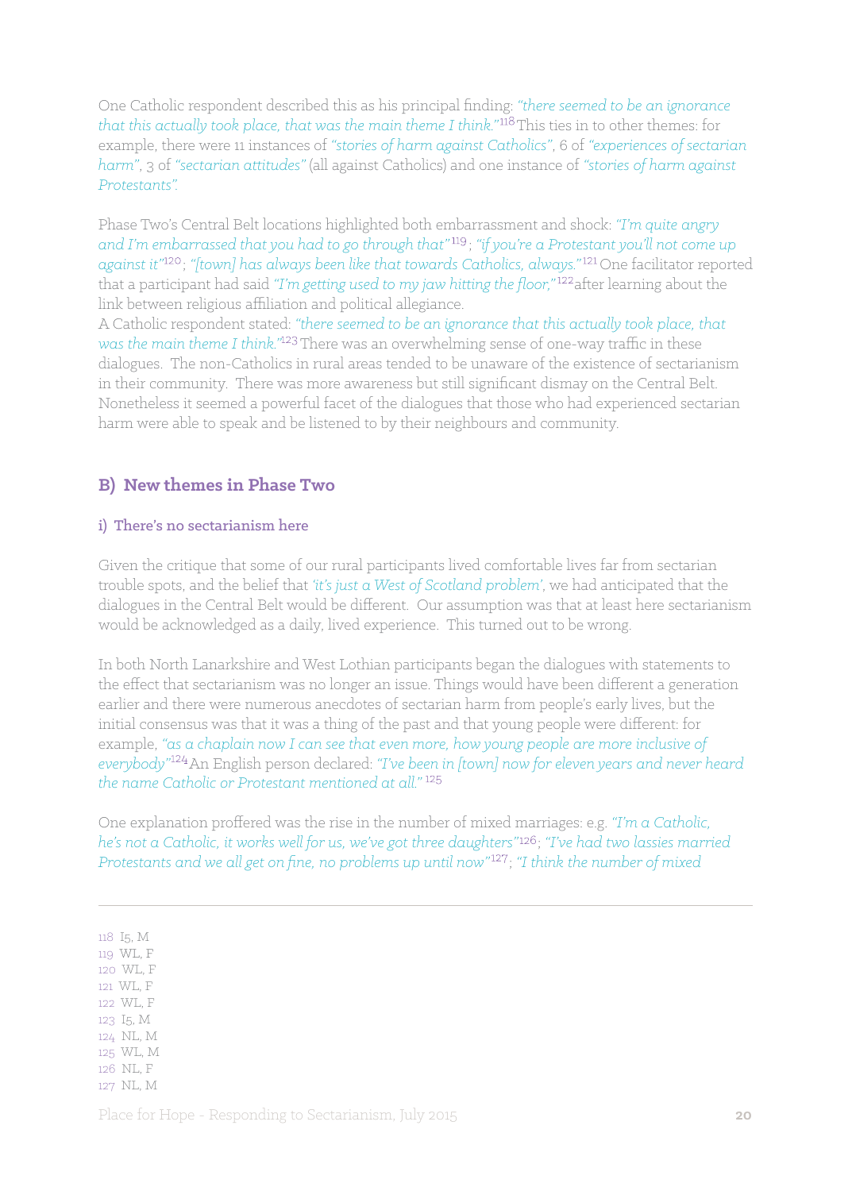One Catholic respondent described this as his principal finding: *"there seemed to be an ignorance that this actually took place, that was the main theme I think."*[118] This ties in to other themes: for example, there were 11 instances of *"stories of harm against Catholics"*, 6 of *"experiences of sectarian harm"*, 3 of *"sectarian attitudes"* (all against Catholics) and one instance of *"stories of harm against Protestants".*

Phase Two's Central Belt locations highlighted both embarrassment and shock: *"I'm quite angry and I'm embarrassed that you had to go through that"*[119]; *"if you're a Protestant you'll not come up against it"*[120]; *"[town] has always been like that towards Catholics, always."*[121] One facilitator reported that a participant had said *"I'm getting used to my jaw hitting the floor,"*[122] after learning about the link between religious affiliation and political allegiance.

A Catholic respondent stated: *"there seemed to be an ignorance that this actually took place, that was the main theme I think."*[123] There was an overwhelming sense of one-way traffic in these dialogues. The non-Catholics in rural areas tended to be unaware of the existence of sectarianism in their community. There was more awareness but still significant dismay on the Central Belt. Nonetheless it seemed a powerful facet of the dialogues that those who had experienced sectarian harm were able to speak and be listened to by their neighbours and community.

## B) New themes in Phase Two

### i) There's no sectarianism here

Given the critique that some of our rural participants lived comfortable lives far from sectarian trouble spots, and the belief that *'it's just a West of Scotland problem'*, we had anticipated that the dialogues in the Central Belt would be different. Our assumption was that at least here sectarianism would be acknowledged as a daily, lived experience. This turned out to be wrong.

In both North Lanarkshire and West Lothian participants began the dialogues with statements to the effect that sectarianism was no longer an issue. Things would have been different a generation earlier and there were numerous anecdotes of sectarian harm from people's early lives, but the initial consensus was that it was a thing of the past and that young people were different: for example, *"as a chaplain now I can see that even more, how young people are more inclusive of everybody"*[124] An English person declared: *"I've been in [town] now for eleven years and never heard the name Catholic or Protestant mentioned at all."*[125]

One explanation proffered was the rise in the number of mixed marriages: e.g. *"I'm a Catholic, he's not a Catholic, it works well for us, we've got three daughters"*[126]; *"I've had two lassies married Protestants and we all get on fine, no problems up until now"*[127]; *"I think the number of mixed*

---

118 I5, M
119 WL, F
120 WL, F
121 WL, F
122 WL, F
123 I5, M
124 NL, M
125 WL, M
126 NL, F
127 NL, M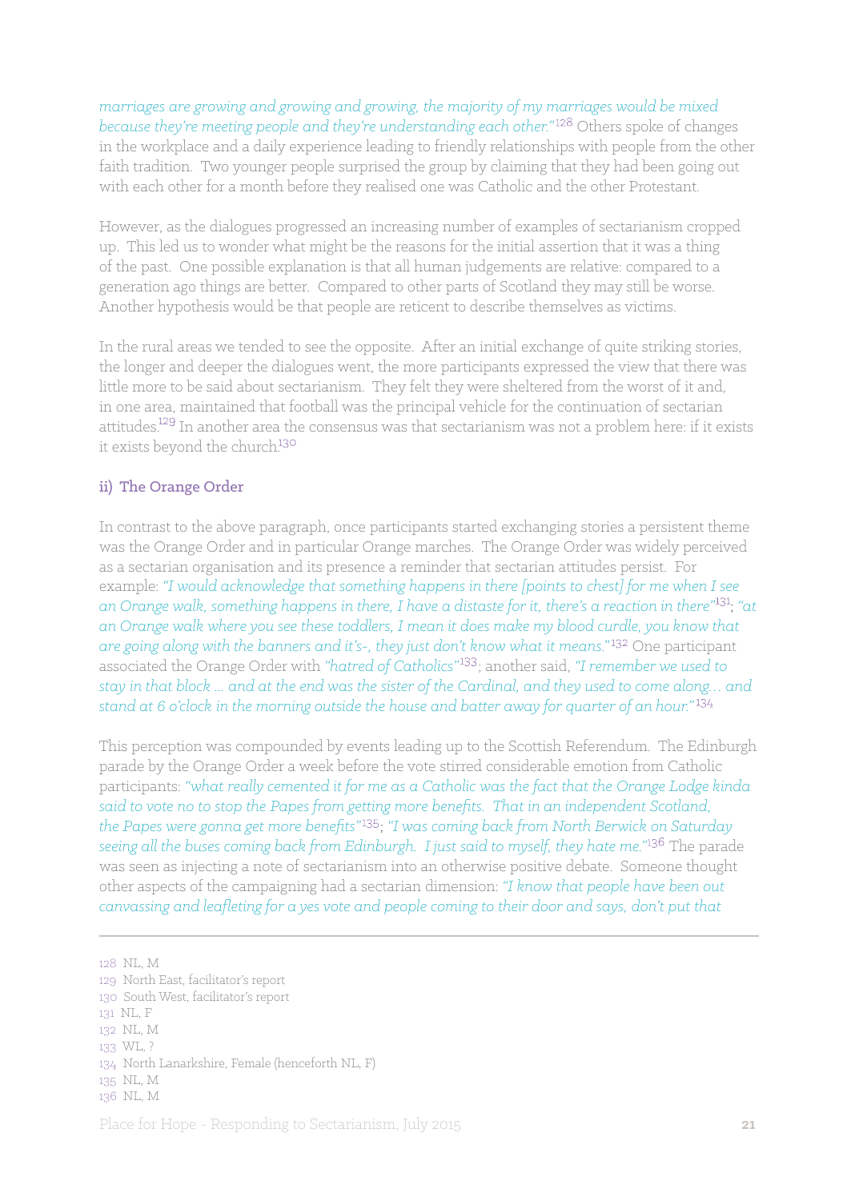*marriages are growing and growing and growing, the majority of my marriages would be mixed because they're meeting people and they're understanding each other."*[128] Others spoke of changes in the workplace and a daily experience leading to friendly relationships with people from the other faith tradition. Two younger people surprised the group by claiming that they had been going out with each other for a month before they realised one was Catholic and the other Protestant.

However, as the dialogues progressed an increasing number of examples of sectarianism cropped up. This led us to wonder what might be the reasons for the initial assertion that it was a thing of the past. One possible explanation is that all human judgements are relative: compared to a generation ago things are better. Compared to other parts of Scotland they may still be worse. Another hypothesis would be that people are reticent to describe themselves as victims.

In the rural areas we tended to see the opposite. After an initial exchange of quite striking stories, the longer and deeper the dialogues went, the more participants expressed the view that there was little more to be said about sectarianism. They felt they were sheltered from the worst of it and, in one area, maintained that football was the principal vehicle for the continuation of sectarian attitudes.[129] In another area the consensus was that sectarianism was not a problem here: if it exists it exists beyond the church.[130]

### ii) The Orange Order

In contrast to the above paragraph, once participants started exchanging stories a persistent theme was the Orange Order and in particular Orange marches. The Orange Order was widely perceived as a sectarian organisation and its presence a reminder that sectarian attitudes persist. For example: *"I would acknowledge that something happens in there [points to chest] for me when I see an Orange walk, something happens in there, I have a distaste for it, there's a reaction in there"*[131]; *"at an Orange walk where you see these toddlers, I mean it does make my blood curdle, you know that are going along with the banners and it's-, they just don't know what it means."*[132] One participant associated the Orange Order with *"hatred of Catholics"*[133]; another said, *"I remember we used to stay in that block … and at the end was the sister of the Cardinal, and they used to come along… and stand at 6 o'clock in the morning outside the house and batter away for quarter of an hour."*[134]

This perception was compounded by events leading up to the Scottish Referendum. The Edinburgh parade by the Orange Order a week before the vote stirred considerable emotion from Catholic participants: *"what really cemented it for me as a Catholic was the fact that the Orange Lodge kinda said to vote no to stop the Papes from getting more benefits. That in an independent Scotland, the Papes were gonna get more benefits"*[135]; *"I was coming back from North Berwick on Saturday seeing all the buses coming back from Edinburgh. I just said to myself, they hate me."*[136] The parade was seen as injecting a note of sectarianism into an otherwise positive debate. Someone thought other aspects of the campaigning had a sectarian dimension: *"I know that people have been out canvassing and leafleting for a yes vote and people coming to their door and says, don't put that*

---

128 NL, M
129 North East, facilitator's report
130 South West, facilitator's report
131 NL, F
132 NL, M
133 WL, ?
134 North Lanarkshire, Female (henceforth NL, F)
135 NL, M
136 NL, M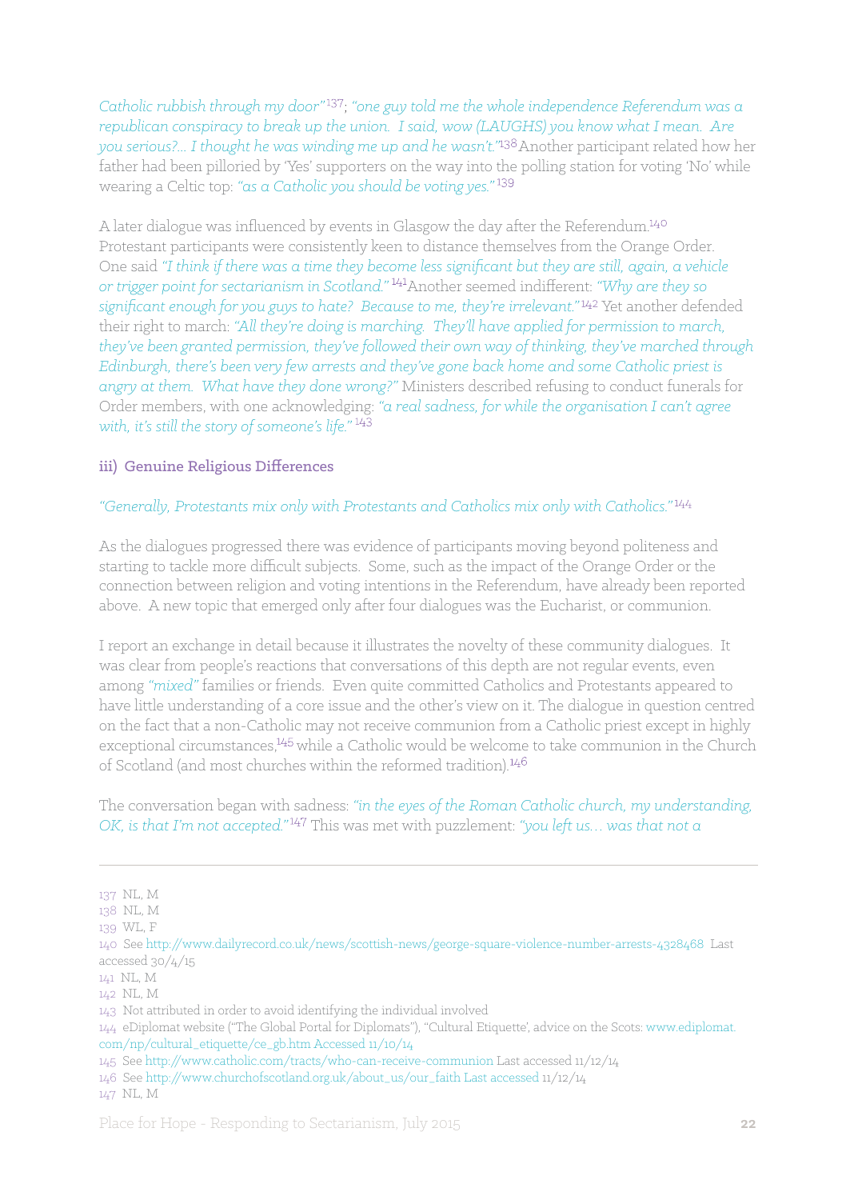*Catholic rubbish through my door"*[137]; *"one guy told me the whole independence Referendum was a republican conspiracy to break up the union. I said, wow (LAUGHS) you know what I mean. Are you serious?... I thought he was winding me up and he wasn't."*[138] Another participant related how her father had been pilloried by 'Yes' supporters on the way into the polling station for voting 'No' while wearing a Celtic top: *"as a Catholic you should be voting yes."*[139]

A later dialogue was influenced by events in Glasgow the day after the Referendum.[140] Protestant participants were consistently keen to distance themselves from the Orange Order. One said *"I think if there was a time they become less significant but they are still, again, a vehicle or trigger point for sectarianism in Scotland."*[141] Another seemed indifferent: *"Why are they so significant enough for you guys to hate? Because to me, they're irrelevant."*[142] Yet another defended their right to march: *"All they're doing is marching. They'll have applied for permission to march, they've been granted permission, they've followed their own way of thinking, they've marched through Edinburgh, there's been very few arrests and they've gone back home and some Catholic priest is angry at them. What have they done wrong?"* Ministers described refusing to conduct funerals for Order members, with one acknowledging: *"a real sadness, for while the organisation I can't agree with, it's still the story of someone's life."*[143]

### iii) Genuine Religious Differences

*"Generally, Protestants mix only with Protestants and Catholics mix only with Catholics."*[144]

As the dialogues progressed there was evidence of participants moving beyond politeness and starting to tackle more difficult subjects. Some, such as the impact of the Orange Order or the connection between religion and voting intentions in the Referendum, have already been reported above. A new topic that emerged only after four dialogues was the Eucharist, or communion.

I report an exchange in detail because it illustrates the novelty of these community dialogues. It was clear from people's reactions that conversations of this depth are not regular events, even among *"mixed"* families or friends. Even quite committed Catholics and Protestants appeared to have little understanding of a core issue and the other's view on it. The dialogue in question centred on the fact that a non-Catholic may not receive communion from a Catholic priest except in highly exceptional circumstances,[145] while a Catholic would be welcome to take communion in the Church of Scotland (and most churches within the reformed tradition).[146]

The conversation began with sadness: *"in the eyes of the Roman Catholic church, my understanding, OK, is that I'm not accepted."*[147] This was met with puzzlement: *"you left us… was that not a*

---

137 NL, M
138 NL, M
139 WL, F
140 See http://www.dailyrecord.co.uk/news/scottish-news/george-square-violence-number-arrests-4328468 Last accessed 30/4/15
141 NL, M
142 NL, M
143 Not attributed in order to avoid identifying the individual involved
144 eDiplomat website ("The Global Portal for Diplomats"), "Cultural Etiquette', advice on the Scots: www.ediplomat.com/np/cultural_etiquette/ce_gb.htm Accessed 11/10/14
145 See http://www.catholic.com/tracts/who-can-receive-communion Last accessed 11/12/14
146 See http://www.churchofscotland.org.uk/about_us/our_faith Last accessed 11/12/14
147 NL, M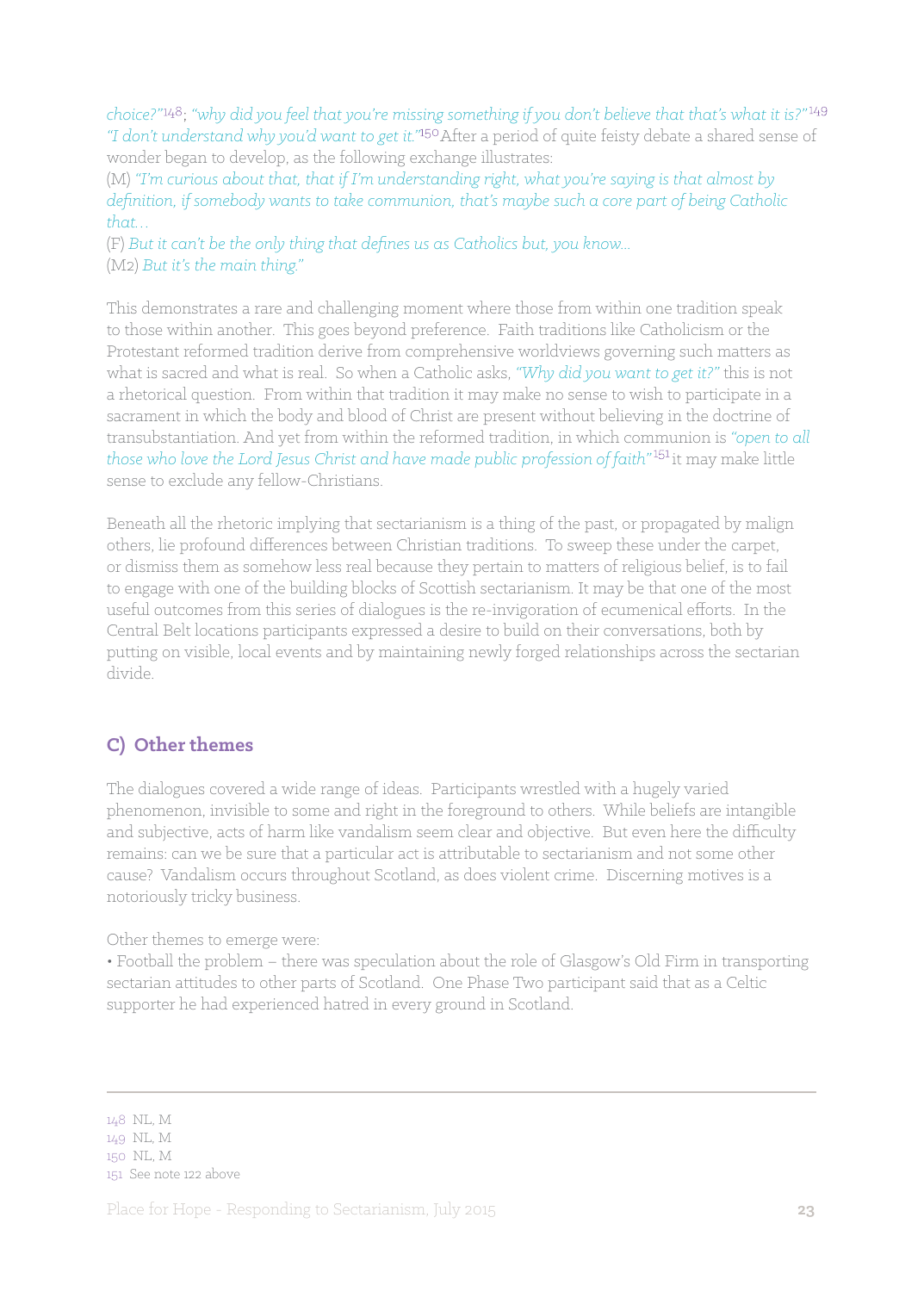*choice?"*[148]; *"why did you feel that you're missing something if you don't believe that that's what it is?"*[149] *"I don't understand why you'd want to get it."*[150] After a period of quite feisty debate a shared sense of wonder began to develop, as the following exchange illustrates:

(M) *"I'm curious about that, that if I'm understanding right, what you're saying is that almost by definition, if somebody wants to take communion, that's maybe such a core part of being Catholic that…*

(F) *But it can't be the only thing that defines us as Catholics but, you know…*

(M2) *But it's the main thing."*

This demonstrates a rare and challenging moment where those from within one tradition speak to those within another. This goes beyond preference. Faith traditions like Catholicism or the Protestant reformed tradition derive from comprehensive worldviews governing such matters as what is sacred and what is real. So when a Catholic asks, *"Why did you want to get it?"* this is not a rhetorical question. From within that tradition it may make no sense to wish to participate in a sacrament in which the body and blood of Christ are present without believing in the doctrine of transubstantiation. And yet from within the reformed tradition, in which communion is *"open to all those who love the Lord Jesus Christ and have made public profession of faith"*[151] it may make little sense to exclude any fellow-Christians.

Beneath all the rhetoric implying that sectarianism is a thing of the past, or propagated by malign others, lie profound differences between Christian traditions. To sweep these under the carpet, or dismiss them as somehow less real because they pertain to matters of religious belief, is to fail to engage with one of the building blocks of Scottish sectarianism. It may be that one of the most useful outcomes from this series of dialogues is the re-invigoration of ecumenical efforts. In the Central Belt locations participants expressed a desire to build on their conversations, both by putting on visible, local events and by maintaining newly forged relationships across the sectarian divide.

## C) Other themes

The dialogues covered a wide range of ideas. Participants wrestled with a hugely varied phenomenon, invisible to some and right in the foreground to others. While beliefs are intangible and subjective, acts of harm like vandalism seem clear and objective. But even here the difficulty remains: can we be sure that a particular act is attributable to sectarianism and not some other cause? Vandalism occurs throughout Scotland, as does violent crime. Discerning motives is a notoriously tricky business.

Other themes to emerge were:

- Football the problem – there was speculation about the role of Glasgow's Old Firm in transporting sectarian attitudes to other parts of Scotland. One Phase Two participant said that as a Celtic supporter he had experienced hatred in every ground in Scotland.

---

148 NL, M
149 NL, M
150 NL, M
151 See note 122 above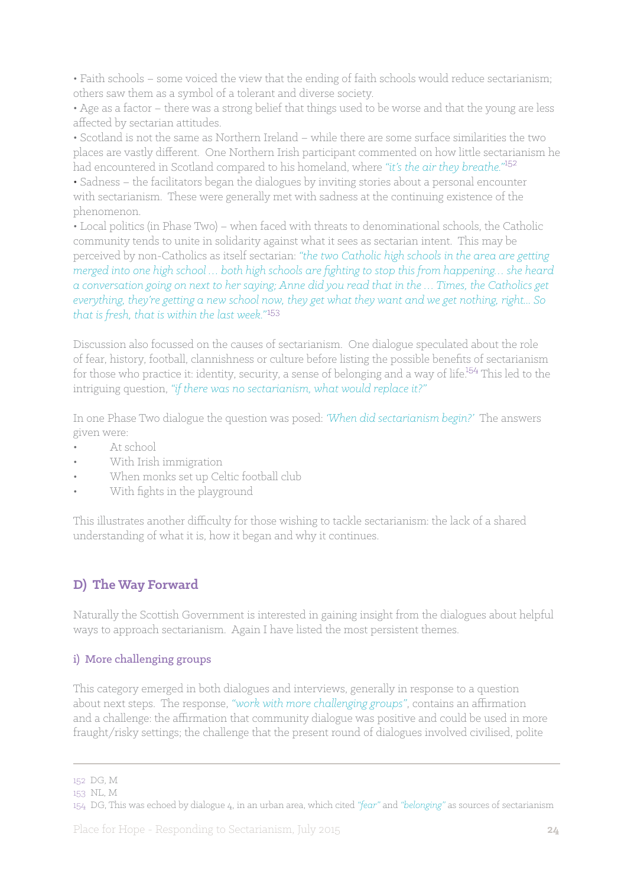• Faith schools – some voiced the view that the ending of faith schools would reduce sectarianism; others saw them as a symbol of a tolerant and diverse society.

• Age as a factor – there was a strong belief that things used to be worse and that the young are less affected by sectarian attitudes.

• Scotland is not the same as Northern Ireland – while there are some surface similarities the two places are vastly different. One Northern Irish participant commented on how little sectarianism he had encountered in Scotland compared to his homeland, where *"it's the air they breathe."*[152]

• Sadness – the facilitators began the dialogues by inviting stories about a personal encounter with sectarianism. These were generally met with sadness at the continuing existence of the phenomenon.

• Local politics (in Phase Two) – when faced with threats to denominational schools, the Catholic community tends to unite in solidarity against what it sees as sectarian intent. This may be perceived by non-Catholics as itself sectarian: *"the two Catholic high schools in the area are getting merged into one high school … both high schools are fighting to stop this from happening… she heard a conversation going on next to her saying; Anne did you read that in the … Times, the Catholics get everything, they're getting a new school now, they get what they want and we get nothing, right… So that is fresh, that is within the last week."*[153]

Discussion also focussed on the causes of sectarianism. One dialogue speculated about the role of fear, history, football, clannishness or culture before listing the possible benefits of sectarianism for those who practice it: identity, security, a sense of belonging and a way of life.[154] This led to the intriguing question, *"if there was no sectarianism, what would replace it?"*

In one Phase Two dialogue the question was posed: *'When did sectarianism begin?'* The answers given were:

- At school
- With Irish immigration
- When monks set up Celtic football club
- With fights in the playground

This illustrates another difficulty for those wishing to tackle sectarianism: the lack of a shared understanding of what it is, how it began and why it continues.

## D) The Way Forward

Naturally the Scottish Government is interested in gaining insight from the dialogues about helpful ways to approach sectarianism. Again I have listed the most persistent themes.

### i) More challenging groups

This category emerged in both dialogues and interviews, generally in response to a question about next steps. The response, *"work with more challenging groups"*, contains an affirmation and a challenge: the affirmation that community dialogue was positive and could be used in more fraught/risky settings; the challenge that the present round of dialogues involved civilised, polite

---

152 DG, M

153 NL, M

154 DG, This was echoed by dialogue 4, in an urban area, which cited *"fear"* and *"belonging"* as sources of sectarianism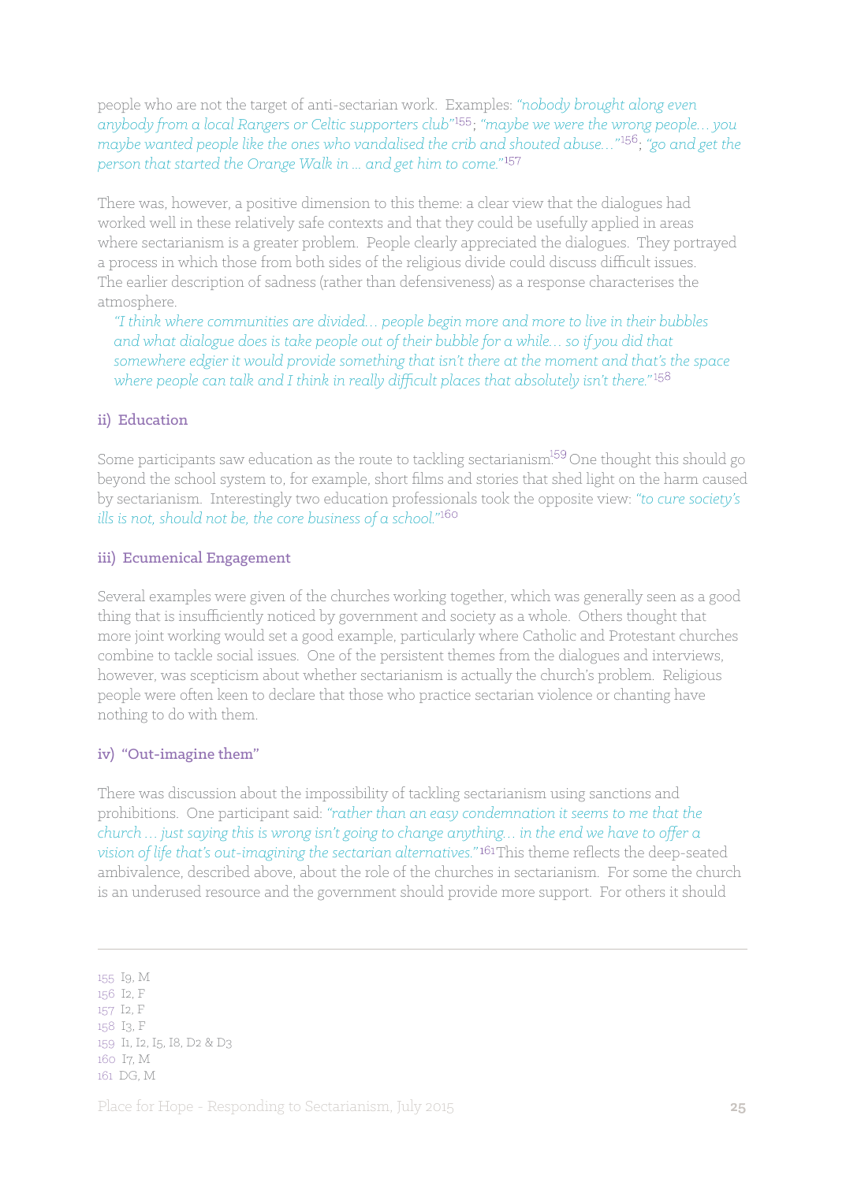people who are not the target of anti-sectarian work. Examples: *"nobody brought along even anybody from a local Rangers or Celtic supporters club"*[155]; *"maybe we were the wrong people… you maybe wanted people like the ones who vandalised the crib and shouted abuse…"*[156]; *"go and get the person that started the Orange Walk in … and get him to come."*[157]

There was, however, a positive dimension to this theme: a clear view that the dialogues had worked well in these relatively safe contexts and that they could be usefully applied in areas where sectarianism is a greater problem. People clearly appreciated the dialogues. They portrayed a process in which those from both sides of the religious divide could discuss difficult issues. The earlier description of sadness (rather than defensiveness) as a response characterises the atmosphere.

> *"I think where communities are divided… people begin more and more to live in their bubbles and what dialogue does is take people out of their bubble for a while… so if you did that somewhere edgier it would provide something that isn't there at the moment and that's the space where people can talk and I think in really difficult places that absolutely isn't there."*[158]

### ii) Education

Some participants saw education as the route to tackling sectarianism.[159] One thought this should go beyond the school system to, for example, short films and stories that shed light on the harm caused by sectarianism. Interestingly two education professionals took the opposite view: *"to cure society's ills is not, should not be, the core business of a school."*[160]

### iii) Ecumenical Engagement

Several examples were given of the churches working together, which was generally seen as a good thing that is insufficiently noticed by government and society as a whole. Others thought that more joint working would set a good example, particularly where Catholic and Protestant churches combine to tackle social issues. One of the persistent themes from the dialogues and interviews, however, was scepticism about whether sectarianism is actually the church's problem. Religious people were often keen to declare that those who practice sectarian violence or chanting have nothing to do with them.

### iv) "Out-imagine them"

There was discussion about the impossibility of tackling sectarianism using sanctions and prohibitions. One participant said: *"rather than an easy condemnation it seems to me that the church … just saying this is wrong isn't going to change anything… in the end we have to offer a vision of life that's out-imagining the sectarian alternatives."*[161] This theme reflects the deep-seated ambivalence, described above, about the role of the churches in sectarianism. For some the church is an underused resource and the government should provide more support. For others it should

---

155 I9, M
156 I2, F
157 I2, F
158 I3, F
159 I1, I2, I5, I8, D2 & D3
160 I7, M
161 DG, M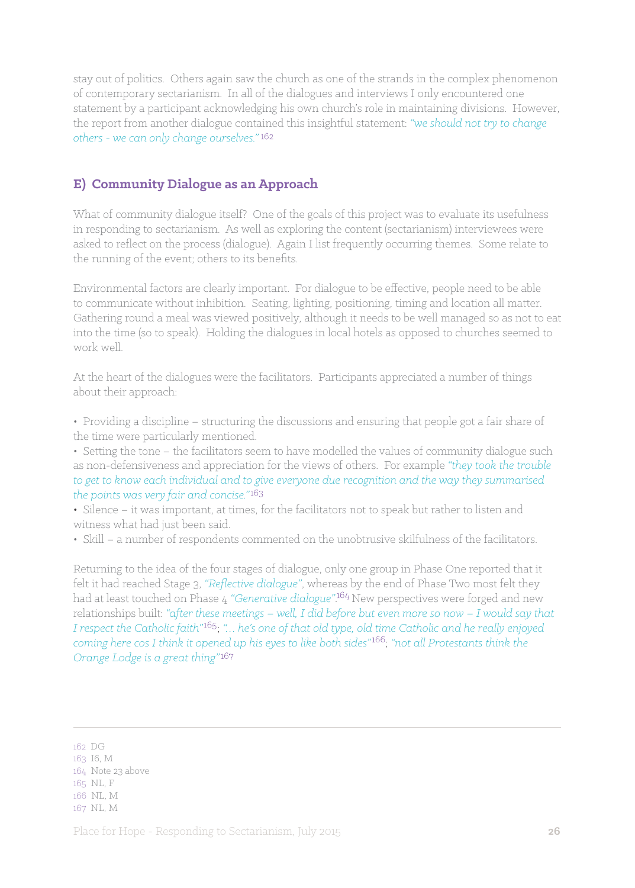stay out of politics. Others again saw the church as one of the strands in the complex phenomenon of contemporary sectarianism. In all of the dialogues and interviews I only encountered one statement by a participant acknowledging his own church's role in maintaining divisions. However, the report from another dialogue contained this insightful statement: *"we should not try to change others - we can only change ourselves."*[162]

## E) Community Dialogue as an Approach

What of community dialogue itself? One of the goals of this project was to evaluate its usefulness in responding to sectarianism. As well as exploring the content (sectarianism) interviewees were asked to reflect on the process (dialogue). Again I list frequently occurring themes. Some relate to the running of the event; others to its benefits.

Environmental factors are clearly important. For dialogue to be effective, people need to be able to communicate without inhibition. Seating, lighting, positioning, timing and location all matter. Gathering round a meal was viewed positively, although it needs to be well managed so as not to eat into the time (so to speak). Holding the dialogues in local hotels as opposed to churches seemed to work well.

At the heart of the dialogues were the facilitators. Participants appreciated a number of things about their approach:

- Providing a discipline – structuring the discussions and ensuring that people got a fair share of the time were particularly mentioned.
- Setting the tone – the facilitators seem to have modelled the values of community dialogue such as non-defensiveness and appreciation for the views of others. For example *"they took the trouble to get to know each individual and to give everyone due recognition and the way they summarised the points was very fair and concise."*[163]
- Silence – it was important, at times, for the facilitators not to speak but rather to listen and witness what had just been said.
- Skill – a number of respondents commented on the unobtrusive skilfulness of the facilitators.

Returning to the idea of the four stages of dialogue, only one group in Phase One reported that it felt it had reached Stage 3, *"Reflective dialogue"*, whereas by the end of Phase Two most felt they had at least touched on Phase 4 *"Generative dialogue"*.[164] New perspectives were forged and new relationships built: *"after these meetings – well, I did before but even more so now – I would say that I respect the Catholic faith"*[165]; *"… he's one of that old type, old time Catholic and he really enjoyed coming here cos I think it opened up his eyes to like both sides"*[166]; *"not all Protestants think the Orange Lodge is a great thing"*[167]

---

162 DG
163 I6, M
164 Note 23 above
165 NL, F
166 NL, M
167 NL, M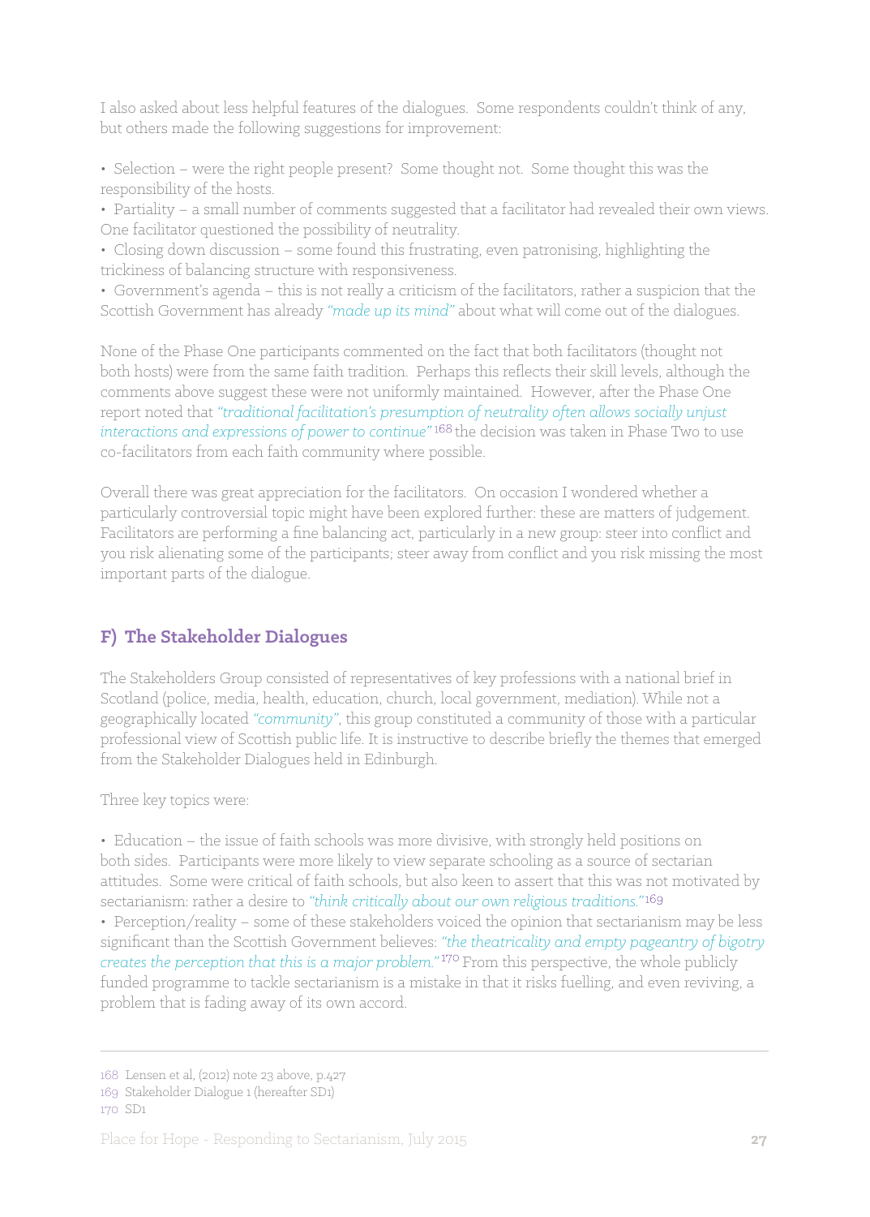I also asked about less helpful features of the dialogues. Some respondents couldn't think of any, but others made the following suggestions for improvement:

- Selection – were the right people present? Some thought not. Some thought this was the responsibility of the hosts.
- Partiality – a small number of comments suggested that a facilitator had revealed their own views. One facilitator questioned the possibility of neutrality.
- Closing down discussion – some found this frustrating, even patronising, highlighting the trickiness of balancing structure with responsiveness.
- Government's agenda – this is not really a criticism of the facilitators, rather a suspicion that the Scottish Government has already *"made up its mind"* about what will come out of the dialogues.

None of the Phase One participants commented on the fact that both facilitators (thought not both hosts) were from the same faith tradition. Perhaps this reflects their skill levels, although the comments above suggest these were not uniformly maintained. However, after the Phase One report noted that *"traditional facilitation's presumption of neutrality often allows socially unjust interactions and expressions of power to continue"*[168] the decision was taken in Phase Two to use co-facilitators from each faith community where possible.

Overall there was great appreciation for the facilitators. On occasion I wondered whether a particularly controversial topic might have been explored further: these are matters of judgement. Facilitators are performing a fine balancing act, particularly in a new group: steer into conflict and you risk alienating some of the participants; steer away from conflict and you risk missing the most important parts of the dialogue.

## F) The Stakeholder Dialogues

The Stakeholders Group consisted of representatives of key professions with a national brief in Scotland (police, media, health, education, church, local government, mediation). While not a geographically located *"community"*, this group constituted a community of those with a particular professional view of Scottish public life. It is instructive to describe briefly the themes that emerged from the Stakeholder Dialogues held in Edinburgh.

Three key topics were:

- Education – the issue of faith schools was more divisive, with strongly held positions on both sides. Participants were more likely to view separate schooling as a source of sectarian attitudes. Some were critical of faith schools, but also keen to assert that this was not motivated by sectarianism: rather a desire to *"think critically about our own religious traditions."*[169]
- Perception/reality – some of these stakeholders voiced the opinion that sectarianism may be less significant than the Scottish Government believes: *"the theatricality and empty pageantry of bigotry creates the perception that this is a major problem."*[170] From this perspective, the whole publicly funded programme to tackle sectarianism is a mistake in that it risks fuelling, and even reviving, a problem that is fading away of its own accord.

---

168 Lensen et al, (2012) note 23 above, p.427

169 Stakeholder Dialogue 1 (hereafter SD1)

170 SD1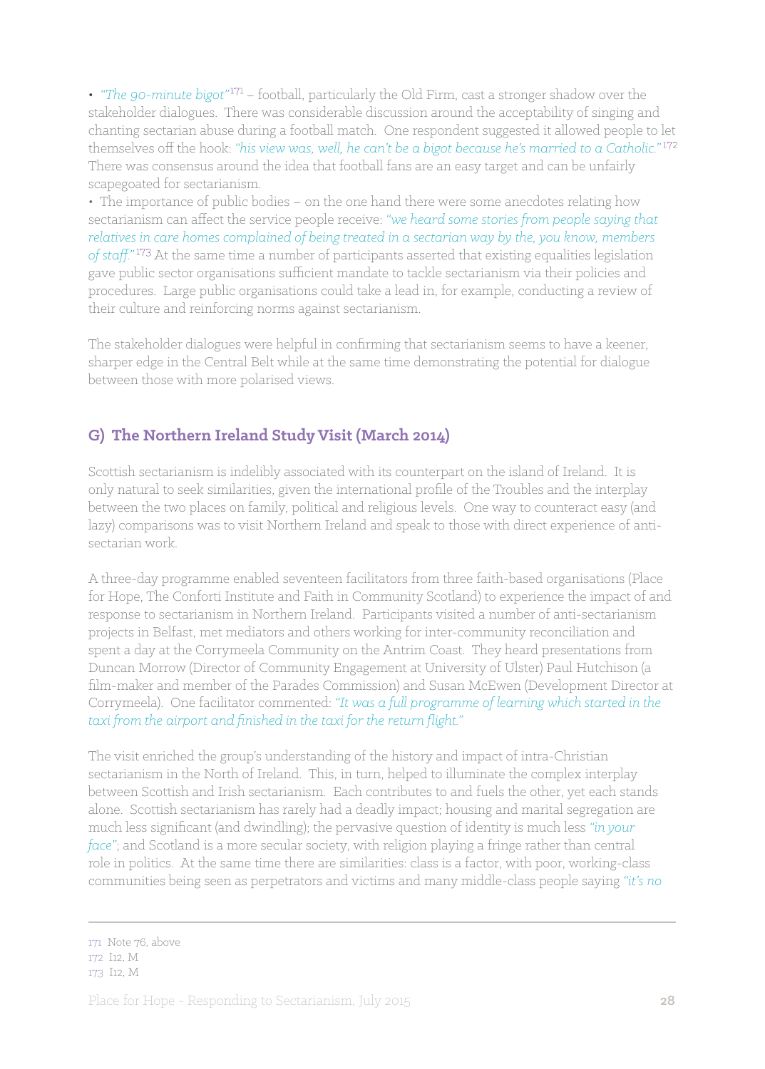- *"The 90-minute bigot"*[171] – football, particularly the Old Firm, cast a stronger shadow over the stakeholder dialogues. There was considerable discussion around the acceptability of singing and chanting sectarian abuse during a football match. One respondent suggested it allowed people to let themselves off the hook: *"his view was, well, he can't be a bigot because he's married to a Catholic."*[172] There was consensus around the idea that football fans are an easy target and can be unfairly scapegoated for sectarianism.
- The importance of public bodies – on the one hand there were some anecdotes relating how sectarianism can affect the service people receive: *"we heard some stories from people saying that relatives in care homes complained of being treated in a sectarian way by the, you know, members of staff."*[173] At the same time a number of participants asserted that existing equalities legislation gave public sector organisations sufficient mandate to tackle sectarianism via their policies and procedures. Large public organisations could take a lead in, for example, conducting a review of their culture and reinforcing norms against sectarianism.

The stakeholder dialogues were helpful in confirming that sectarianism seems to have a keener, sharper edge in the Central Belt while at the same time demonstrating the potential for dialogue between those with more polarised views.

## G) The Northern Ireland Study Visit (March 2014)

Scottish sectarianism is indelibly associated with its counterpart on the island of Ireland. It is only natural to seek similarities, given the international profile of the Troubles and the interplay between the two places on family, political and religious levels. One way to counteract easy (and lazy) comparisons was to visit Northern Ireland and speak to those with direct experience of anti-sectarian work.

A three-day programme enabled seventeen facilitators from three faith-based organisations (Place for Hope, The Conforti Institute and Faith in Community Scotland) to experience the impact of and response to sectarianism in Northern Ireland. Participants visited a number of anti-sectarianism projects in Belfast, met mediators and others working for inter-community reconciliation and spent a day at the Corrymeela Community on the Antrim Coast. They heard presentations from Duncan Morrow (Director of Community Engagement at University of Ulster) Paul Hutchison (a film-maker and member of the Parades Commission) and Susan McEwen (Development Director at Corrymeela). One facilitator commented: *"It was a full programme of learning which started in the taxi from the airport and finished in the taxi for the return flight."*

The visit enriched the group's understanding of the history and impact of intra-Christian sectarianism in the North of Ireland. This, in turn, helped to illuminate the complex interplay between Scottish and Irish sectarianism. Each contributes to and fuels the other, yet each stands alone. Scottish sectarianism has rarely had a deadly impact; housing and marital segregation are much less significant (and dwindling); the pervasive question of identity is much less *"in your face"*; and Scotland is a more secular society, with religion playing a fringe rather than central role in politics. At the same time there are similarities: class is a factor, with poor, working-class communities being seen as perpetrators and victims and many middle-class people saying *"it's no*

---

171 Note 76, above
172 I12, M
173 I12, M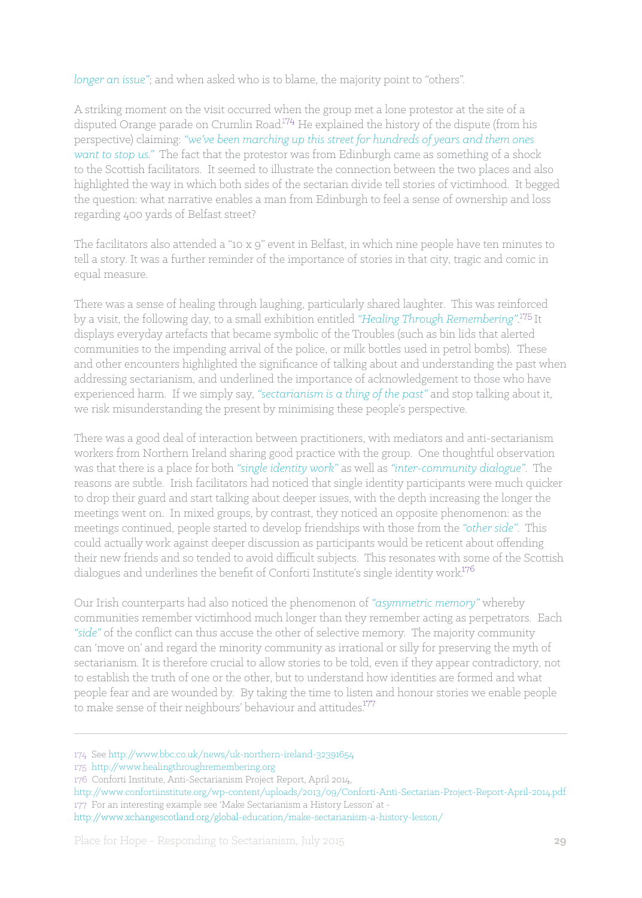*longer an issue"*; and when asked who is to blame, the majority point to "others".

A striking moment on the visit occurred when the group met a lone protestor at the site of a disputed Orange parade on Crumlin Road.[174] He explained the history of the dispute (from his perspective) claiming: *"we've been marching up this street for hundreds of years and them ones want to stop us."* The fact that the protestor was from Edinburgh came as something of a shock to the Scottish facilitators. It seemed to illustrate the connection between the two places and also highlighted the way in which both sides of the sectarian divide tell stories of victimhood. It begged the question: what narrative enables a man from Edinburgh to feel a sense of ownership and loss regarding 400 yards of Belfast street?

The facilitators also attended a "10 x 9" event in Belfast, in which nine people have ten minutes to tell a story. It was a further reminder of the importance of stories in that city, tragic and comic in equal measure.

There was a sense of healing through laughing, particularly shared laughter. This was reinforced by a visit, the following day, to a small exhibition entitled *"Healing Through Remembering"*.[175] It displays everyday artefacts that became symbolic of the Troubles (such as bin lids that alerted communities to the impending arrival of the police, or milk bottles used in petrol bombs). These and other encounters highlighted the significance of talking about and understanding the past when addressing sectarianism, and underlined the importance of acknowledgement to those who have experienced harm. If we simply say, *"sectarianism is a thing of the past"* and stop talking about it, we risk misunderstanding the present by minimising these people's perspective.

There was a good deal of interaction between practitioners, with mediators and anti-sectarianism workers from Northern Ireland sharing good practice with the group. One thoughtful observation was that there is a place for both *"single identity work"* as well as *"inter-community dialogue"*. The reasons are subtle. Irish facilitators had noticed that single identity participants were much quicker to drop their guard and start talking about deeper issues, with the depth increasing the longer the meetings went on. In mixed groups, by contrast, they noticed an opposite phenomenon: as the meetings continued, people started to develop friendships with those from the *"other side"*. This could actually work against deeper discussion as participants would be reticent about offending their new friends and so tended to avoid difficult subjects. This resonates with some of the Scottish dialogues and underlines the benefit of Conforti Institute's single identity work.[176]

Our Irish counterparts had also noticed the phenomenon of *"asymmetric memory"* whereby communities remember victimhood much longer than they remember acting as perpetrators. Each *"side"* of the conflict can thus accuse the other of selective memory. The majority community can 'move on' and regard the minority community as irrational or silly for preserving the myth of sectarianism. It is therefore crucial to allow stories to be told, even if they appear contradictory, not to establish the truth of one or the other, but to understand how identities are formed and what people fear and are wounded by. By taking the time to listen and honour stories we enable people to make sense of their neighbours' behaviour and attitudes.[177]

---

174 See http://www.bbc.co.uk/news/uk-northern-ireland-32391654

175 http://www.healingthroughremembering.org

176 Conforti Institute, Anti-Sectarianism Project Report, April 2014, http://www.confortiinstitute.org/wp-content/uploads/2013/09/Conforti-Anti-Sectarian-Project-Report-April-2014.pdf

177 For an interesting example see 'Make Sectarianism a History Lesson' at - http://www.xchangescotland.org/global-education/make-sectarianism-a-history-lesson/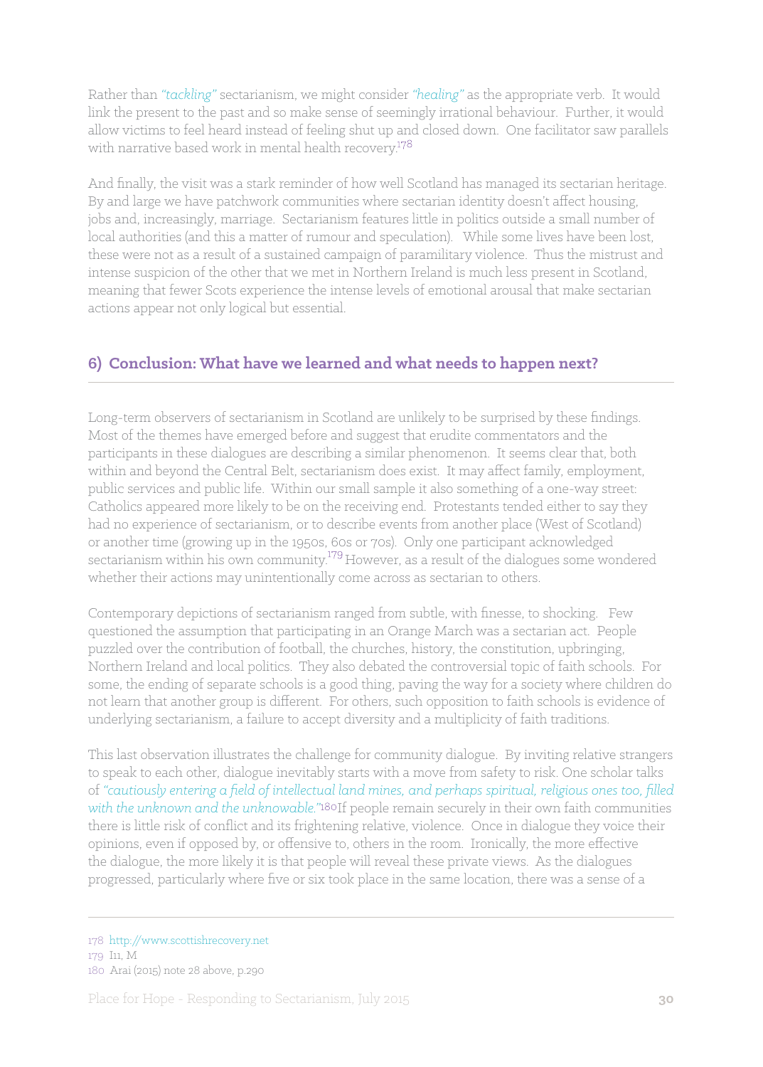Rather than *"tackling"* sectarianism, we might consider *"healing"* as the appropriate verb. It would link the present to the past and so make sense of seemingly irrational behaviour. Further, it would allow victims to feel heard instead of feeling shut up and closed down. One facilitator saw parallels with narrative based work in mental health recovery.[178]

And finally, the visit was a stark reminder of how well Scotland has managed its sectarian heritage. By and large we have patchwork communities where sectarian identity doesn't affect housing, jobs and, increasingly, marriage. Sectarianism features little in politics outside a small number of local authorities (and this a matter of rumour and speculation). While some lives have been lost, these were not as a result of a sustained campaign of paramilitary violence. Thus the mistrust and intense suspicion of the other that we met in Northern Ireland is much less present in Scotland, meaning that fewer Scots experience the intense levels of emotional arousal that make sectarian actions appear not only logical but essential.

## 6) Conclusion: What have we learned and what needs to happen next?

Long-term observers of sectarianism in Scotland are unlikely to be surprised by these findings. Most of the themes have emerged before and suggest that erudite commentators and the participants in these dialogues are describing a similar phenomenon. It seems clear that, both within and beyond the Central Belt, sectarianism does exist. It may affect family, employment, public services and public life. Within our small sample it also something of a one-way street: Catholics appeared more likely to be on the receiving end. Protestants tended either to say they had no experience of sectarianism, or to describe events from another place (West of Scotland) or another time (growing up in the 1950s, 60s or 70s). Only one participant acknowledged sectarianism within his own community.[179] However, as a result of the dialogues some wondered whether their actions may unintentionally come across as sectarian to others.

Contemporary depictions of sectarianism ranged from subtle, with finesse, to shocking. Few questioned the assumption that participating in an Orange March was a sectarian act. People puzzled over the contribution of football, the churches, history, the constitution, upbringing, Northern Ireland and local politics. They also debated the controversial topic of faith schools. For some, the ending of separate schools is a good thing, paving the way for a society where children do not learn that another group is different. For others, such opposition to faith schools is evidence of underlying sectarianism, a failure to accept diversity and a multiplicity of faith traditions.

This last observation illustrates the challenge for community dialogue. By inviting relative strangers to speak to each other, dialogue inevitably starts with a move from safety to risk. One scholar talks of *"cautiously entering a field of intellectual land mines, and perhaps spiritual, religious ones too, filled with the unknown and the unknowable."*[180] If people remain securely in their own faith communities there is little risk of conflict and its frightening relative, violence. Once in dialogue they voice their opinions, even if opposed by, or offensive to, others in the room. Ironically, the more effective the dialogue, the more likely it is that people will reveal these private views. As the dialogues progressed, particularly where five or six took place in the same location, there was a sense of a

---

178 http://www.scottishrecovery.net

179 I11, M

180 Arai (2015) note 28 above, p.290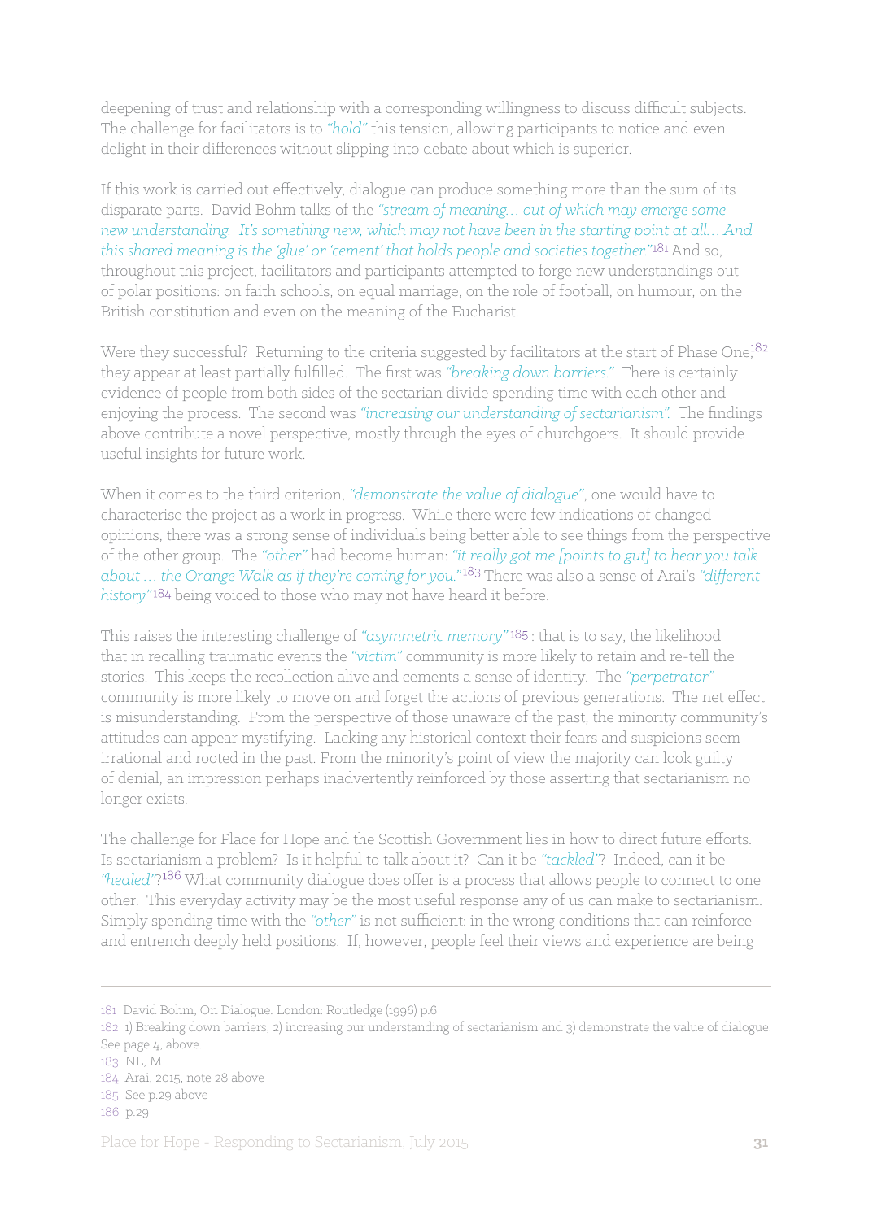deepening of trust and relationship with a corresponding willingness to discuss difficult subjects. The challenge for facilitators is to *"hold"* this tension, allowing participants to notice and even delight in their differences without slipping into debate about which is superior.

If this work is carried out effectively, dialogue can produce something more than the sum of its disparate parts. David Bohm talks of the *"stream of meaning… out of which may emerge some new understanding. It's something new, which may not have been in the starting point at all… And this shared meaning is the 'glue' or 'cement' that holds people and societies together."*[181] And so, throughout this project, facilitators and participants attempted to forge new understandings out of polar positions: on faith schools, on equal marriage, on the role of football, on humour, on the British constitution and even on the meaning of the Eucharist.

Were they successful? Returning to the criteria suggested by facilitators at the start of Phase One,[182] they appear at least partially fulfilled. The first was *"breaking down barriers."* There is certainly evidence of people from both sides of the sectarian divide spending time with each other and enjoying the process. The second was *"increasing our understanding of sectarianism"*. The findings above contribute a novel perspective, mostly through the eyes of churchgoers. It should provide useful insights for future work.

When it comes to the third criterion, *"demonstrate the value of dialogue"*, one would have to characterise the project as a work in progress. While there were few indications of changed opinions, there was a strong sense of individuals being better able to see things from the perspective of the other group. The *"other"* had become human: *"it really got me [points to gut] to hear you talk about … the Orange Walk as if they're coming for you."*[183] There was also a sense of Arai's *"different history"*[184] being voiced to those who may not have heard it before.

This raises the interesting challenge of *"asymmetric memory"*[185]: that is to say, the likelihood that in recalling traumatic events the *"victim"* community is more likely to retain and re-tell the stories. This keeps the recollection alive and cements a sense of identity. The *"perpetrator"* community is more likely to move on and forget the actions of previous generations. The net effect is misunderstanding. From the perspective of those unaware of the past, the minority community's attitudes can appear mystifying. Lacking any historical context their fears and suspicions seem irrational and rooted in the past. From the minority's point of view the majority can look guilty of denial, an impression perhaps inadvertently reinforced by those asserting that sectarianism no longer exists.

The challenge for Place for Hope and the Scottish Government lies in how to direct future efforts. Is sectarianism a problem? Is it helpful to talk about it? Can it be *"tackled"*? Indeed, can it be *"healed"*?[186] What community dialogue does offer is a process that allows people to connect to one other. This everyday activity may be the most useful response any of us can make to sectarianism. Simply spending time with the *"other"* is not sufficient: in the wrong conditions that can reinforce and entrench deeply held positions. If, however, people feel their views and experience are being

---

181 David Bohm, On Dialogue. London: Routledge (1996) p.6

182 1) Breaking down barriers, 2) increasing our understanding of sectarianism and 3) demonstrate the value of dialogue. See page 4, above.

183 NL, M

184 Arai, 2015, note 28 above

185 See p.29 above

186 p.29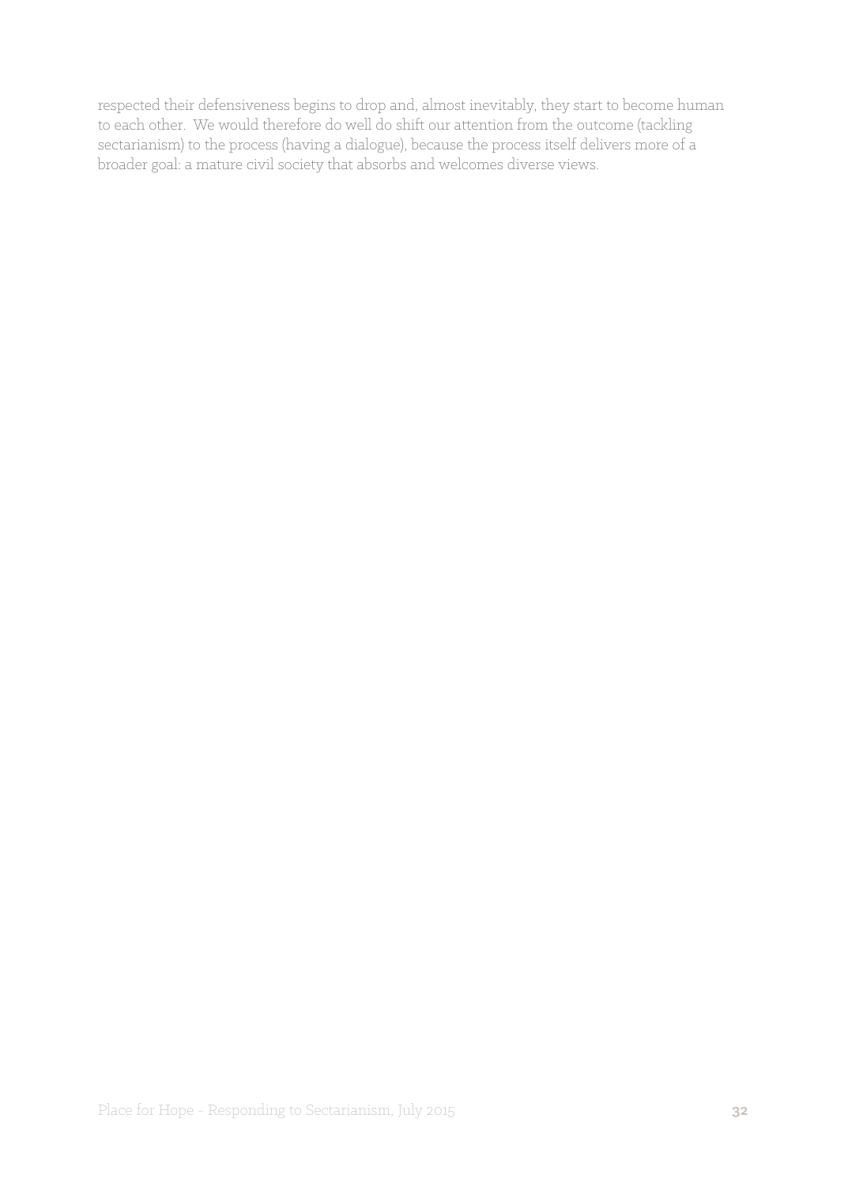respected their defensiveness begins to drop and, almost inevitably, they start to become human to each other. We would therefore do well do shift our attention from the outcome (tackling sectarianism) to the process (having a dialogue), because the process itself delivers more of a broader goal: a mature civil society that absorbs and welcomes diverse views.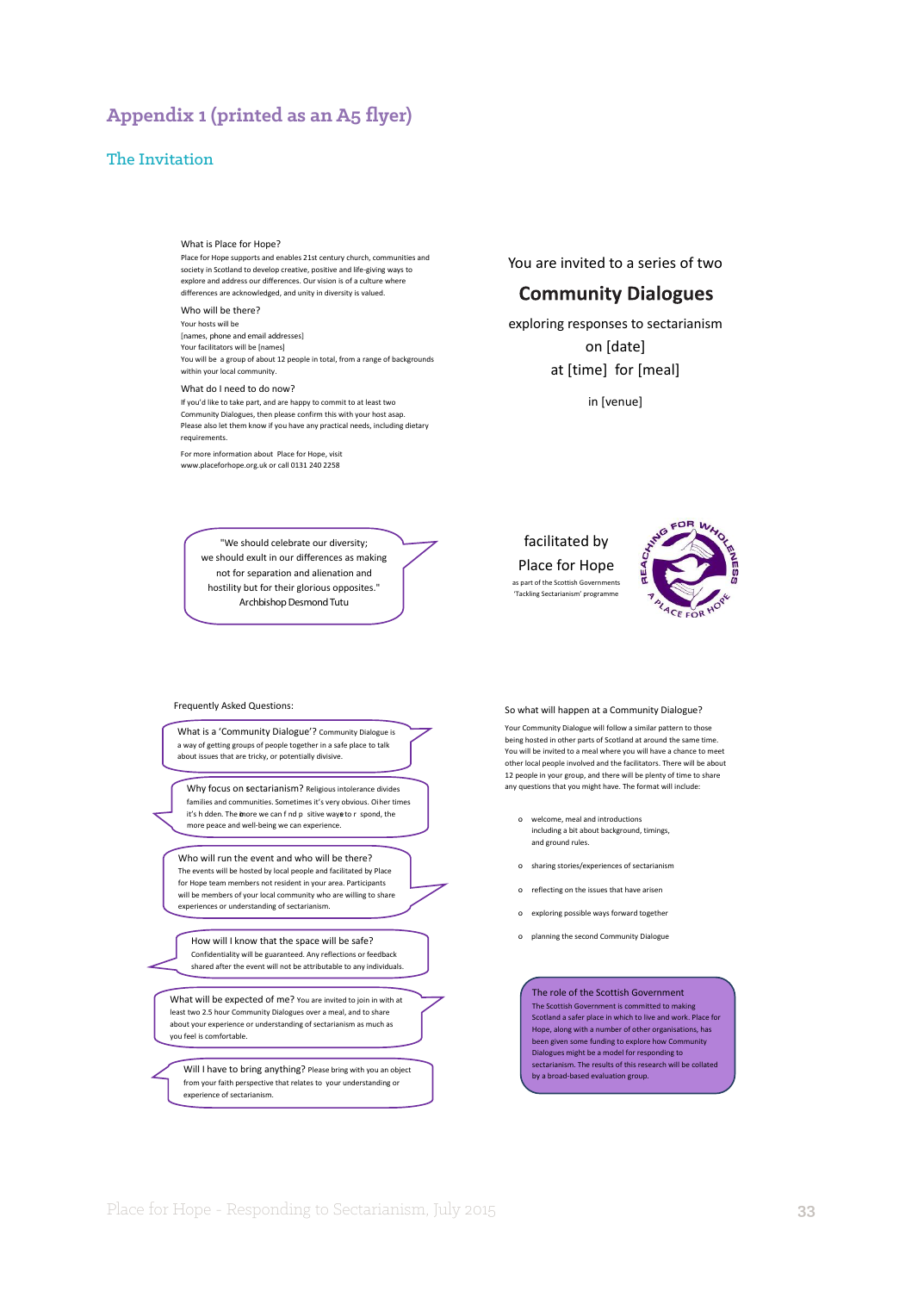# Appendix 1 (printed as an A5 flyer)

## The Invitation

What is Place for Hope?

Place for Hope supports and enables 21st century church, communities and society in Scotland to develop creative, positive and life-giving ways to explore and address our differences. Our vision is of a culture where differences are acknowledged, and unity in diversity is valued.

Who will be there?

Your hosts will be
[names, phone and email addresses]
Your facilitators will be [names]
You will be a group of about 12 people in total, from a range of backgrounds within your local community.

What do I need to do now?

If you'd like to take part, and are happy to commit to at least two Community Dialogues, then please confirm this with your host asap. Please also let them know if you have any practical needs, including dietary requirements.

For more information about Place for Hope, visit www.placeforhope.org.uk or call 0131 240 2258

You are invited to a series of two

**Community Dialogues**

exploring responses to sectarianism
on [date]
at [time] for [meal]

in [venue]

"We should celebrate our diversity; we should exult in our differences as making not for separation and alienation and hostility but for their glorious opposites."
Archbishop Desmond Tutu

facilitated by
Place for Hope
as part of the Scottish Governments 'Tackling Sectarianism' programme

REACHING FOR WHOLENESS — A PLACE FOR HOPE

Frequently Asked Questions:

What is a 'Community Dialogue'? Community Dialogue is a way of getting groups of people together in a safe place to talk about issues that are tricky, or potentially divisive.

Why focus on sectarianism? Religious intolerance divides families and communities. Sometimes it's very obvious. Other times it's hidden. The more we can find positive ways to respond, the more peace and well-being we can experience.

Who will run the event and who will be there? The events will be hosted by local people and facilitated by Place for Hope team members not resident in your area. Participants will be members of your local community who are willing to share experiences or understanding of sectarianism.

How will I know that the space will be safe? Confidentiality will be guaranteed. Any reflections or feedback shared after the event will not be attributable to any individuals.

What will be expected of me? You are invited to join in with at least two 2.5 hour Community Dialogues over a meal, and to share about your experience or understanding of sectarianism as much as you feel is comfortable.

Will I have to bring anything? Please bring with you an object from your faith perspective that relates to your understanding or experience of sectarianism.

So what will happen at a Community Dialogue?

Your Community Dialogue will follow a similar pattern to those being hosted in other parts of Scotland at around the same time. You will be invited to a meal where you will have a chance to meet other local people involved and the facilitators. There will be about 12 people in your group, and there will be plenty of time to share any questions that you might have. The format will include:

- welcome, meal and introductions including a bit about background, timings, and ground rules.
- sharing stories/experiences of sectarianism
- reflecting on the issues that have arisen
- exploring possible ways forward together
- planning the second Community Dialogue

The role of the Scottish Government

The Scottish Government is committed to making Scotland a safer place in which to live and work. Place for Hope, along with a number of other organisations, has been given some funding to explore how Community Dialogues might be a model for responding to sectarianism. The results of this research will be collated by a broad-based evaluation group.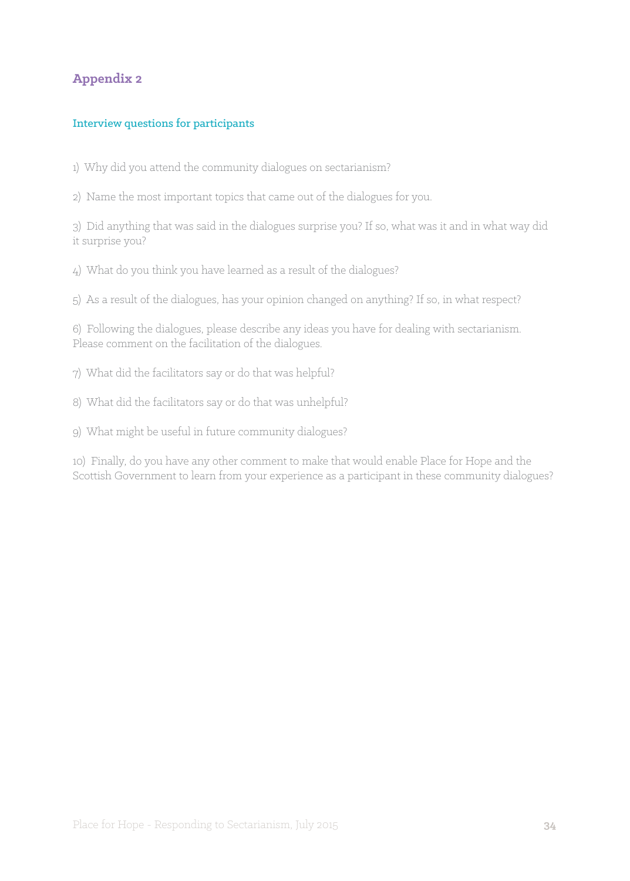## Appendix 2

### Interview questions for participants

1) Why did you attend the community dialogues on sectarianism?

2) Name the most important topics that came out of the dialogues for you.

3) Did anything that was said in the dialogues surprise you? If so, what was it and in what way did it surprise you?

4) What do you think you have learned as a result of the dialogues?

5) As a result of the dialogues, has your opinion changed on anything? If so, in what respect?

6) Following the dialogues, please describe any ideas you have for dealing with sectarianism. Please comment on the facilitation of the dialogues.

7) What did the facilitators say or do that was helpful?

8) What did the facilitators say or do that was unhelpful?

9) What might be useful in future community dialogues?

10) Finally, do you have any other comment to make that would enable Place for Hope and the Scottish Government to learn from your experience as a participant in these community dialogues?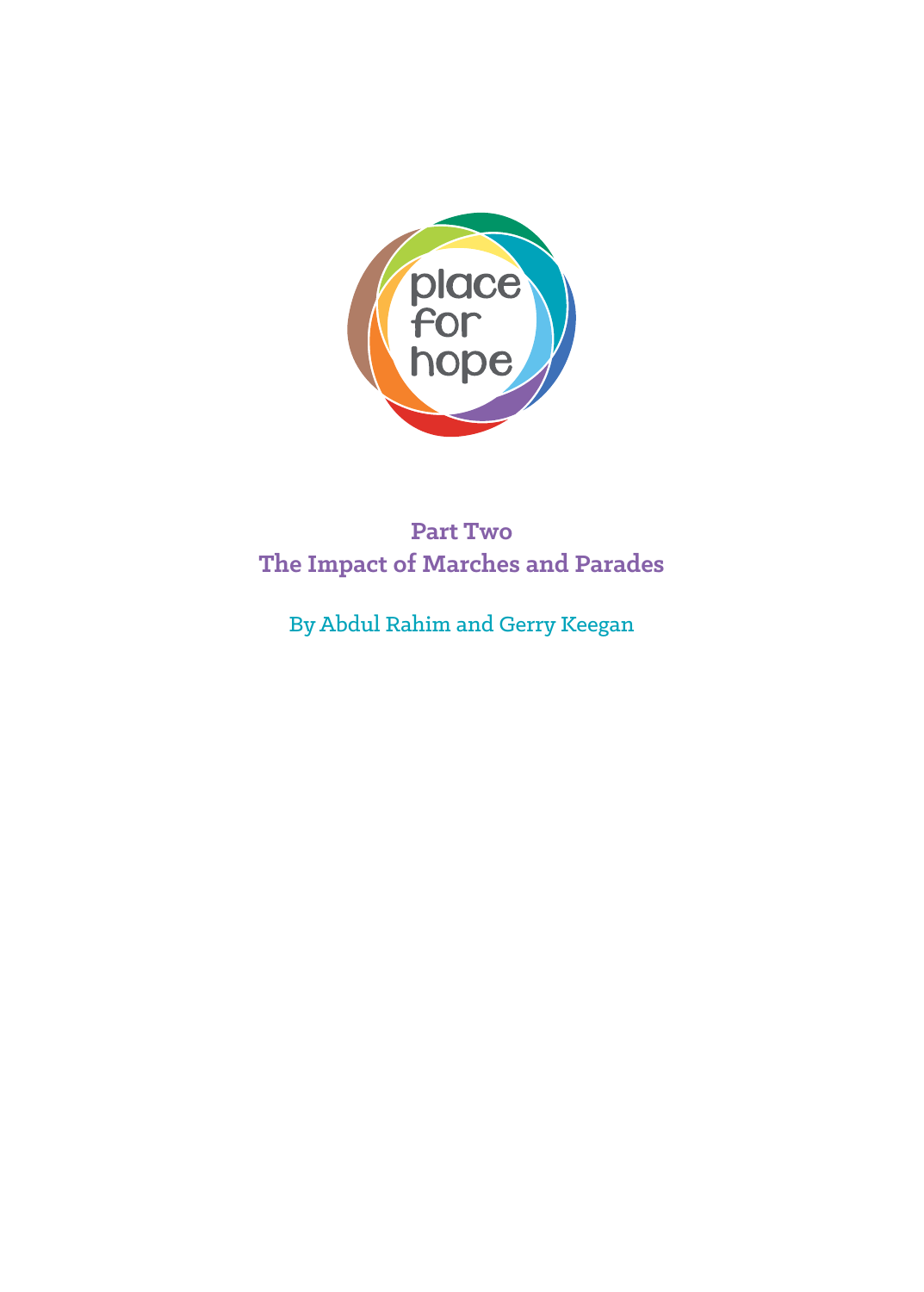place for hope

# Part Two
# The Impact of Marches and Parades

By Abdul Rahim and Gerry Keegan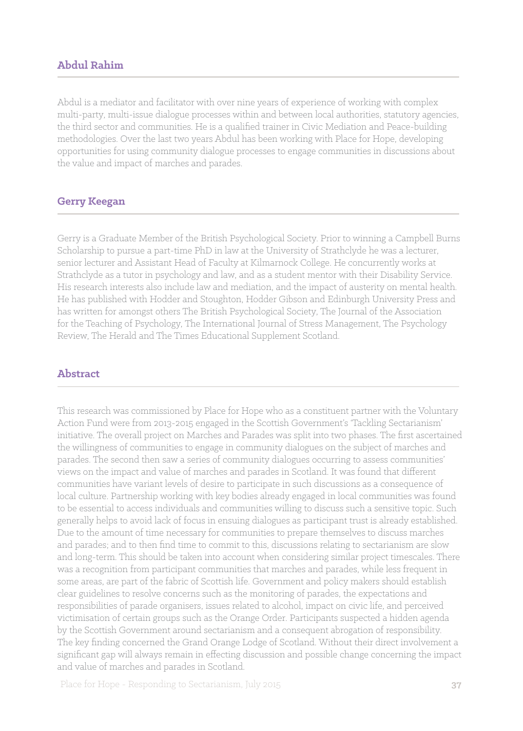## Abdul Rahim

Abdul is a mediator and facilitator with over nine years of experience of working with complex multi-party, multi-issue dialogue processes within and between local authorities, statutory agencies, the third sector and communities. He is a qualified trainer in Civic Mediation and Peace-building methodologies. Over the last two years Abdul has been working with Place for Hope, developing opportunities for using community dialogue processes to engage communities in discussions about the value and impact of marches and parades.

## Gerry Keegan

Gerry is a Graduate Member of the British Psychological Society. Prior to winning a Campbell Burns Scholarship to pursue a part-time PhD in law at the University of Strathclyde he was a lecturer, senior lecturer and Assistant Head of Faculty at Kilmarnock College. He concurrently works at Strathclyde as a tutor in psychology and law, and as a student mentor with their Disability Service. His research interests also include law and mediation, and the impact of austerity on mental health. He has published with Hodder and Stoughton, Hodder Gibson and Edinburgh University Press and has written for amongst others The British Psychological Society, The Journal of the Association for the Teaching of Psychology, The International Journal of Stress Management, The Psychology Review, The Herald and The Times Educational Supplement Scotland.

## Abstract

This research was commissioned by Place for Hope who as a constituent partner with the Voluntary Action Fund were from 2013-2015 engaged in the Scottish Government's 'Tackling Sectarianism' initiative. The overall project on Marches and Parades was split into two phases. The first ascertained the willingness of communities to engage in community dialogues on the subject of marches and parades. The second then saw a series of community dialogues occurring to assess communities' views on the impact and value of marches and parades in Scotland. It was found that different communities have variant levels of desire to participate in such discussions as a consequence of local culture. Partnership working with key bodies already engaged in local communities was found to be essential to access individuals and communities willing to discuss such a sensitive topic. Such generally helps to avoid lack of focus in ensuing dialogues as participant trust is already established. Due to the amount of time necessary for communities to prepare themselves to discuss marches and parades; and to then find time to commit to this, discussions relating to sectarianism are slow and long-term. This should be taken into account when considering similar project timescales. There was a recognition from participant communities that marches and parades, while less frequent in some areas, are part of the fabric of Scottish life. Government and policy makers should establish clear guidelines to resolve concerns such as the monitoring of parades, the expectations and responsibilities of parade organisers, issues related to alcohol, impact on civic life, and perceived victimisation of certain groups such as the Orange Order. Participants suspected a hidden agenda by the Scottish Government around sectarianism and a consequent abrogation of responsibility. The key finding concerned the Grand Orange Lodge of Scotland. Without their direct involvement a significant gap will always remain in effecting discussion and possible change concerning the impact and value of marches and parades in Scotland.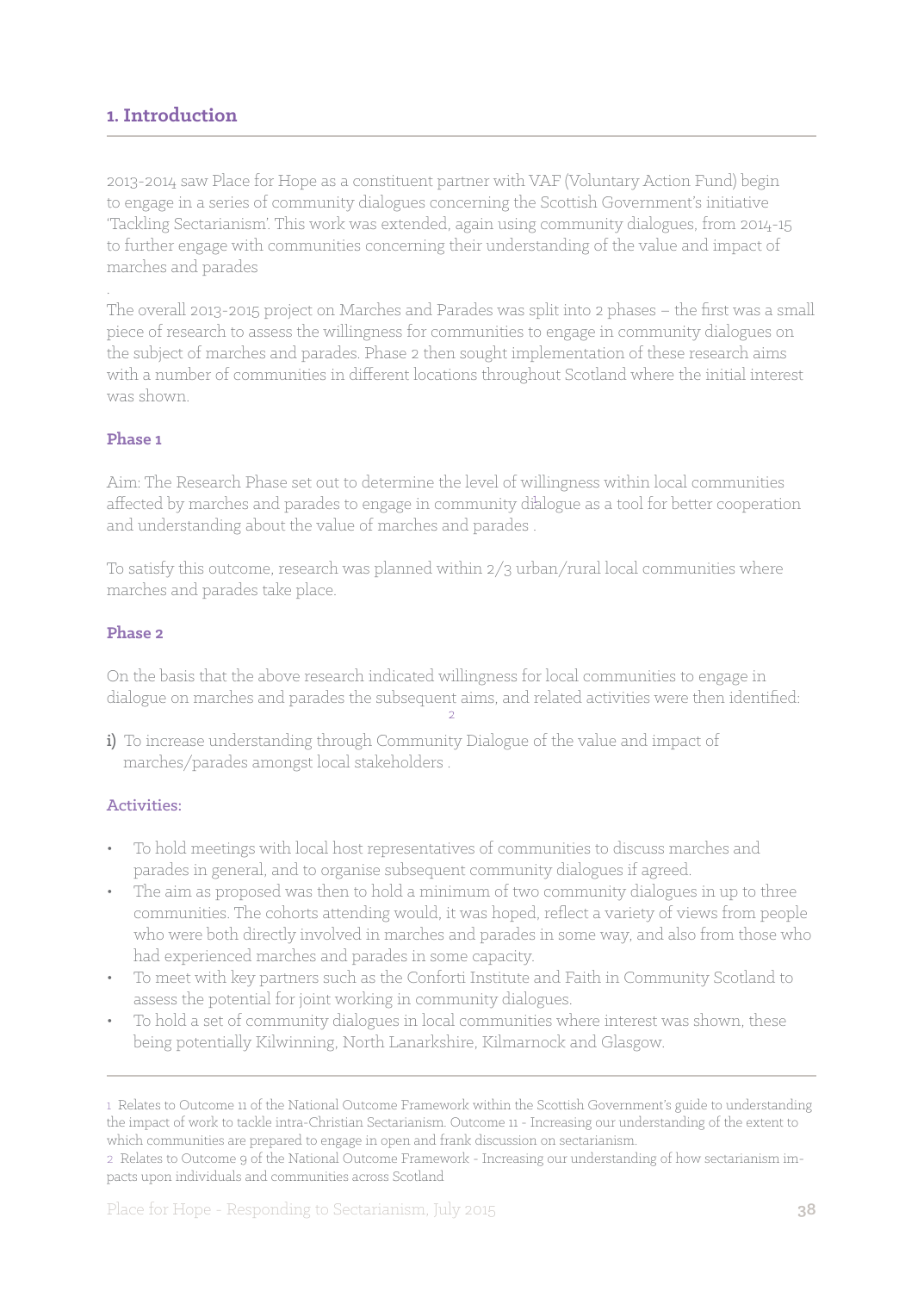## 1. Introduction

2013-2014 saw Place for Hope as a constituent partner with VAF (Voluntary Action Fund) begin to engage in a series of community dialogues concerning the Scottish Government's initiative 'Tackling Sectarianism'. This work was extended, again using community dialogues, from 2014-15 to further engage with communities concerning their understanding of the value and impact of marches and parades

.

The overall 2013-2015 project on Marches and Parades was split into 2 phases – the first was a small piece of research to assess the willingness for communities to engage in community dialogues on the subject of marches and parades. Phase 2 then sought implementation of these research aims with a number of communities in different locations throughout Scotland where the initial interest was shown.

### Phase 1

Aim: The Research Phase set out to determine the level of willingness within local communities affected by marches and parades to engage in community dialogue[1] as a tool for better cooperation and understanding about the value of marches and parades .

To satisfy this outcome, research was planned within 2/3 urban/rural local communities where marches and parades take place.

### Phase 2

On the basis that the above research indicated willingness for local communities to engage in dialogue on marches and parades the subsequent aims, and related activities were then identified:[2]

**i)** To increase understanding through Community Dialogue of the value and impact of marches/parades amongst local stakeholders .

**Activities:**

- To hold meetings with local host representatives of communities to discuss marches and parades in general, and to organise subsequent community dialogues if agreed.
- The aim as proposed was then to hold a minimum of two community dialogues in up to three communities. The cohorts attending would, it was hoped, reflect a variety of views from people who were both directly involved in marches and parades in some way, and also from those who had experienced marches and parades in some capacity.
- To meet with key partners such as the Conforti Institute and Faith in Community Scotland to assess the potential for joint working in community dialogues.
- To hold a set of community dialogues in local communities where interest was shown, these being potentially Kilwinning, North Lanarkshire, Kilmarnock and Glasgow.

---

1 Relates to Outcome 11 of the National Outcome Framework within the Scottish Government's guide to understanding the impact of work to tackle intra-Christian Sectarianism. Outcome 11 - Increasing our understanding of the extent to which communities are prepared to engage in open and frank discussion on sectarianism.

2 Relates to Outcome 9 of the National Outcome Framework - Increasing our understanding of how sectarianism impacts upon individuals and communities across Scotland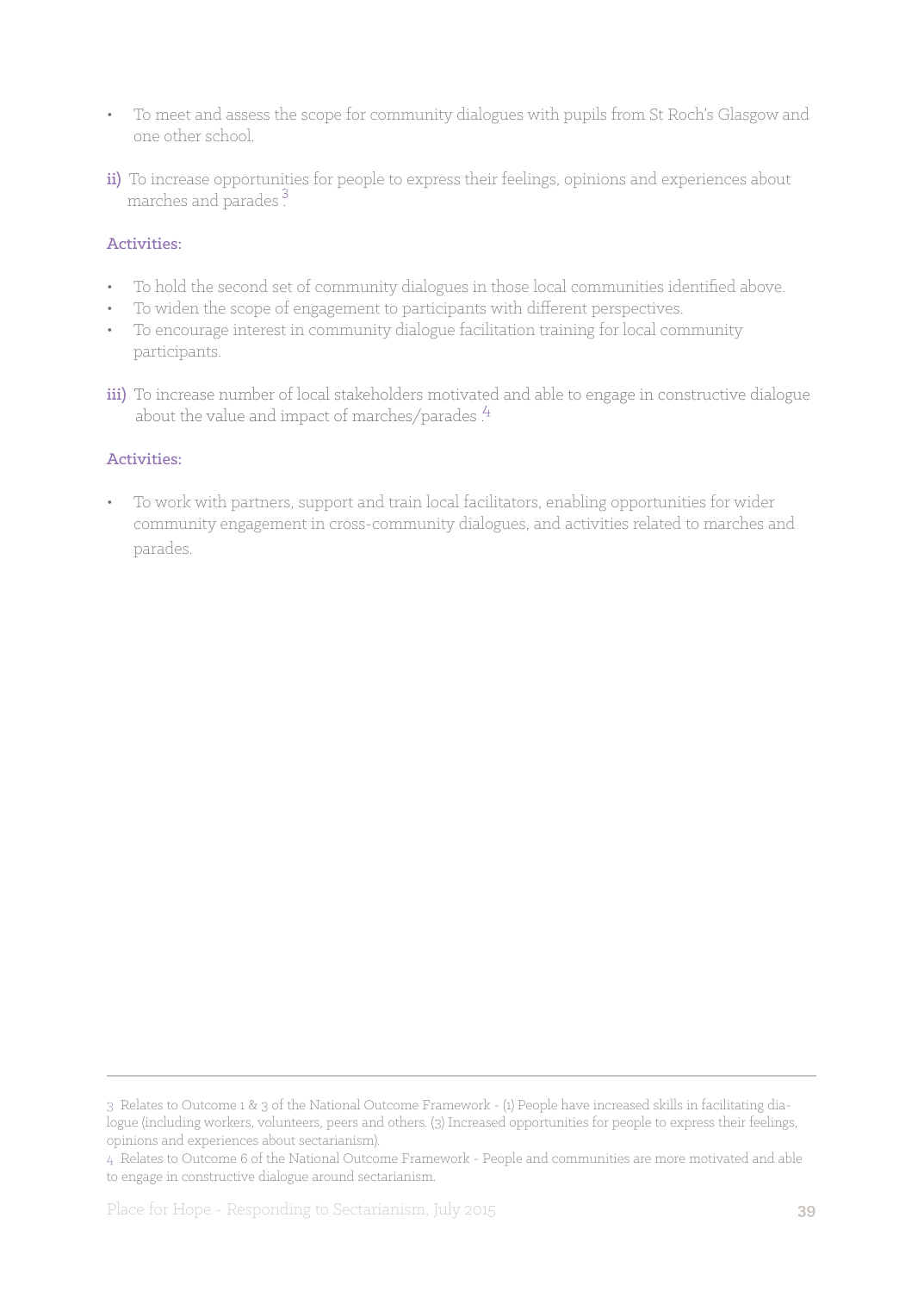- To meet and assess the scope for community dialogues with pupils from St Roch's Glasgow and one other school.

**ii)** To increase opportunities for people to express their feelings, opinions and experiences about marches and parades.[3]

**Activities:**

- To hold the second set of community dialogues in those local communities identified above.
- To widen the scope of engagement to participants with different perspectives.
- To encourage interest in community dialogue facilitation training for local community participants.

**iii)** To increase number of local stakeholders motivated and able to engage in constructive dialogue about the value and impact of marches/parades.[4]

**Activities:**

- To work with partners, support and train local facilitators, enabling opportunities for wider community engagement in cross-community dialogues, and activities related to marches and parades.

---

3 Relates to Outcome 1 & 3 of the National Outcome Framework - (1) People have increased skills in facilitating dialogue (including workers, volunteers, peers and others. (3) Increased opportunities for people to express their feelings, opinions and experiences about sectarianism).

4 Relates to Outcome 6 of the National Outcome Framework - People and communities are more motivated and able to engage in constructive dialogue around sectarianism.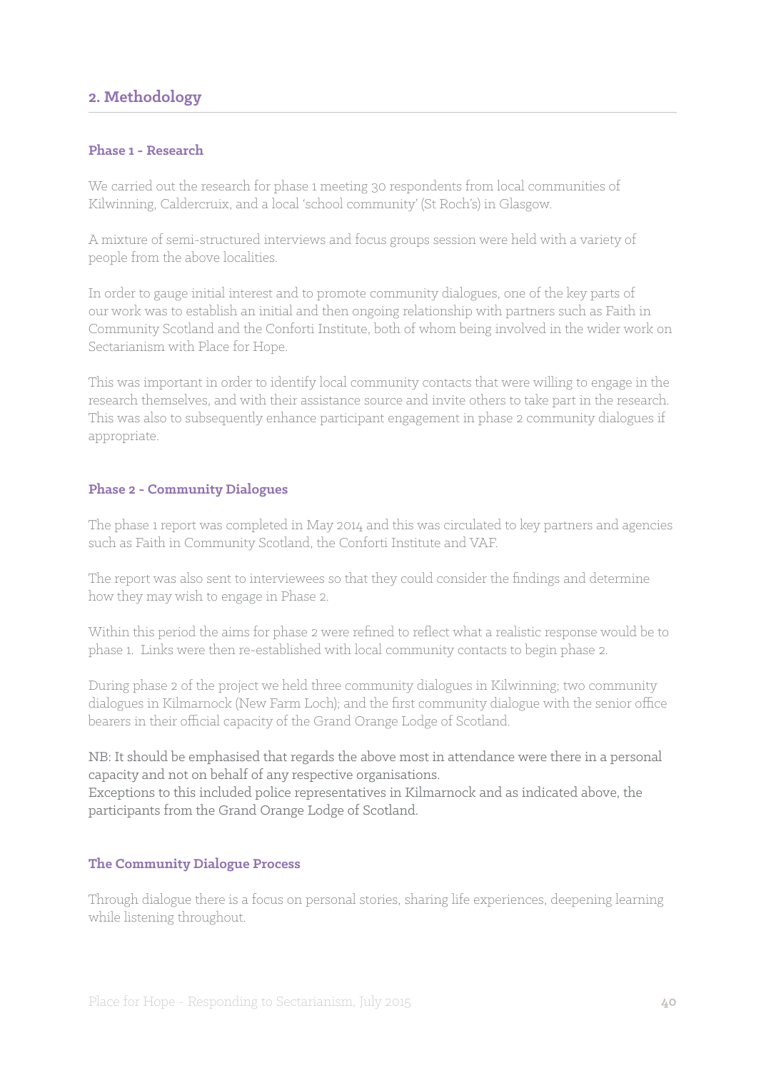## 2. Methodology

### Phase 1 - Research

We carried out the research for phase 1 meeting 30 respondents from local communities of Kilwinning, Caldercruix, and a local 'school community' (St Roch's) in Glasgow.

A mixture of semi-structured interviews and focus groups session were held with a variety of people from the above localities.

In order to gauge initial interest and to promote community dialogues, one of the key parts of our work was to establish an initial and then ongoing relationship with partners such as Faith in Community Scotland and the Conforti Institute, both of whom being involved in the wider work on Sectarianism with Place for Hope.

This was important in order to identify local community contacts that were willing to engage in the research themselves, and with their assistance source and invite others to take part in the research. This was also to subsequently enhance participant engagement in phase 2 community dialogues if appropriate.

### Phase 2 - Community Dialogues

The phase 1 report was completed in May 2014 and this was circulated to key partners and agencies such as Faith in Community Scotland, the Conforti Institute and VAF.

The report was also sent to interviewees so that they could consider the findings and determine how they may wish to engage in Phase 2.

Within this period the aims for phase 2 were refined to reflect what a realistic response would be to phase 1. Links were then re-established with local community contacts to begin phase 2.

During phase 2 of the project we held three community dialogues in Kilwinning; two community dialogues in Kilmarnock (New Farm Loch); and the first community dialogue with the senior office bearers in their official capacity of the Grand Orange Lodge of Scotland.

NB: It should be emphasised that regards the above most in attendance were there in a personal capacity and not on behalf of any respective organisations.
Exceptions to this included police representatives in Kilmarnock and as indicated above, the participants from the Grand Orange Lodge of Scotland.

### The Community Dialogue Process

Through dialogue there is a focus on personal stories, sharing life experiences, deepening learning while listening throughout.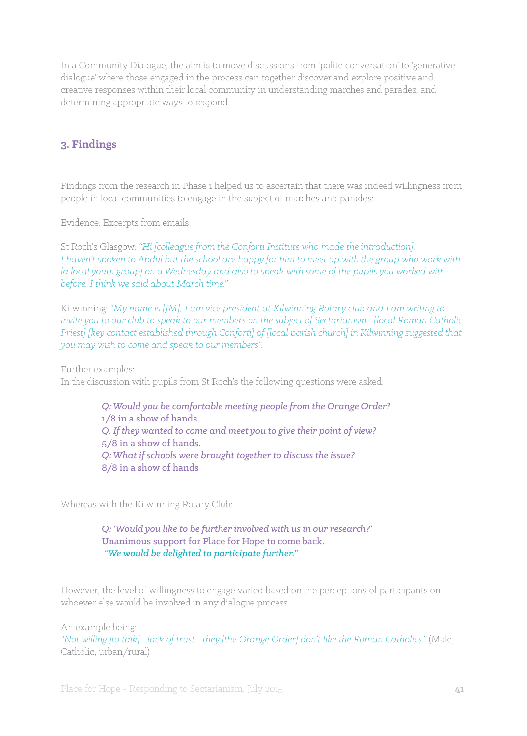In a Community Dialogue, the aim is to move discussions from 'polite conversation' to 'generative dialogue' where those engaged in the process can together discover and explore positive and creative responses within their local community in understanding marches and parades, and determining appropriate ways to respond.

## 3. Findings

Findings from the research in Phase 1 helped us to ascertain that there was indeed willingness from people in local communities to engage in the subject of marches and parades:

Evidence: Excerpts from emails:

St Roch's Glasgow: *"Hi [colleague from the Conforti Institute who made the introduction]. I haven't spoken to Abdul but the school are happy for him to meet up with the group who work with [a local youth group] on a Wednesday and also to speak with some of the pupils you worked with before. I think we said about March time."*

Kilwinning: *"My name is [JM], I am vice president at Kilwinning Rotary club and I am writing to invite you to our club to speak to our members on the subject of Sectarianism. [local Roman Catholic Priest] [key contact established through Conforti] of [local parish church] in Kilwinning suggested that you may wish to come and speak to our members".*

Further examples:
In the discussion with pupils from St Roch's the following questions were asked:

> *Q: Would you be comfortable meeting people from the Orange Order?*
> 1/8 in a show of hands.
> *Q. If they wanted to come and meet you to give their point of view?*
> 5/8 in a show of hands.
> *Q: What if schools were brought together to discuss the issue?*
> 8/8 in a show of hands

Whereas with the Kilwinning Rotary Club:

> *Q: 'Would you like to be further involved with us in our research?'*
> Unanimous support for Place for Hope to come back.
> *"We would be delighted to participate further."*

However, the level of willingness to engage varied based on the perceptions of participants on whoever else would be involved in any dialogue process

An example being:
*"Not willing [to talk]…lack of trust…they [the Orange Order] don't like the Roman Catholics."* (Male, Catholic, urban/rural)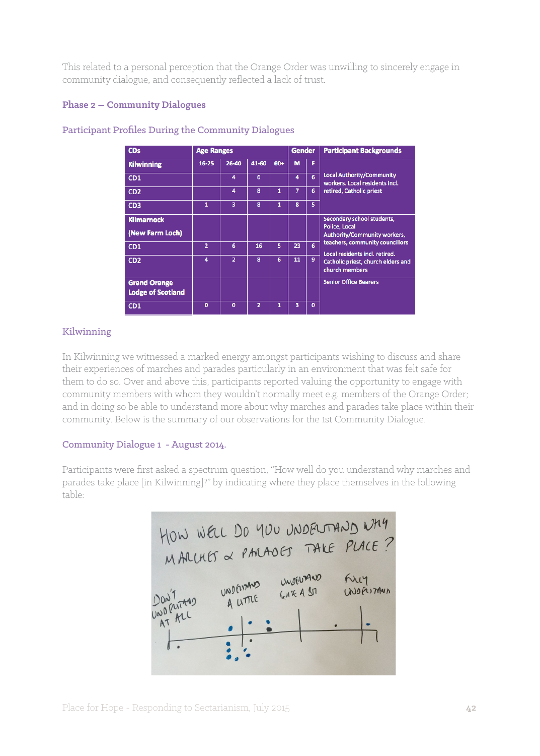This related to a personal perception that the Orange Order was unwilling to sincerely engage in community dialogue, and consequently reflected a lack of trust.

### Phase 2 – Community Dialogues

#### Participant Profiles During the Community Dialogues

| CDs | Age Ranges | | | | Gender | | Participant Backgrounds |
|---|---|---|---|---|---|---|---|
| Kilwinning | 16-25 | 26-40 | 41-60 | 60+ | M | F | Local Authority/Community workers. Local residents incl. retired, Catholic priest |
| CD1 | | 4 | 6 | | 4 | 6 | |
| CD2 | | 4 | 8 | 1 | 7 | 6 | |
| CD3 | 1 | 3 | 8 | 1 | 8 | 5 | |
| Kilmarnock (New Farm Loch) | | | | | | | Secondary school students, Police, Local Authority/Community workers, teachers, community councillors. Local residents incl. retired. Catholic priest, church elders and church members |
| CD1 | 2 | 6 | 16 | 5 | 23 | 6 | |
| CD2 | 4 | 2 | 8 | 6 | 11 | 9 | |
| Grand Orange Lodge of Scotland | | | | | | | Senior Office Bearers |
| CD1 | 0 | 0 | 2 | 1 | 3 | 0 | |

### Kilwinning

In Kilwinning we witnessed a marked energy amongst participants wishing to discuss and share their experiences of marches and parades particularly in an environment that was felt safe for them to do so. Over and above this, participants reported valuing the opportunity to engage with community members with whom they wouldn't normally meet e.g. members of the Orange Order; and in doing so be able to understand more about why marches and parades take place within their community. Below is the summary of our observations for the 1st Community Dialogue.

#### Community Dialogue 1 - August 2014.

Participants were first asked a spectrum question, "How well do you understand why marches and parades take place [in Kilwinning]?" by indicating where they place themselves in the following table: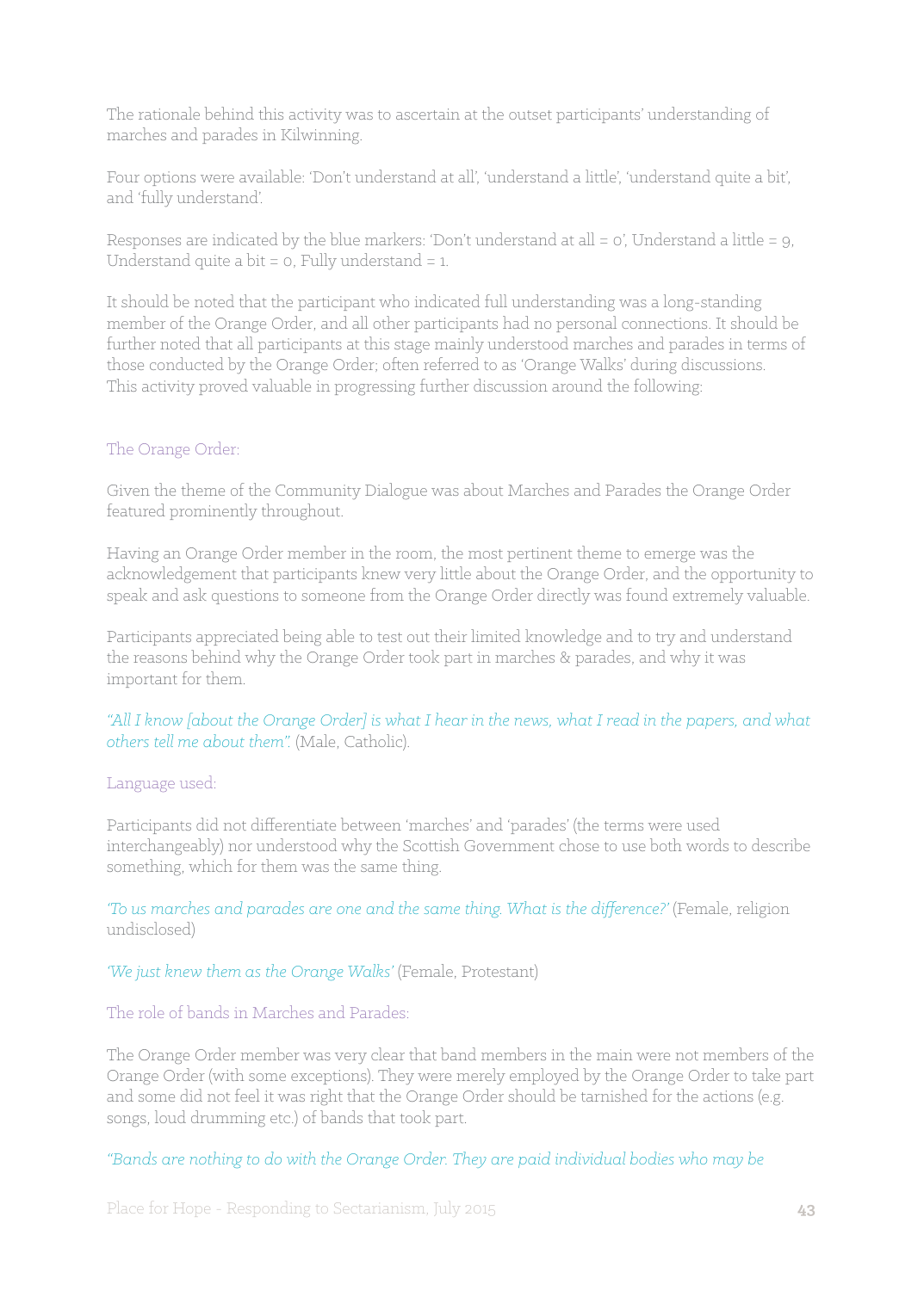The rationale behind this activity was to ascertain at the outset participants' understanding of marches and parades in Kilwinning.

Four options were available: 'Don't understand at all', 'understand a little', 'understand quite a bit', and 'fully understand'.

Responses are indicated by the blue markers: 'Don't understand at all = 0', Understand a little = 9, Understand quite a bit = 0, Fully understand = 1.

It should be noted that the participant who indicated full understanding was a long-standing member of the Orange Order, and all other participants had no personal connections. It should be further noted that all participants at this stage mainly understood marches and parades in terms of those conducted by the Orange Order; often referred to as 'Orange Walks' during discussions. This activity proved valuable in progressing further discussion around the following:

### The Orange Order:

Given the theme of the Community Dialogue was about Marches and Parades the Orange Order featured prominently throughout.

Having an Orange Order member in the room, the most pertinent theme to emerge was the acknowledgement that participants knew very little about the Orange Order, and the opportunity to speak and ask questions to someone from the Orange Order directly was found extremely valuable.

Participants appreciated being able to test out their limited knowledge and to try and understand the reasons behind why the Orange Order took part in marches & parades, and why it was important for them.

*"All I know [about the Orange Order] is what I hear in the news, what I read in the papers, and what others tell me about them".* (Male, Catholic).

### Language used:

Participants did not differentiate between 'marches' and 'parades' (the terms were used interchangeably) nor understood why the Scottish Government chose to use both words to describe something, which for them was the same thing.

*'To us marches and parades are one and the same thing. What is the difference?'* (Female, religion undisclosed)

*'We just knew them as the Orange Walks'* (Female, Protestant)

### The role of bands in Marches and Parades:

The Orange Order member was very clear that band members in the main were not members of the Orange Order (with some exceptions). They were merely employed by the Orange Order to take part and some did not feel it was right that the Orange Order should be tarnished for the actions (e.g. songs, loud drumming etc.) of bands that took part.

*"Bands are nothing to do with the Orange Order. They are paid individual bodies who may be*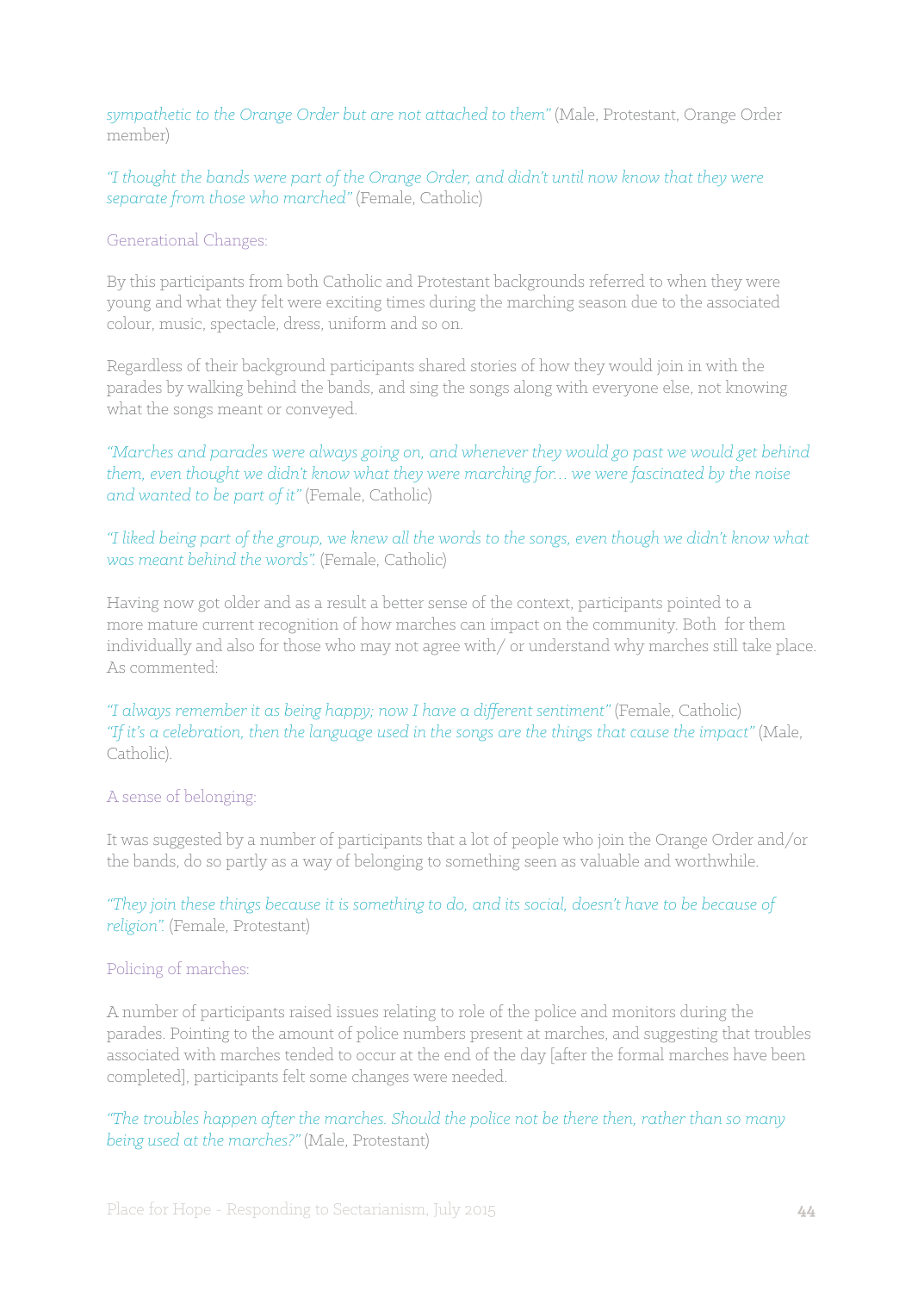*sympathetic to the Orange Order but are not attached to them"* (Male, Protestant, Orange Order member)

*"I thought the bands were part of the Orange Order, and didn't until now know that they were separate from those who marched"* (Female, Catholic)

### Generational Changes:

By this participants from both Catholic and Protestant backgrounds referred to when they were young and what they felt were exciting times during the marching season due to the associated colour, music, spectacle, dress, uniform and so on.

Regardless of their background participants shared stories of how they would join in with the parades by walking behind the bands, and sing the songs along with everyone else, not knowing what the songs meant or conveyed.

*"Marches and parades were always going on, and whenever they would go past we would get behind them, even thought we didn't know what they were marching for… we were fascinated by the noise and wanted to be part of it"* (Female, Catholic)

*"I liked being part of the group, we knew all the words to the songs, even though we didn't know what was meant behind the words".* (Female, Catholic)

Having now got older and as a result a better sense of the context, participants pointed to a more mature current recognition of how marches can impact on the community. Both for them individually and also for those who may not agree with/ or understand why marches still take place. As commented:

*"I always remember it as being happy; now I have a different sentiment"* (Female, Catholic)
*"If it's a celebration, then the language used in the songs are the things that cause the impact"* (Male, Catholic).

### A sense of belonging:

It was suggested by a number of participants that a lot of people who join the Orange Order and/or the bands, do so partly as a way of belonging to something seen as valuable and worthwhile.

*"They join these things because it is something to do, and its social, doesn't have to be because of religion".* (Female, Protestant)

### Policing of marches:

A number of participants raised issues relating to role of the police and monitors during the parades. Pointing to the amount of police numbers present at marches, and suggesting that troubles associated with marches tended to occur at the end of the day [after the formal marches have been completed], participants felt some changes were needed.

*"The troubles happen after the marches. Should the police not be there then, rather than so many being used at the marches?"* (Male, Protestant)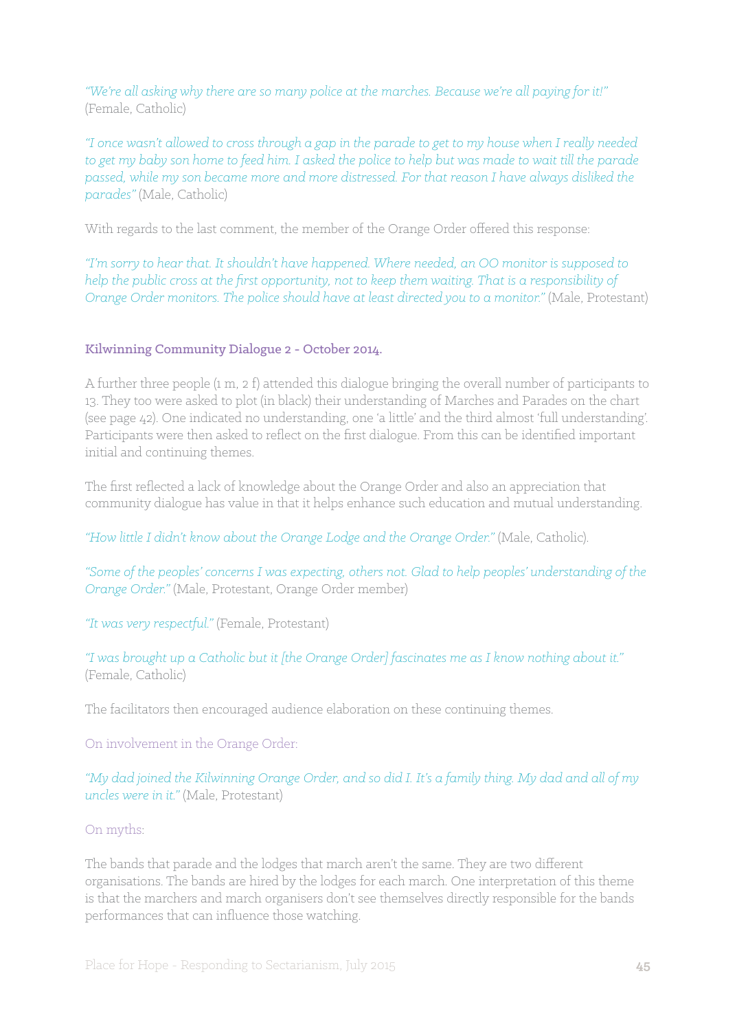*"We're all asking why there are so many police at the marches. Because we're all paying for it!"* (Female, Catholic)

*"I once wasn't allowed to cross through a gap in the parade to get to my house when I really needed to get my baby son home to feed him. I asked the police to help but was made to wait till the parade passed, while my son became more and more distressed. For that reason I have always disliked the parades"* (Male, Catholic)

With regards to the last comment, the member of the Orange Order offered this response:

*"I'm sorry to hear that. It shouldn't have happened. Where needed, an OO monitor is supposed to help the public cross at the first opportunity, not to keep them waiting. That is a responsibility of Orange Order monitors. The police should have at least directed you to a monitor."* (Male, Protestant)

### Kilwinning Community Dialogue 2 - October 2014.

A further three people (1 m, 2 f) attended this dialogue bringing the overall number of participants to 13. They too were asked to plot (in black) their understanding of Marches and Parades on the chart (see page 42). One indicated no understanding, one 'a little' and the third almost 'full understanding'. Participants were then asked to reflect on the first dialogue. From this can be identified important initial and continuing themes.

The first reflected a lack of knowledge about the Orange Order and also an appreciation that community dialogue has value in that it helps enhance such education and mutual understanding.

*"How little I didn't know about the Orange Lodge and the Orange Order."* (Male, Catholic).

*"Some of the peoples' concerns I was expecting, others not. Glad to help peoples' understanding of the Orange Order."* (Male, Protestant, Orange Order member)

*"It was very respectful."* (Female, Protestant)

*"I was brought up a Catholic but it [the Orange Order] fascinates me as I know nothing about it."* (Female, Catholic)

The facilitators then encouraged audience elaboration on these continuing themes.

On involvement in the Orange Order:

*"My dad joined the Kilwinning Orange Order, and so did I. It's a family thing. My dad and all of my uncles were in it."* (Male, Protestant)

On myths:

The bands that parade and the lodges that march aren't the same. They are two different organisations. The bands are hired by the lodges for each march. One interpretation of this theme is that the marchers and march organisers don't see themselves directly responsible for the bands performances that can influence those watching.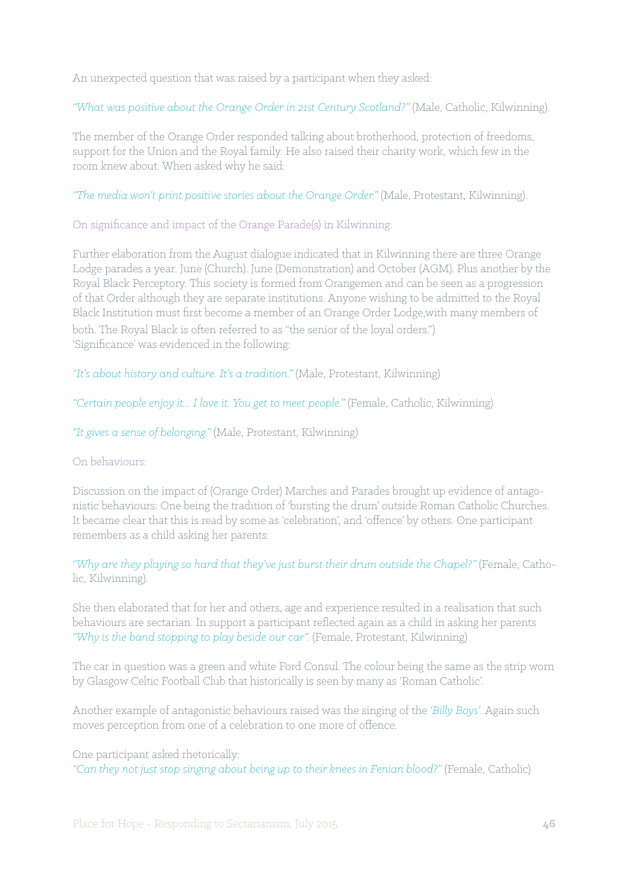An unexpected question that was raised by a participant when they asked:

*"What was positive about the Orange Order in 21st Century Scotland?"* (Male, Catholic, Kilwinning).

The member of the Orange Order responded talking about brotherhood, protection of freedoms, support for the Union and the Royal family. He also raised their charity work, which few in the room knew about. When asked why he said:

*"The media won't print positive stories about the Orange Order."* (Male, Protestant, Kilwinning).

On significance and impact of the Orange Parade(s) in Kilwinning:

Further elaboration from the August dialogue indicated that in Kilwinning there are three Orange Lodge parades a year. June (Church). June (Demonstration) and October (AGM). Plus another by the Royal Black Perceptory. This society is formed from Orangemen and can be seen as a progression of that Order although they are separate institutions. Anyone wishing to be admitted to the Royal Black Institution must first become a member of an Orange Order Lodge,with many members of both. The Royal Black is often referred to as "the senior of the loyal orders.")
'Significance' was evidenced in the following:

*"It's about history and culture. It's a tradition."* (Male, Protestant, Kilwinning)

*"Certain people enjoy it... I love it. You get to meet people."* (Female, Catholic, Kilwinning)

*"It gives a sense of belonging."* (Male, Protestant, Kilwinning)

On behaviours:

Discussion on the impact of (Orange Order) Marches and Parades brought up evidence of antagonistic behaviours: One being the tradition of 'bursting the drum' outside Roman Catholic Churches. It became clear that this is read by some as 'celebration', and 'offence' by others. One participant remembers as a child asking her parents:

*"Why are they playing so hard that they've just burst their drum outside the Chapel?"* (Female, Catholic, Kilwinning).

She then elaborated that for her and others, age and experience resulted in a realisation that such behaviours are sectarian. In support a participant reflected again as a child in asking her parents *"Why is the band stopping to play beside our car".* (Female, Protestant, Kilwinning)

The car in question was a green and white Ford Consul. The colour being the same as the strip worn by Glasgow Celtic Football Club that historically is seen by many as 'Roman Catholic'.

Another example of antagonistic behaviours raised was the singing of the *'Billy Boys'*. Again such moves perception from one of a celebration to one more of offence.

One participant asked rhetorically:
*"Can they not just stop singing about being up to their knees in Fenian blood?"* (Female, Catholic)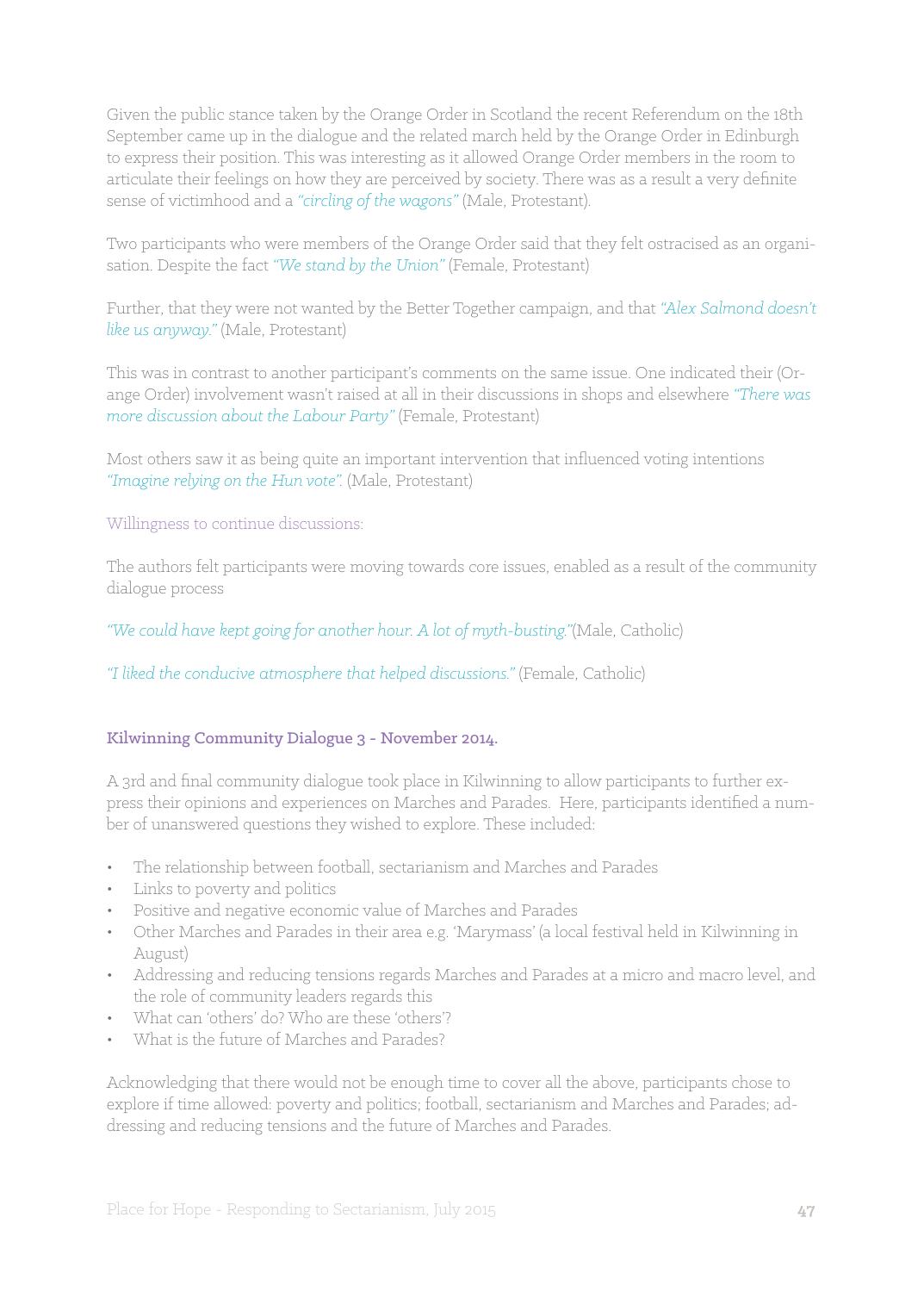Given the public stance taken by the Orange Order in Scotland the recent Referendum on the 18th September came up in the dialogue and the related march held by the Orange Order in Edinburgh to express their position. This was interesting as it allowed Orange Order members in the room to articulate their feelings on how they are perceived by society. There was as a result a very definite sense of victimhood and a *"circling of the wagons"* (Male, Protestant).

Two participants who were members of the Orange Order said that they felt ostracised as an organisation. Despite the fact *"We stand by the Union"* (Female, Protestant)

Further, that they were not wanted by the Better Together campaign, and that *"Alex Salmond doesn't like us anyway."* (Male, Protestant)

This was in contrast to another participant's comments on the same issue. One indicated their (Orange Order) involvement wasn't raised at all in their discussions in shops and elsewhere *"There was more discussion about the Labour Party"* (Female, Protestant)

Most others saw it as being quite an important intervention that influenced voting intentions *"Imagine relying on the Hun vote".* (Male, Protestant)

Willingness to continue discussions:

The authors felt participants were moving towards core issues, enabled as a result of the community dialogue process

*"We could have kept going for another hour. A lot of myth-busting."*(Male, Catholic)

*"I liked the conducive atmosphere that helped discussions."* (Female, Catholic)

### Kilwinning Community Dialogue 3 - November 2014.

A 3rd and final community dialogue took place in Kilwinning to allow participants to further express their opinions and experiences on Marches and Parades. Here, participants identified a number of unanswered questions they wished to explore. These included:

- The relationship between football, sectarianism and Marches and Parades
- Links to poverty and politics
- Positive and negative economic value of Marches and Parades
- Other Marches and Parades in their area e.g. 'Marymass' (a local festival held in Kilwinning in August)
- Addressing and reducing tensions regards Marches and Parades at a micro and macro level, and the role of community leaders regards this
- What can 'others' do? Who are these 'others'?
- What is the future of Marches and Parades?

Acknowledging that there would not be enough time to cover all the above, participants chose to explore if time allowed: poverty and politics; football, sectarianism and Marches and Parades; addressing and reducing tensions and the future of Marches and Parades.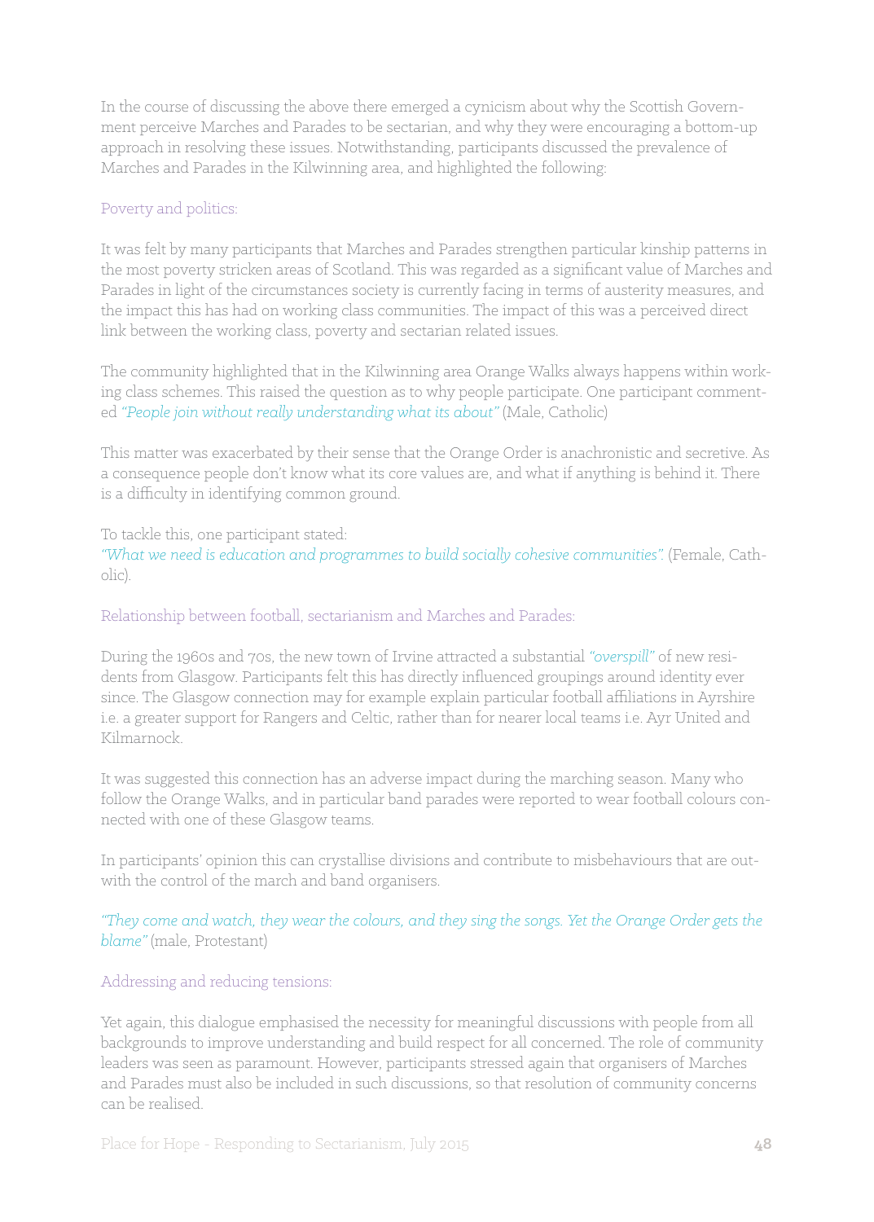In the course of discussing the above there emerged a cynicism about why the Scottish Government perceive Marches and Parades to be sectarian, and why they were encouraging a bottom-up approach in resolving these issues. Notwithstanding, participants discussed the prevalence of Marches and Parades in the Kilwinning area, and highlighted the following:

### Poverty and politics:

It was felt by many participants that Marches and Parades strengthen particular kinship patterns in the most poverty stricken areas of Scotland. This was regarded as a significant value of Marches and Parades in light of the circumstances society is currently facing in terms of austerity measures, and the impact this has had on working class communities. The impact of this was a perceived direct link between the working class, poverty and sectarian related issues.

The community highlighted that in the Kilwinning area Orange Walks always happens within working class schemes. This raised the question as to why people participate. One participant commented *"People join without really understanding what its about"* (Male, Catholic)

This matter was exacerbated by their sense that the Orange Order is anachronistic and secretive. As a consequence people don't know what its core values are, and what if anything is behind it. There is a difficulty in identifying common ground.

To tackle this, one participant stated:
*"What we need is education and programmes to build socially cohesive communities".* (Female, Catholic).

### Relationship between football, sectarianism and Marches and Parades:

During the 1960s and 70s, the new town of Irvine attracted a substantial *"overspill"* of new residents from Glasgow. Participants felt this has directly influenced groupings around identity ever since. The Glasgow connection may for example explain particular football affiliations in Ayrshire i.e. a greater support for Rangers and Celtic, rather than for nearer local teams i.e. Ayr United and Kilmarnock.

It was suggested this connection has an adverse impact during the marching season. Many who follow the Orange Walks, and in particular band parades were reported to wear football colours connected with one of these Glasgow teams.

In participants' opinion this can crystallise divisions and contribute to misbehaviours that are outwith the control of the march and band organisers.

*"They come and watch, they wear the colours, and they sing the songs. Yet the Orange Order gets the blame"* (male, Protestant)

### Addressing and reducing tensions:

Yet again, this dialogue emphasised the necessity for meaningful discussions with people from all backgrounds to improve understanding and build respect for all concerned. The role of community leaders was seen as paramount. However, participants stressed again that organisers of Marches and Parades must also be included in such discussions, so that resolution of community concerns can be realised.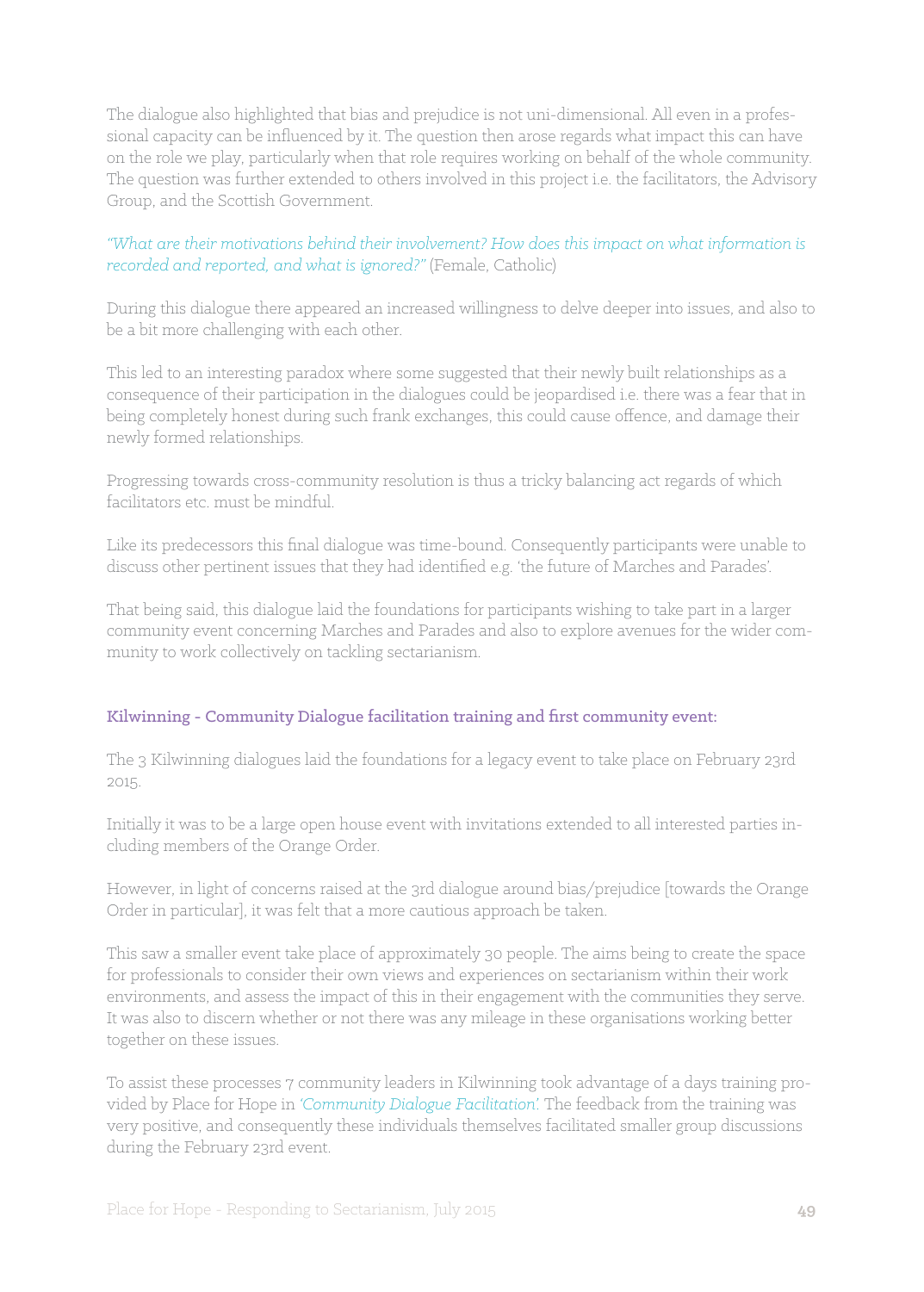The dialogue also highlighted that bias and prejudice is not uni-dimensional. All even in a professional capacity can be influenced by it. The question then arose regards what impact this can have on the role we play, particularly when that role requires working on behalf of the whole community. The question was further extended to others involved in this project i.e. the facilitators, the Advisory Group, and the Scottish Government.

*"What are their motivations behind their involvement? How does this impact on what information is recorded and reported, and what is ignored?"* (Female, Catholic)

During this dialogue there appeared an increased willingness to delve deeper into issues, and also to be a bit more challenging with each other.

This led to an interesting paradox where some suggested that their newly built relationships as a consequence of their participation in the dialogues could be jeopardised i.e. there was a fear that in being completely honest during such frank exchanges, this could cause offence, and damage their newly formed relationships.

Progressing towards cross-community resolution is thus a tricky balancing act regards of which facilitators etc. must be mindful.

Like its predecessors this final dialogue was time-bound. Consequently participants were unable to discuss other pertinent issues that they had identified e.g. 'the future of Marches and Parades'.

That being said, this dialogue laid the foundations for participants wishing to take part in a larger community event concerning Marches and Parades and also to explore avenues for the wider community to work collectively on tackling sectarianism.

### Kilwinning - Community Dialogue facilitation training and first community event:

The 3 Kilwinning dialogues laid the foundations for a legacy event to take place on February 23rd 2015.

Initially it was to be a large open house event with invitations extended to all interested parties including members of the Orange Order.

However, in light of concerns raised at the 3rd dialogue around bias/prejudice [towards the Orange Order in particular], it was felt that a more cautious approach be taken.

This saw a smaller event take place of approximately 30 people. The aims being to create the space for professionals to consider their own views and experiences on sectarianism within their work environments, and assess the impact of this in their engagement with the communities they serve. It was also to discern whether or not there was any mileage in these organisations working better together on these issues.

To assist these processes 7 community leaders in Kilwinning took advantage of a days training provided by Place for Hope in *'Community Dialogue Facilitation'*. The feedback from the training was very positive, and consequently these individuals themselves facilitated smaller group discussions during the February 23rd event.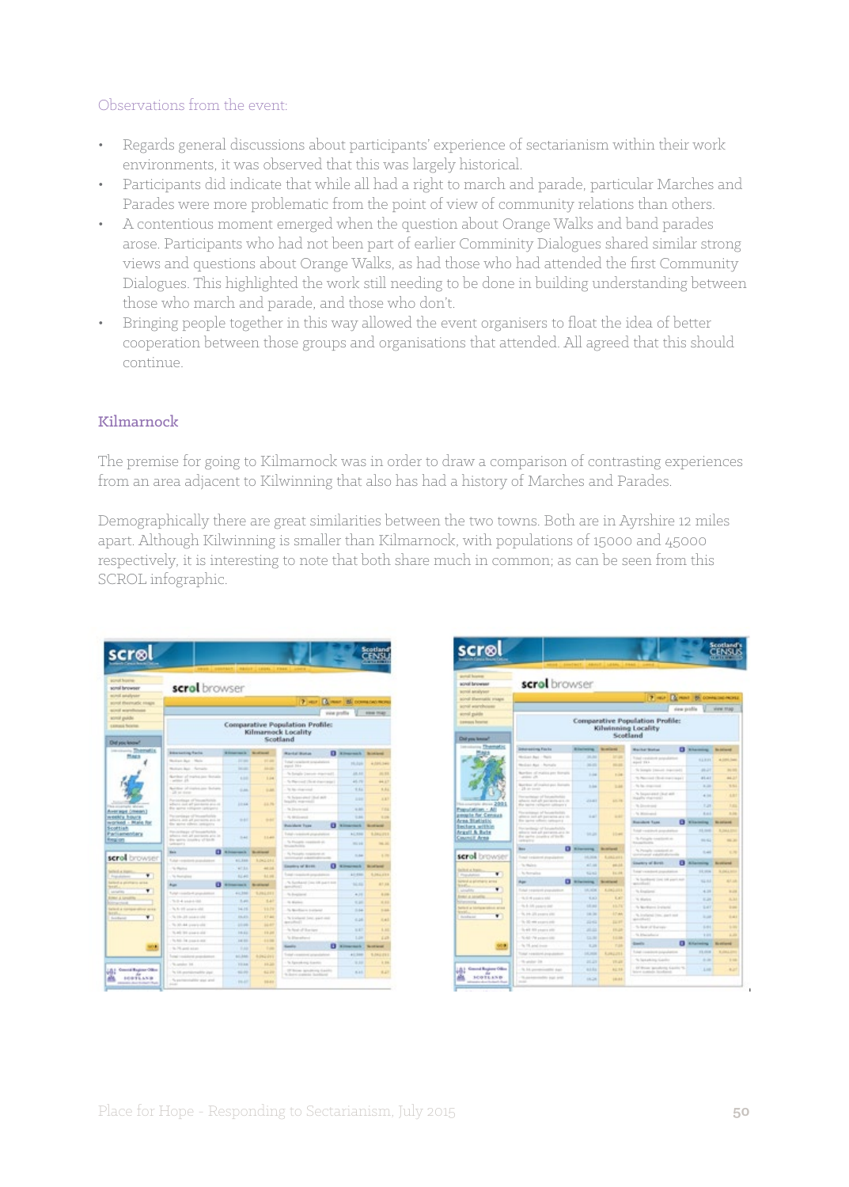Observations from the event:

- Regards general discussions about participants' experience of sectarianism within their work environments, it was observed that this was largely historical.
- Participants did indicate that while all had a right to march and parade, particular Marches and Parades were more problematic from the point of view of community relations than others.
- A contentious moment emerged when the question about Orange Walks and band parades arose. Participants who had not been part of earlier Comminity Dialogues shared similar strong views and questions about Orange Walks, as had those who had attended the first Community Dialogues. This highlighted the work still needing to be done in building understanding between those who march and parade, and those who don't.
- Bringing people together in this way allowed the event organisers to float the idea of better cooperation between those groups and organisations that attended. All agreed that this should continue.

## Kilmarnock

The premise for going to Kilmarnock was in order to draw a comparison of contrasting experiences from an area adjacent to Kilwinning that also has had a history of Marches and Parades.

Demographically there are great similarities between the two towns. Both are in Ayrshire 12 miles apart. Although Kilwinning is smaller than Kilmarnock, with populations of 15000 and 45000 respectively, it is interesting to note that both share much in common; as can be seen from this SCROL infographic.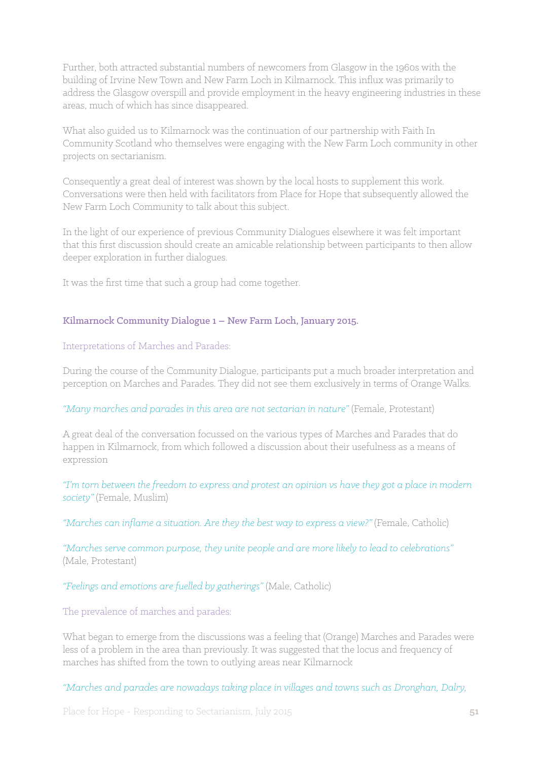Further, both attracted substantial numbers of newcomers from Glasgow in the 1960s with the building of Irvine New Town and New Farm Loch in Kilmarnock. This influx was primarily to address the Glasgow overspill and provide employment in the heavy engineering industries in these areas, much of which has since disappeared.

What also guided us to Kilmarnock was the continuation of our partnership with Faith In Community Scotland who themselves were engaging with the New Farm Loch community in other projects on sectarianism.

Consequently a great deal of interest was shown by the local hosts to supplement this work. Conversations were then held with facilitators from Place for Hope that subsequently allowed the New Farm Loch Community to talk about this subject.

In the light of our experience of previous Community Dialogues elsewhere it was felt important that this first discussion should create an amicable relationship between participants to then allow deeper exploration in further dialogues.

It was the first time that such a group had come together.

### Kilmarnock Community Dialogue 1 – New Farm Loch, January 2015.

#### Interpretations of Marches and Parades:

During the course of the Community Dialogue, participants put a much broader interpretation and perception on Marches and Parades. They did not see them exclusively in terms of Orange Walks.

*"Many marches and parades in this area are not sectarian in nature"* (Female, Protestant)

A great deal of the conversation focussed on the various types of Marches and Parades that do happen in Kilmarnock, from which followed a discussion about their usefulness as a means of expression

*"I'm torn between the freedom to express and protest an opinion vs have they got a place in modern society"* (Female, Muslim)

*"Marches can inflame a situation. Are they the best way to express a view?"* (Female, Catholic)

*"Marches serve common purpose, they unite people and are more likely to lead to celebrations"* (Male, Protestant)

*"Feelings and emotions are fuelled by gatherings"* (Male, Catholic)

#### The prevalence of marches and parades:

What began to emerge from the discussions was a feeling that (Orange) Marches and Parades were less of a problem in the area than previously. It was suggested that the locus and frequency of marches has shifted from the town to outlying areas near Kilmarnock

*"Marches and parades are nowadays taking place in villages and towns such as Dronghan, Dalry,*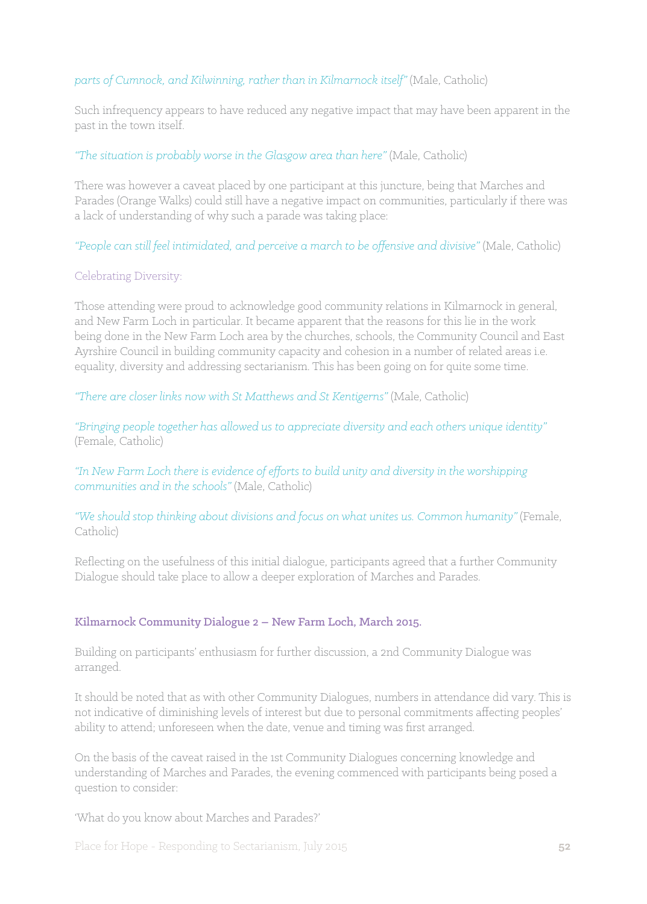*parts of Cumnock, and Kilwinning, rather than in Kilmarnock itself"* (Male, Catholic)

Such infrequency appears to have reduced any negative impact that may have been apparent in the past in the town itself.

*"The situation is probably worse in the Glasgow area than here"* (Male, Catholic)

There was however a caveat placed by one participant at this juncture, being that Marches and Parades (Orange Walks) could still have a negative impact on communities, particularly if there was a lack of understanding of why such a parade was taking place:

*"People can still feel intimidated, and perceive a march to be offensive and divisive"* (Male, Catholic)

Celebrating Diversity:

Those attending were proud to acknowledge good community relations in Kilmarnock in general, and New Farm Loch in particular. It became apparent that the reasons for this lie in the work being done in the New Farm Loch area by the churches, schools, the Community Council and East Ayrshire Council in building community capacity and cohesion in a number of related areas i.e. equality, diversity and addressing sectarianism. This has been going on for quite some time.

*"There are closer links now with St Matthews and St Kentigerns"* (Male, Catholic)

*"Bringing people together has allowed us to appreciate diversity and each others unique identity"* (Female, Catholic)

*"In New Farm Loch there is evidence of efforts to build unity and diversity in the worshipping communities and in the schools"* (Male, Catholic)

*"We should stop thinking about divisions and focus on what unites us. Common humanity"* (Female, Catholic)

Reflecting on the usefulness of this initial dialogue, participants agreed that a further Community Dialogue should take place to allow a deeper exploration of Marches and Parades.

### Kilmarnock Community Dialogue 2 – New Farm Loch, March 2015.

Building on participants' enthusiasm for further discussion, a 2nd Community Dialogue was arranged.

It should be noted that as with other Community Dialogues, numbers in attendance did vary. This is not indicative of diminishing levels of interest but due to personal commitments affecting peoples' ability to attend; unforeseen when the date, venue and timing was first arranged.

On the basis of the caveat raised in the 1st Community Dialogues concerning knowledge and understanding of Marches and Parades, the evening commenced with participants being posed a question to consider:

'What do you know about Marches and Parades?'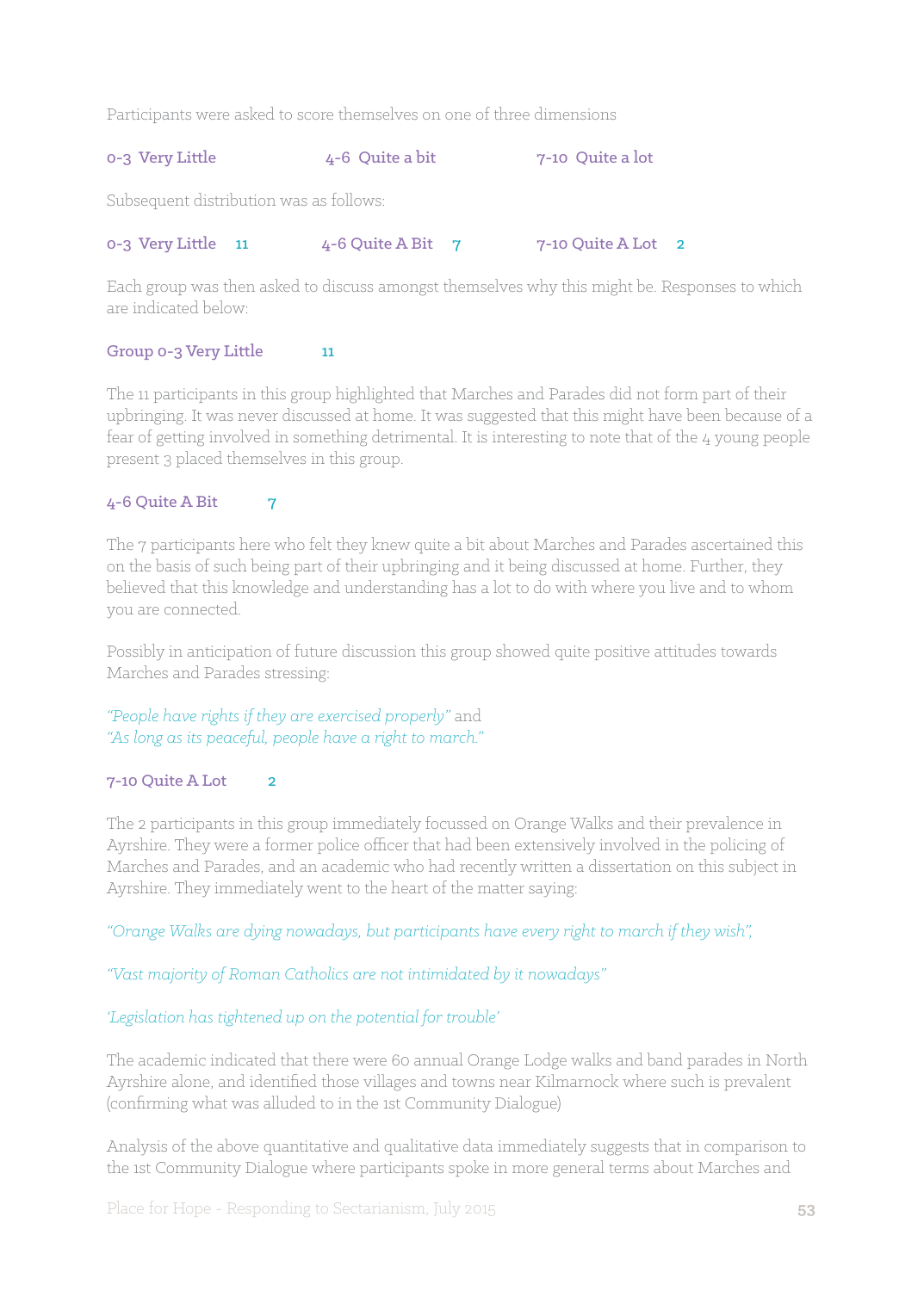Participants were asked to score themselves on one of three dimensions

**0-3 Very Little** **4-6 Quite a bit** **7-10 Quite a lot**

Subsequent distribution was as follows:

**0-3 Very Little** 11 **4-6 Quite A Bit** 7 **7-10 Quite A Lot** 2

Each group was then asked to discuss amongst themselves why this might be. Responses to which are indicated below:

### Group 0-3 Very Little 11

The 11 participants in this group highlighted that Marches and Parades did not form part of their upbringing. It was never discussed at home. It was suggested that this might have been because of a fear of getting involved in something detrimental. It is interesting to note that of the 4 young people present 3 placed themselves in this group.

### 4-6 Quite A Bit 7

The 7 participants here who felt they knew quite a bit about Marches and Parades ascertained this on the basis of such being part of their upbringing and it being discussed at home. Further, they believed that this knowledge and understanding has a lot to do with where you live and to whom you are connected.

Possibly in anticipation of future discussion this group showed quite positive attitudes towards Marches and Parades stressing:

*"People have rights if they are exercised properly"* and
*"As long as its peaceful, people have a right to march."*

### 7-10 Quite A Lot 2

The 2 participants in this group immediately focussed on Orange Walks and their prevalence in Ayrshire. They were a former police officer that had been extensively involved in the policing of Marches and Parades, and an academic who had recently written a dissertation on this subject in Ayrshire. They immediately went to the heart of the matter saying:

*"Orange Walks are dying nowadays, but participants have every right to march if they wish",*

*"Vast majority of Roman Catholics are not intimidated by it nowadays"*

*'Legislation has tightened up on the potential for trouble'*

The academic indicated that there were 60 annual Orange Lodge walks and band parades in North Ayrshire alone, and identified those villages and towns near Kilmarnock where such is prevalent (confirming what was alluded to in the 1st Community Dialogue)

Analysis of the above quantitative and qualitative data immediately suggests that in comparison to the 1st Community Dialogue where participants spoke in more general terms about Marches and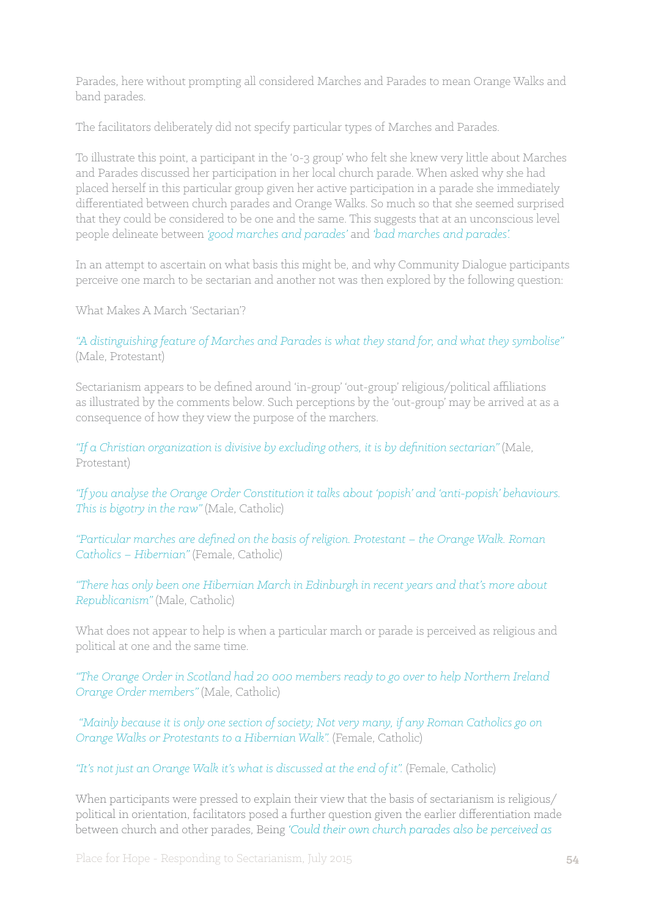Parades, here without prompting all considered Marches and Parades to mean Orange Walks and band parades.

The facilitators deliberately did not specify particular types of Marches and Parades.

To illustrate this point, a participant in the '0-3 group' who felt she knew very little about Marches and Parades discussed her participation in her local church parade. When asked why she had placed herself in this particular group given her active participation in a parade she immediately differentiated between church parades and Orange Walks. So much so that she seemed surprised that they could be considered to be one and the same. This suggests that at an unconscious level people delineate between *'good marches and parades'* and *'bad marches and parades'.*

In an attempt to ascertain on what basis this might be, and why Community Dialogue participants perceive one march to be sectarian and another not was then explored by the following question:

What Makes A March 'Sectarian'?

*"A distinguishing feature of Marches and Parades is what they stand for, and what they symbolise"* (Male, Protestant)

Sectarianism appears to be defined around 'in-group' 'out-group' religious/political affiliations as illustrated by the comments below. Such perceptions by the 'out-group' may be arrived at as a consequence of how they view the purpose of the marchers.

*"If a Christian organization is divisive by excluding others, it is by definition sectarian"* (Male, Protestant)

*"If you analyse the Orange Order Constitution it talks about 'popish' and 'anti-popish' behaviours. This is bigotry in the raw"* (Male, Catholic)

*"Particular marches are defined on the basis of religion. Protestant – the Orange Walk. Roman Catholics – Hibernian"* (Female, Catholic)

*"There has only been one Hibernian March in Edinburgh in recent years and that's more about Republicanism"* (Male, Catholic)

What does not appear to help is when a particular march or parade is perceived as religious and political at one and the same time.

*"The Orange Order in Scotland had 20 000 members ready to go over to help Northern Ireland Orange Order members"* (Male, Catholic)

*"Mainly because it is only one section of society; Not very many, if any Roman Catholics go on Orange Walks or Protestants to a Hibernian Walk".* (Female, Catholic)

*"It's not just an Orange Walk it's what is discussed at the end of it".* (Female, Catholic)

When participants were pressed to explain their view that the basis of sectarianism is religious/political in orientation, facilitators posed a further question given the earlier differentiation made between church and other parades, Being *'Could their own church parades also be perceived as*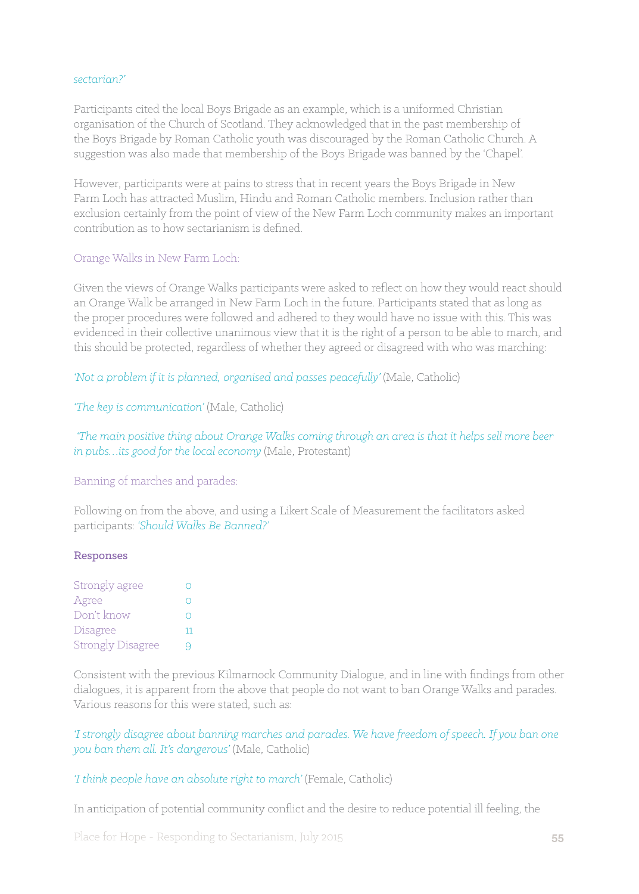*sectarian?'*

Participants cited the local Boys Brigade as an example, which is a uniformed Christian organisation of the Church of Scotland. They acknowledged that in the past membership of the Boys Brigade by Roman Catholic youth was discouraged by the Roman Catholic Church. A suggestion was also made that membership of the Boys Brigade was banned by the 'Chapel'.

However, participants were at pains to stress that in recent years the Boys Brigade in New Farm Loch has attracted Muslim, Hindu and Roman Catholic members. Inclusion rather than exclusion certainly from the point of view of the New Farm Loch community makes an important contribution as to how sectarianism is defined.

### Orange Walks in New Farm Loch:

Given the views of Orange Walks participants were asked to reflect on how they would react should an Orange Walk be arranged in New Farm Loch in the future. Participants stated that as long as the proper procedures were followed and adhered to they would have no issue with this. This was evidenced in their collective unanimous view that it is the right of a person to be able to march, and this should be protected, regardless of whether they agreed or disagreed with who was marching:

*'Not a problem if it is planned, organised and passes peacefully'* (Male, Catholic)

*'The key is communication'* (Male, Catholic)

*'The main positive thing about Orange Walks coming through an area is that it helps sell more beer in pubs…its good for the local economy* (Male, Protestant)

### Banning of marches and parades:

Following on from the above, and using a Likert Scale of Measurement the facilitators asked participants: *'Should Walks Be Banned?'*

**Responses**

| Response | Count |
|---|---|
| Strongly agree | 0 |
| Agree | 0 |
| Don't know | 0 |
| Disagree | 11 |
| Strongly Disagree | 9 |

Consistent with the previous Kilmarnock Community Dialogue, and in line with findings from other dialogues, it is apparent from the above that people do not want to ban Orange Walks and parades. Various reasons for this were stated, such as:

*'I strongly disagree about banning marches and parades. We have freedom of speech. If you ban one you ban them all. It's dangerous'* (Male, Catholic)

*'I think people have an absolute right to march'* (Female, Catholic)

In anticipation of potential community conflict and the desire to reduce potential ill feeling, the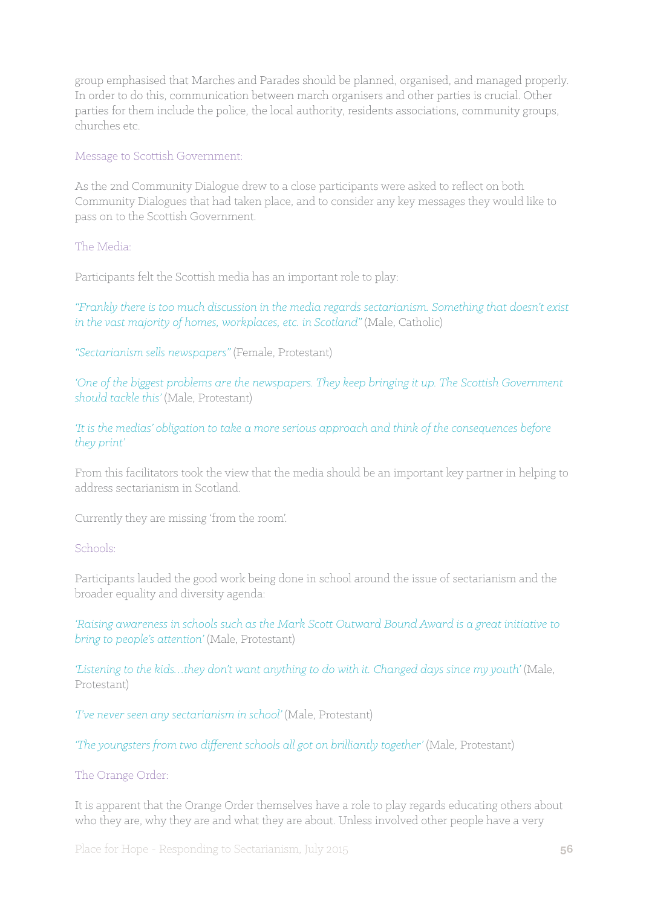group emphasised that Marches and Parades should be planned, organised, and managed properly. In order to do this, communication between march organisers and other parties is crucial. Other parties for them include the police, the local authority, residents associations, community groups, churches etc.

### Message to Scottish Government:

As the 2nd Community Dialogue drew to a close participants were asked to reflect on both Community Dialogues that had taken place, and to consider any key messages they would like to pass on to the Scottish Government.

### The Media:

Participants felt the Scottish media has an important role to play:

*"Frankly there is too much discussion in the media regards sectarianism. Something that doesn't exist in the vast majority of homes, workplaces, etc. in Scotland"* (Male, Catholic)

*"Sectarianism sells newspapers"* (Female, Protestant)

*'One of the biggest problems are the newspapers. They keep bringing it up. The Scottish Government should tackle this'* (Male, Protestant)

*'It is the medias' obligation to take a more serious approach and think of the consequences before they print'*

From this facilitators took the view that the media should be an important key partner in helping to address sectarianism in Scotland.

Currently they are missing 'from the room'.

### Schools:

Participants lauded the good work being done in school around the issue of sectarianism and the broader equality and diversity agenda:

*'Raising awareness in schools such as the Mark Scott Outward Bound Award is a great initiative to bring to people's attention'* (Male, Protestant)

*'Listening to the kids…they don't want anything to do with it. Changed days since my youth'* (Male, Protestant)

*'I've never seen any sectarianism in school'* (Male, Protestant)

*'The youngsters from two different schools all got on brilliantly together'* (Male, Protestant)

### The Orange Order:

It is apparent that the Orange Order themselves have a role to play regards educating others about who they are, why they are and what they are about. Unless involved other people have a very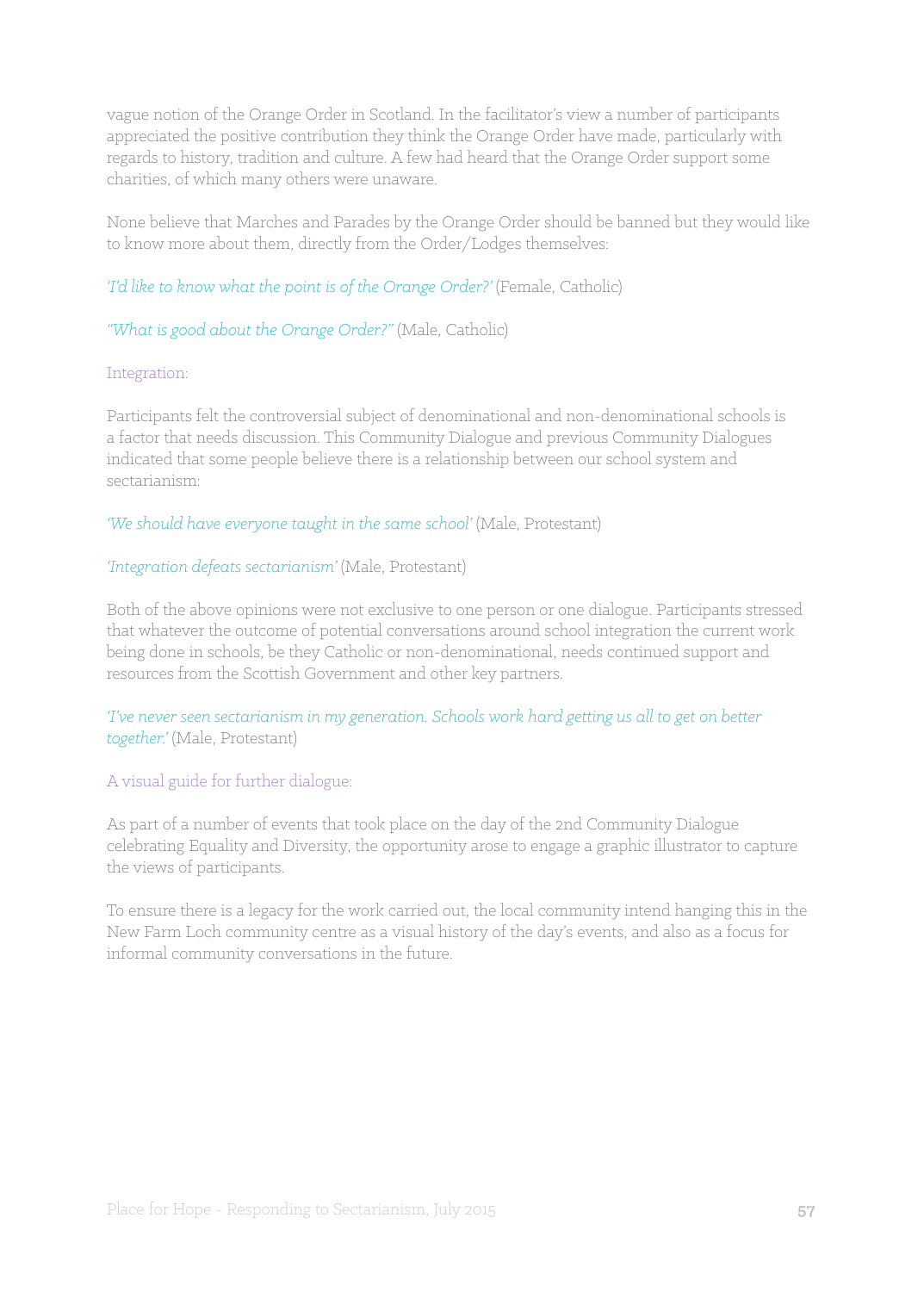vague notion of the Orange Order in Scotland. In the facilitator's view a number of participants appreciated the positive contribution they think the Orange Order have made, particularly with regards to history, tradition and culture. A few had heard that the Orange Order support some charities, of which many others were unaware.

None believe that Marches and Parades by the Orange Order should be banned but they would like to know more about them, directly from the Order/Lodges themselves:

*'I'd like to know what the point is of the Orange Order?'* (Female, Catholic)

*"What is good about the Orange Order?"* (Male, Catholic)

### Integration:

Participants felt the controversial subject of denominational and non-denominational schools is a factor that needs discussion. This Community Dialogue and previous Community Dialogues indicated that some people believe there is a relationship between our school system and sectarianism:

*'We should have everyone taught in the same school'* (Male, Protestant)

*'Integration defeats sectarianism'* (Male, Protestant)

Both of the above opinions were not exclusive to one person or one dialogue. Participants stressed that whatever the outcome of potential conversations around school integration the current work being done in schools, be they Catholic or non-denominational, needs continued support and resources from the Scottish Government and other key partners.

*'I've never seen sectarianism in my generation. Schools work hard getting us all to get on better together.'* (Male, Protestant)

### A visual guide for further dialogue:

As part of a number of events that took place on the day of the 2nd Community Dialogue celebrating Equality and Diversity, the opportunity arose to engage a graphic illustrator to capture the views of participants.

To ensure there is a legacy for the work carried out, the local community intend hanging this in the New Farm Loch community centre as a visual history of the day's events, and also as a focus for informal community conversations in the future.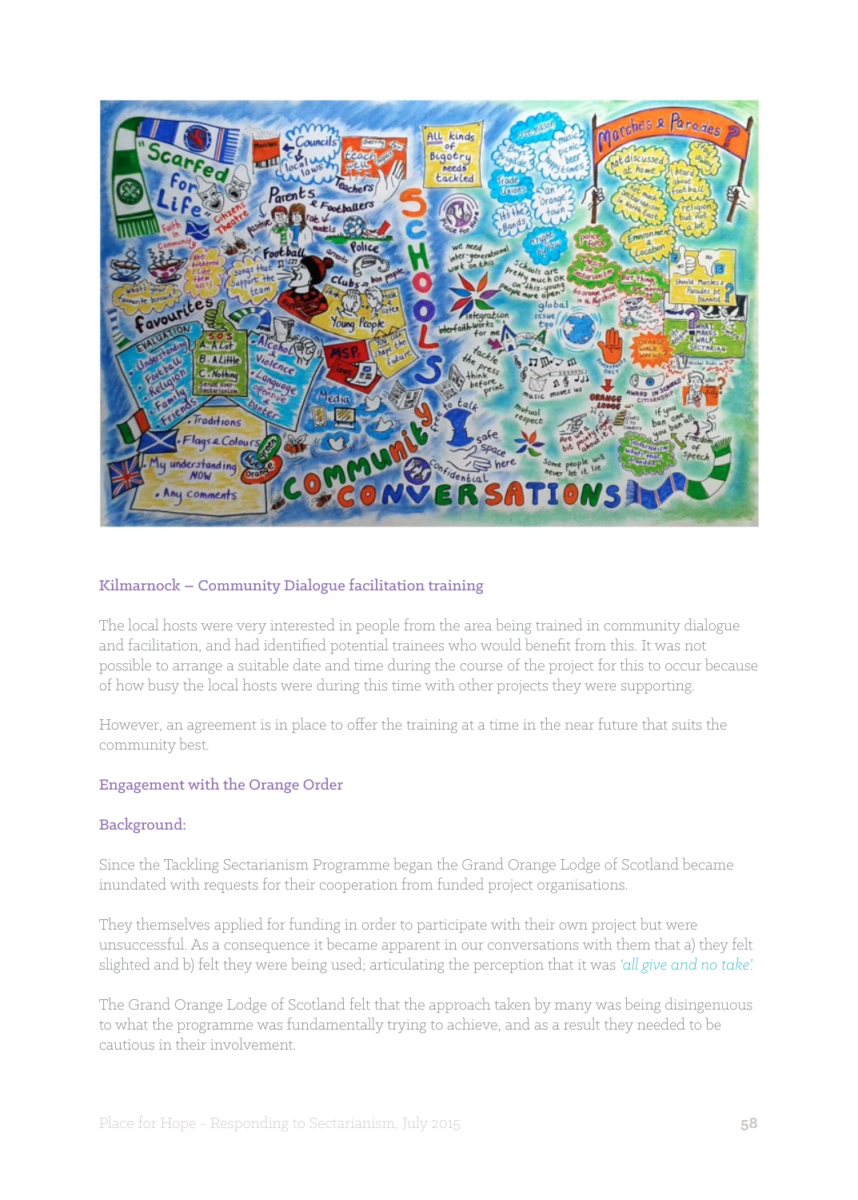## Kilmarnock – Community Dialogue facilitation training

The local hosts were very interested in people from the area being trained in community dialogue and facilitation, and had identified potential trainees who would benefit from this. It was not possible to arrange a suitable date and time during the course of the project for this to occur because of how busy the local hosts were during this time with other projects they were supporting.

However, an agreement is in place to offer the training at a time in the near future that suits the community best.

## Engagement with the Orange Order

### Background:

Since the Tackling Sectarianism Programme began the Grand Orange Lodge of Scotland became inundated with requests for their cooperation from funded project organisations.

They themselves applied for funding in order to participate with their own project but were unsuccessful. As a consequence it became apparent in our conversations with them that a) they felt slighted and b) felt they were being used; articulating the perception that it was *'all give and no take'.*

The Grand Orange Lodge of Scotland felt that the approach taken by many was being disingenuous to what the programme was fundamentally trying to achieve, and as a result they needed to be cautious in their involvement.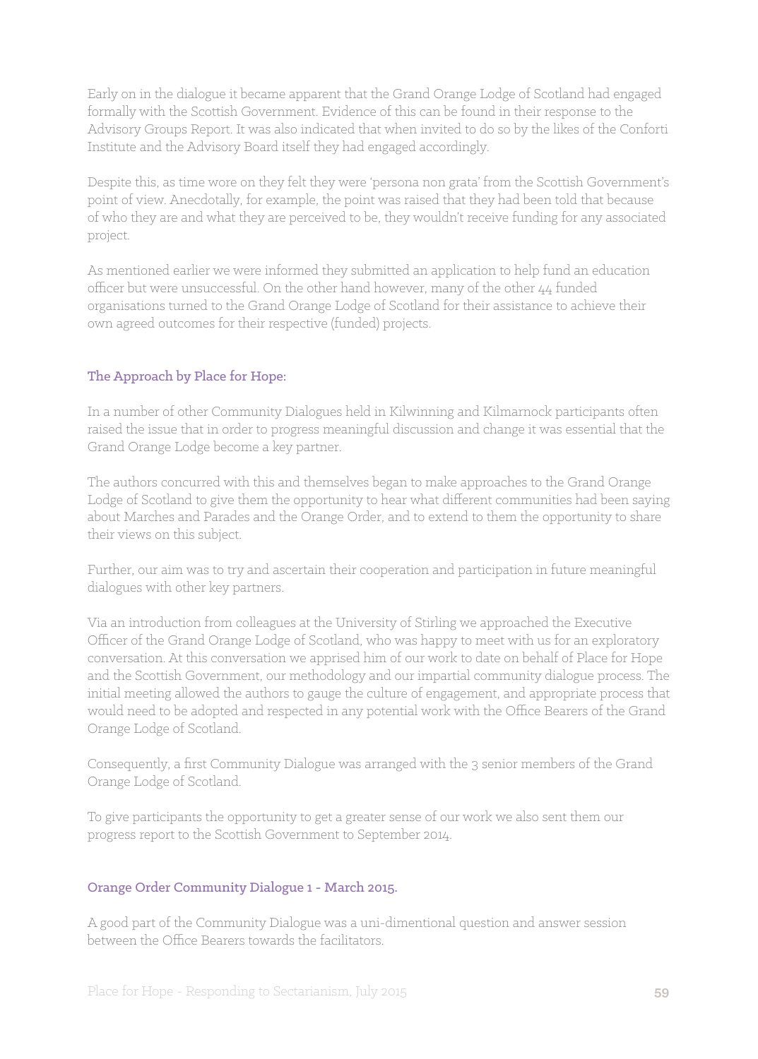Early on in the dialogue it became apparent that the Grand Orange Lodge of Scotland had engaged formally with the Scottish Government. Evidence of this can be found in their response to the Advisory Groups Report. It was also indicated that when invited to do so by the likes of the Conforti Institute and the Advisory Board itself they had engaged accordingly.

Despite this, as time wore on they felt they were 'persona non grata' from the Scottish Government's point of view. Anecdotally, for example, the point was raised that they had been told that because of who they are and what they are perceived to be, they wouldn't receive funding for any associated project.

As mentioned earlier we were informed they submitted an application to help fund an education officer but were unsuccessful. On the other hand however, many of the other 44 funded organisations turned to the Grand Orange Lodge of Scotland for their assistance to achieve their own agreed outcomes for their respective (funded) projects.

### The Approach by Place for Hope:

In a number of other Community Dialogues held in Kilwinning and Kilmarnock participants often raised the issue that in order to progress meaningful discussion and change it was essential that the Grand Orange Lodge become a key partner.

The authors concurred with this and themselves began to make approaches to the Grand Orange Lodge of Scotland to give them the opportunity to hear what different communities had been saying about Marches and Parades and the Orange Order, and to extend to them the opportunity to share their views on this subject.

Further, our aim was to try and ascertain their cooperation and participation in future meaningful dialogues with other key partners.

Via an introduction from colleagues at the University of Stirling we approached the Executive Officer of the Grand Orange Lodge of Scotland, who was happy to meet with us for an exploratory conversation. At this conversation we apprised him of our work to date on behalf of Place for Hope and the Scottish Government, our methodology and our impartial community dialogue process. The initial meeting allowed the authors to gauge the culture of engagement, and appropriate process that would need to be adopted and respected in any potential work with the Office Bearers of the Grand Orange Lodge of Scotland.

Consequently, a first Community Dialogue was arranged with the 3 senior members of the Grand Orange Lodge of Scotland.

To give participants the opportunity to get a greater sense of our work we also sent them our progress report to the Scottish Government to September 2014.

### Orange Order Community Dialogue 1 - March 2015.

A good part of the Community Dialogue was a uni-dimentional question and answer session between the Office Bearers towards the facilitators.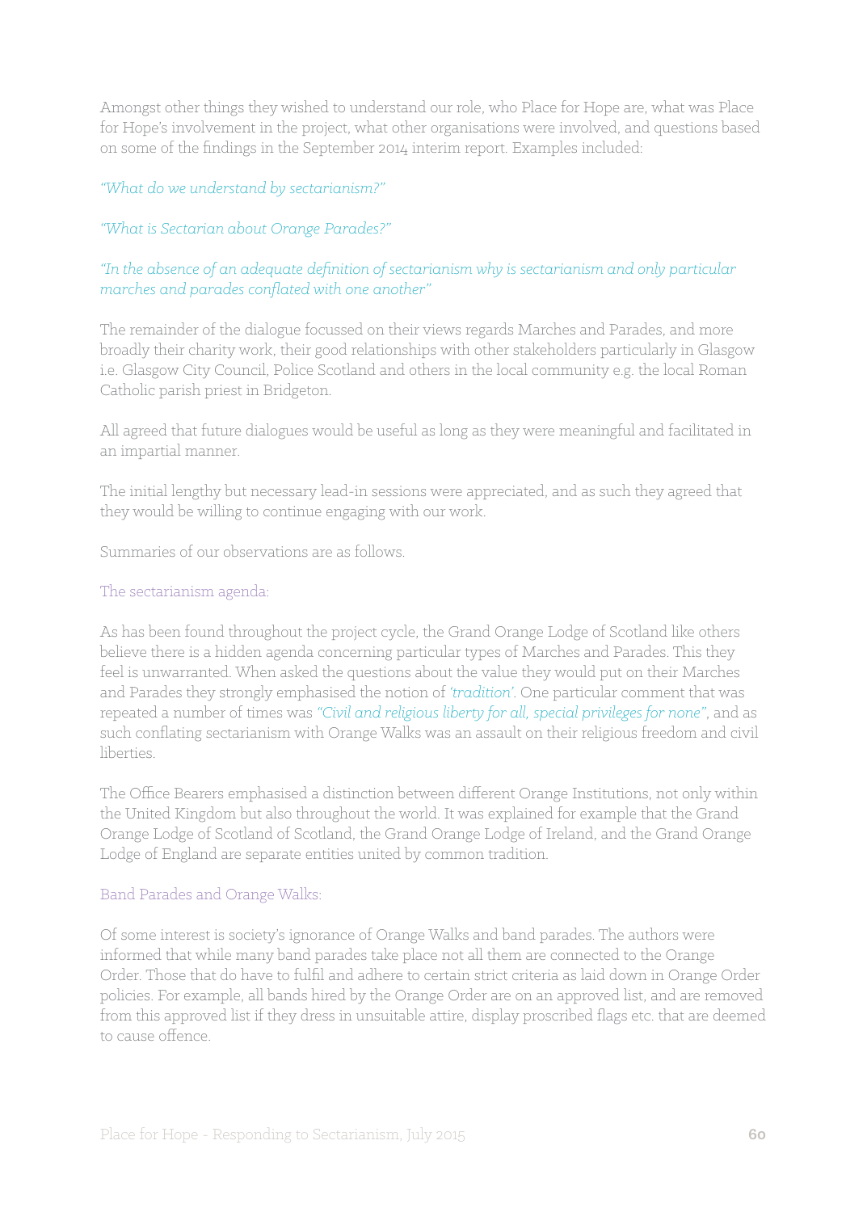Amongst other things they wished to understand our role, who Place for Hope are, what was Place for Hope's involvement in the project, what other organisations were involved, and questions based on some of the findings in the September 2014 interim report. Examples included:

*"What do we understand by sectarianism?"*

*"What is Sectarian about Orange Parades?"*

*"In the absence of an adequate definition of sectarianism why is sectarianism and only particular marches and parades conflated with one another"*

The remainder of the dialogue focussed on their views regards Marches and Parades, and more broadly their charity work, their good relationships with other stakeholders particularly in Glasgow i.e. Glasgow City Council, Police Scotland and others in the local community e.g. the local Roman Catholic parish priest in Bridgeton.

All agreed that future dialogues would be useful as long as they were meaningful and facilitated in an impartial manner.

The initial lengthy but necessary lead-in sessions were appreciated, and as such they agreed that they would be willing to continue engaging with our work.

Summaries of our observations are as follows.

### The sectarianism agenda:

As has been found throughout the project cycle, the Grand Orange Lodge of Scotland like others believe there is a hidden agenda concerning particular types of Marches and Parades. This they feel is unwarranted. When asked the questions about the value they would put on their Marches and Parades they strongly emphasised the notion of *'tradition'*. One particular comment that was repeated a number of times was *"Civil and religious liberty for all, special privileges for none"*, and as such conflating sectarianism with Orange Walks was an assault on their religious freedom and civil liberties.

The Office Bearers emphasised a distinction between different Orange Institutions, not only within the United Kingdom but also throughout the world. It was explained for example that the Grand Orange Lodge of Scotland of Scotland, the Grand Orange Lodge of Ireland, and the Grand Orange Lodge of England are separate entities united by common tradition.

### Band Parades and Orange Walks:

Of some interest is society's ignorance of Orange Walks and band parades. The authors were informed that while many band parades take place not all them are connected to the Orange Order. Those that do have to fulfil and adhere to certain strict criteria as laid down in Orange Order policies. For example, all bands hired by the Orange Order are on an approved list, and are removed from this approved list if they dress in unsuitable attire, display proscribed flags etc. that are deemed to cause offence.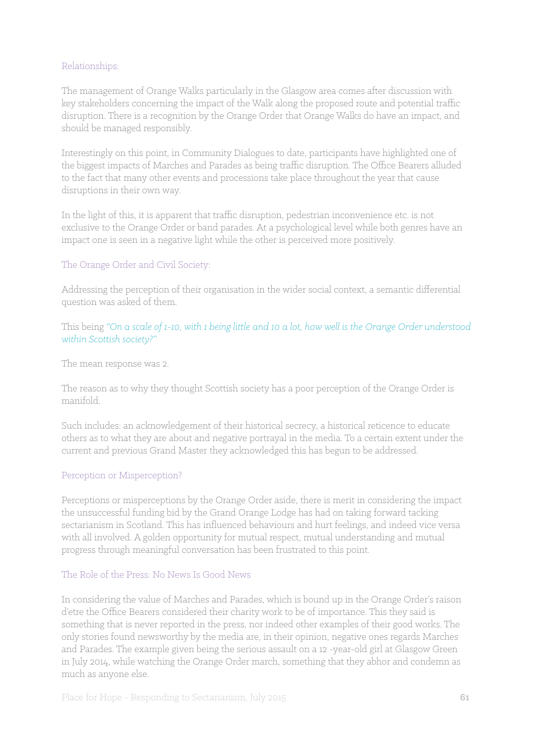### Relationships:

The management of Orange Walks particularly in the Glasgow area comes after discussion with key stakeholders concerning the impact of the Walk along the proposed route and potential traffic disruption. There is a recognition by the Orange Order that Orange Walks do have an impact, and should be managed responsibly.

Interestingly on this point, in Community Dialogues to date, participants have highlighted one of the biggest impacts of Marches and Parades as being traffic disruption. The Office Bearers alluded to the fact that many other events and processions take place throughout the year that cause disruptions in their own way.

In the light of this, it is apparent that traffic disruption, pedestrian inconvenience etc. is not exclusive to the Orange Order or band parades. At a psychological level while both genres have an impact one is seen in a negative light while the other is perceived more positively.

### The Orange Order and Civil Society:

Addressing the perception of their organisation in the wider social context, a semantic differential question was asked of them.

This being *"On a scale of 1-10, with 1 being little and 10 a lot, how well is the Orange Order understood within Scottish society?"*

The mean response was 2.

The reason as to why they thought Scottish society has a poor perception of the Orange Order is manifold.

Such includes: an acknowledgement of their historical secrecy, a historical reticence to educate others as to what they are about and negative portrayal in the media. To a certain extent under the current and previous Grand Master they acknowledged this has begun to be addressed.

### Perception or Misperception?

Perceptions or misperceptions by the Orange Order aside, there is merit in considering the impact the unsuccessful funding bid by the Grand Orange Lodge has had on taking forward tacking sectarianism in Scotland. This has influenced behaviours and hurt feelings, and indeed vice versa with all involved. A golden opportunity for mutual respect, mutual understanding and mutual progress through meaningful conversation has been frustrated to this point.

### The Role of the Press: No News Is Good News

In considering the value of Marches and Parades, which is bound up in the Orange Order's raison d'etre the Office Bearers considered their charity work to be of importance. This they said is something that is never reported in the press, nor indeed other examples of their good works. The only stories found newsworthy by the media are, in their opinion, negative ones regards Marches and Parades. The example given being the serious assault on a 12 -year-old girl at Glasgow Green in July 2014, while watching the Orange Order march, something that they abhor and condemn as much as anyone else.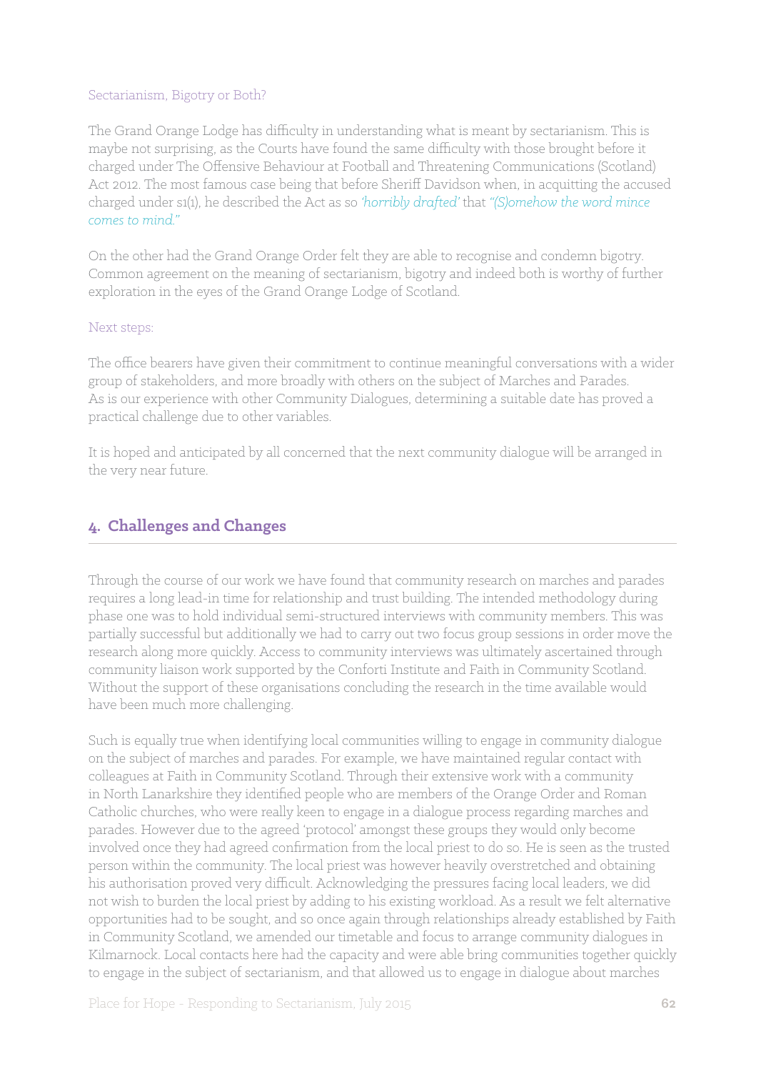### Sectarianism, Bigotry or Both?

The Grand Orange Lodge has difficulty in understanding what is meant by sectarianism. This is maybe not surprising, as the Courts have found the same difficulty with those brought before it charged under The Offensive Behaviour at Football and Threatening Communications (Scotland) Act 2012. The most famous case being that before Sheriff Davidson when, in acquitting the accused charged under s1(1), he described the Act as so *'horribly drafted'* that *"(S)omehow the word mince comes to mind."*

On the other had the Grand Orange Order felt they are able to recognise and condemn bigotry. Common agreement on the meaning of sectarianism, bigotry and indeed both is worthy of further exploration in the eyes of the Grand Orange Lodge of Scotland.

### Next steps:

The office bearers have given their commitment to continue meaningful conversations with a wider group of stakeholders, and more broadly with others on the subject of Marches and Parades. As is our experience with other Community Dialogues, determining a suitable date has proved a practical challenge due to other variables.

It is hoped and anticipated by all concerned that the next community dialogue will be arranged in the very near future.

## 4. Challenges and Changes

Through the course of our work we have found that community research on marches and parades requires a long lead-in time for relationship and trust building. The intended methodology during phase one was to hold individual semi-structured interviews with community members. This was partially successful but additionally we had to carry out two focus group sessions in order move the research along more quickly. Access to community interviews was ultimately ascertained through community liaison work supported by the Conforti Institute and Faith in Community Scotland. Without the support of these organisations concluding the research in the time available would have been much more challenging.

Such is equally true when identifying local communities willing to engage in community dialogue on the subject of marches and parades. For example, we have maintained regular contact with colleagues at Faith in Community Scotland. Through their extensive work with a community in North Lanarkshire they identified people who are members of the Orange Order and Roman Catholic churches, who were really keen to engage in a dialogue process regarding marches and parades. However due to the agreed 'protocol' amongst these groups they would only become involved once they had agreed confirmation from the local priest to do so. He is seen as the trusted person within the community. The local priest was however heavily overstretched and obtaining his authorisation proved very difficult. Acknowledging the pressures facing local leaders, we did not wish to burden the local priest by adding to his existing workload. As a result we felt alternative opportunities had to be sought, and so once again through relationships already established by Faith in Community Scotland, we amended our timetable and focus to arrange community dialogues in Kilmarnock. Local contacts here had the capacity and were able bring communities together quickly to engage in the subject of sectarianism, and that allowed us to engage in dialogue about marches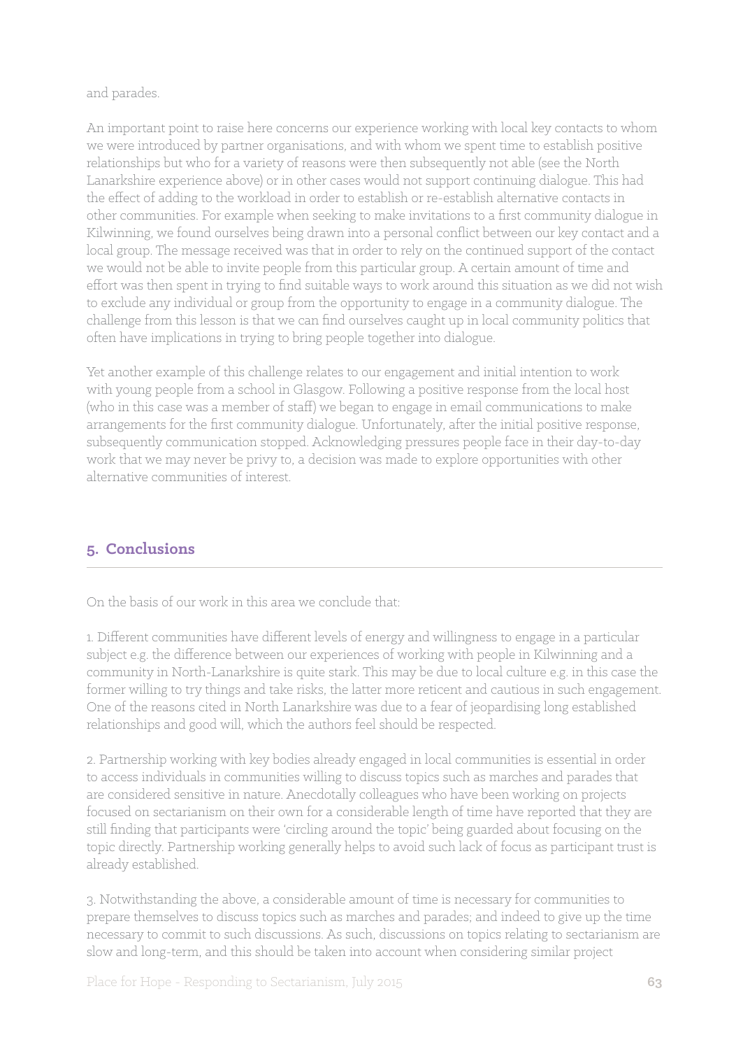and parades.

An important point to raise here concerns our experience working with local key contacts to whom we were introduced by partner organisations, and with whom we spent time to establish positive relationships but who for a variety of reasons were then subsequently not able (see the North Lanarkshire experience above) or in other cases would not support continuing dialogue. This had the effect of adding to the workload in order to establish or re-establish alternative contacts in other communities. For example when seeking to make invitations to a first community dialogue in Kilwinning, we found ourselves being drawn into a personal conflict between our key contact and a local group. The message received was that in order to rely on the continued support of the contact we would not be able to invite people from this particular group. A certain amount of time and effort was then spent in trying to find suitable ways to work around this situation as we did not wish to exclude any individual or group from the opportunity to engage in a community dialogue. The challenge from this lesson is that we can find ourselves caught up in local community politics that often have implications in trying to bring people together into dialogue.

Yet another example of this challenge relates to our engagement and initial intention to work with young people from a school in Glasgow. Following a positive response from the local host (who in this case was a member of staff) we began to engage in email communications to make arrangements for the first community dialogue. Unfortunately, after the initial positive response, subsequently communication stopped. Acknowledging pressures people face in their day-to-day work that we may never be privy to, a decision was made to explore opportunities with other alternative communities of interest.

## 5. Conclusions

On the basis of our work in this area we conclude that:

1. Different communities have different levels of energy and willingness to engage in a particular subject e.g. the difference between our experiences of working with people in Kilwinning and a community in North-Lanarkshire is quite stark. This may be due to local culture e.g. in this case the former willing to try things and take risks, the latter more reticent and cautious in such engagement. One of the reasons cited in North Lanarkshire was due to a fear of jeopardising long established relationships and good will, which the authors feel should be respected.

2. Partnership working with key bodies already engaged in local communities is essential in order to access individuals in communities willing to discuss topics such as marches and parades that are considered sensitive in nature. Anecdotally colleagues who have been working on projects focused on sectarianism on their own for a considerable length of time have reported that they are still finding that participants were 'circling around the topic' being guarded about focusing on the topic directly. Partnership working generally helps to avoid such lack of focus as participant trust is already established.

3. Notwithstanding the above, a considerable amount of time is necessary for communities to prepare themselves to discuss topics such as marches and parades; and indeed to give up the time necessary to commit to such discussions. As such, discussions on topics relating to sectarianism are slow and long-term, and this should be taken into account when considering similar project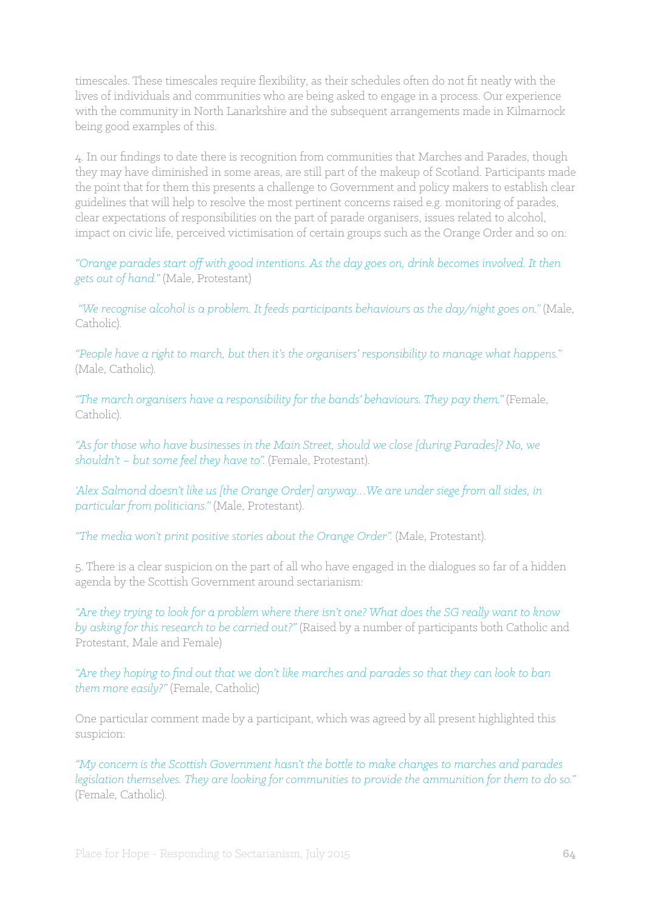timescales. These timescales require flexibility, as their schedules often do not fit neatly with the lives of individuals and communities who are being asked to engage in a process. Our experience with the community in North Lanarkshire and the subsequent arrangements made in Kilmarnock being good examples of this.

4. In our findings to date there is recognition from communities that Marches and Parades, though they may have diminished in some areas, are still part of the makeup of Scotland. Participants made the point that for them this presents a challenge to Government and policy makers to establish clear guidelines that will help to resolve the most pertinent concerns raised e.g. monitoring of parades, clear expectations of responsibilities on the part of parade organisers, issues related to alcohol, impact on civic life, perceived victimisation of certain groups such as the Orange Order and so on:

*"Orange parades start off with good intentions. As the day goes on, drink becomes involved. It then gets out of hand."* (Male, Protestant)

*"We recognise alcohol is a problem. It feeds participants behaviours as the day/night goes on."* (Male, Catholic).

*"People have a right to march, but then it's the organisers' responsibility to manage what happens."* (Male, Catholic).

*"The march organisers have a responsibility for the bands' behaviours. They pay them."* (Female, Catholic).

*"As for those who have businesses in the Main Street, should we close [during Parades]? No, we shouldn't – but some feel they have to".* (Female, Protestant).

*'Alex Salmond doesn't like us [the Orange Order] anyway…We are under siege from all sides, in particular from politicians."* (Male, Protestant).

*"The media won't print positive stories about the Orange Order".* (Male, Protestant).

5. There is a clear suspicion on the part of all who have engaged in the dialogues so far of a hidden agenda by the Scottish Government around sectarianism:

*"Are they trying to look for a problem where there isn't one? What does the SG really want to know by asking for this research to be carried out?"* (Raised by a number of participants both Catholic and Protestant, Male and Female)

*"Are they hoping to find out that we don't like marches and parades so that they can look to ban them more easily?"* (Female, Catholic)

One particular comment made by a participant, which was agreed by all present highlighted this suspicion:

*"My concern is the Scottish Government hasn't the bottle to make changes to marches and parades legislation themselves. They are looking for communities to provide the ammunition for them to do so."* (Female, Catholic).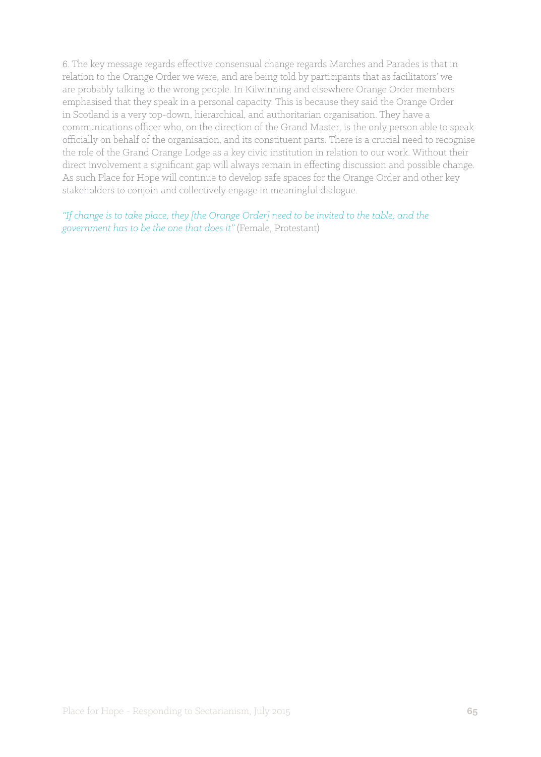6. The key message regards effective consensual change regards Marches and Parades is that in relation to the Orange Order we were, and are being told by participants that as facilitators' we are probably talking to the wrong people. In Kilwinning and elsewhere Orange Order members emphasised that they speak in a personal capacity. This is because they said the Orange Order in Scotland is a very top-down, hierarchical, and authoritarian organisation. They have a communications officer who, on the direction of the Grand Master, is the only person able to speak officially on behalf of the organisation, and its constituent parts. There is a crucial need to recognise the role of the Grand Orange Lodge as a key civic institution in relation to our work. Without their direct involvement a significant gap will always remain in effecting discussion and possible change. As such Place for Hope will continue to develop safe spaces for the Orange Order and other key stakeholders to conjoin and collectively engage in meaningful dialogue.

*"If change is to take place, they [the Orange Order] need to be invited to the table, and the government has to be the one that does it"* (Female, Protestant)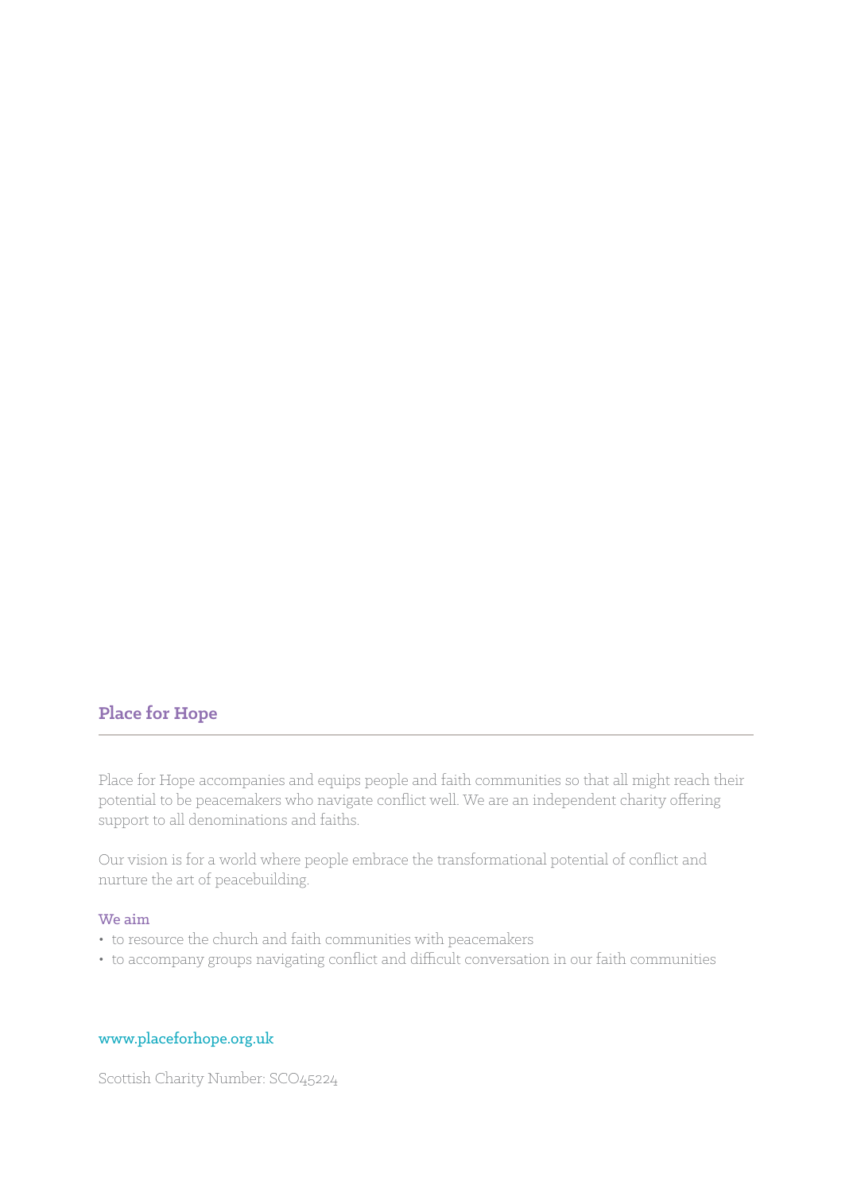## Place for Hope

Place for Hope accompanies and equips people and faith communities so that all might reach their potential to be peacemakers who navigate conflict well. We are an independent charity offering support to all denominations and faiths.

Our vision is for a world where people embrace the transformational potential of conflict and nurture the art of peacebuilding.

**We aim**

- to resource the church and faith communities with peacemakers
- to accompany groups navigating conflict and difficult conversation in our faith communities

www.placeforhope.org.uk

Scottish Charity Number: SCO45224